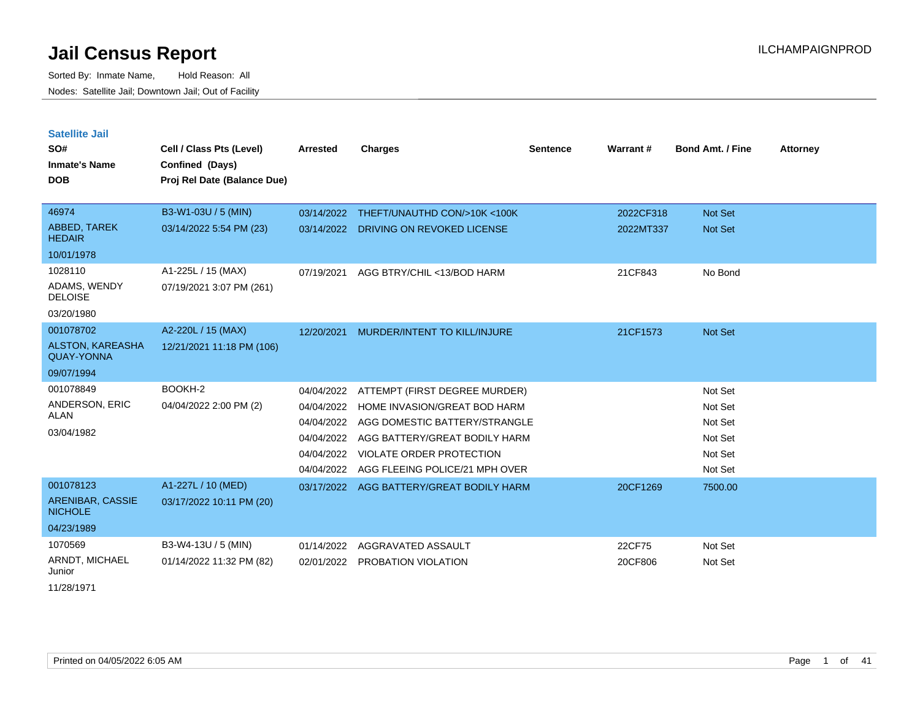# Jail Census Report

Sorted By: Inmate Name, Hold Reason: All

Nodes: Satellite Jail; Downtown Jail; Out of Facility

ILCHAMPAIGNPROD

## Satellite Jail

| SO# / Inmate's Name / DOB | Cell / Class Pts (Level) / Confined (Days) / Proj Rel Date (Balance Due) | Arrested | Charges | Sentence | Warrant # | Bond Amt. / Fine | Attorney |
|---|---|---|---|---|---|---|---|
| 46974 ABBED, TAREK HEDAIR 10/01/1978 | B3-W1-03U / 5 (MIN) 03/14/2022 5:54 PM (23) | 03/14/2022 | THEFT/UNAUTHD CON/>10K <100K | | 2022CF318 | Not Set | |
| | | 03/14/2022 | DRIVING ON REVOKED LICENSE | | 2022MT337 | Not Set | |
| 1028110 ADAMS, WENDY DELOISE 03/20/1980 | A1-225L / 15 (MAX) 07/19/2021 3:07 PM (261) | 07/19/2021 | AGG BTRY/CHIL <13/BOD HARM | | 21CF843 | No Bond | |
| 001078702 ALSTON, KAREASHA QUAY-YONNA 09/07/1994 | A2-220L / 15 (MAX) 12/21/2021 11:18 PM (106) | 12/20/2021 | MURDER/INTENT TO KILL/INJURE | | 21CF1573 | Not Set | |
| 001078849 ANDERSON, ERIC ALAN 03/04/1982 | BOOKH-2 04/04/2022 2:00 PM (2) | 04/04/2022 | ATTEMPT (FIRST DEGREE MURDER) | | | Not Set | |
| | | 04/04/2022 | HOME INVASION/GREAT BOD HARM | | | Not Set | |
| | | 04/04/2022 | AGG DOMESTIC BATTERY/STRANGLE | | | Not Set | |
| | | 04/04/2022 | AGG BATTERY/GREAT BODILY HARM | | | Not Set | |
| | | 04/04/2022 | VIOLATE ORDER PROTECTION | | | Not Set | |
| | | 04/04/2022 | AGG FLEEING POLICE/21 MPH OVER | | | Not Set | |
| 001078123 ARENIBAR, CASSIE NICHOLE 04/23/1989 | A1-227L / 10 (MED) 03/17/2022 10:11 PM (20) | 03/17/2022 | AGG BATTERY/GREAT BODILY HARM | | 20CF1269 | 7500.00 | |
| 1070569 ARNDT, MICHAEL Junior 11/28/1971 | B3-W4-13U / 5 (MIN) 01/14/2022 11:32 PM (82) | 01/14/2022 | AGGRAVATED ASSAULT | | 22CF75 | Not Set | |
| | | 02/01/2022 | PROBATION VIOLATION | | 20CF806 | Not Set | |

Printed on 04/05/2022 6:05 AM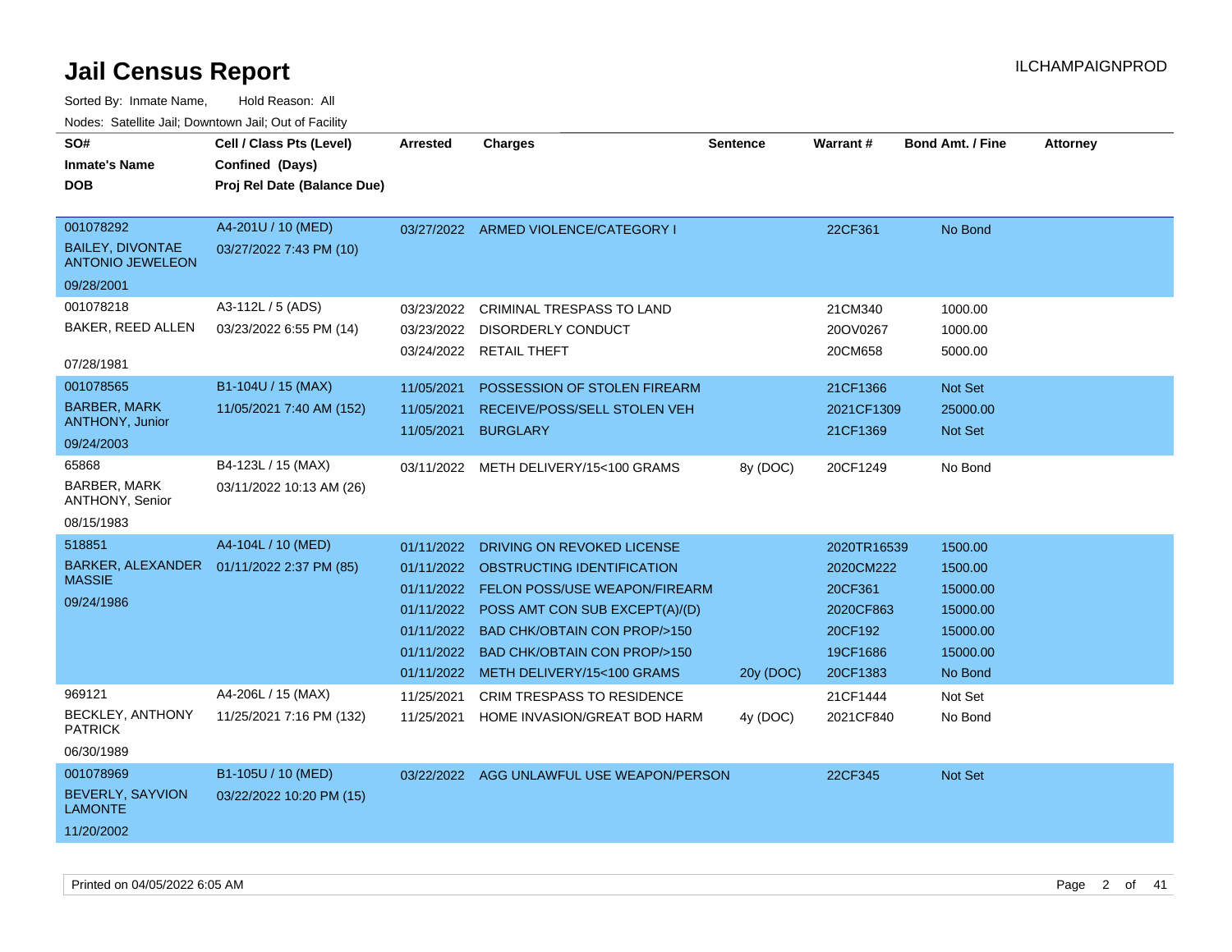# Jail Census Report

Sorted By: Inmate Name, Hold Reason: All

Nodes: Satellite Jail; Downtown Jail; Out of Facility

| SO# / Inmate's Name / DOB | Cell / Class Pts (Level) / Confined (Days) / Proj Rel Date (Balance Due) | Arrested | Charges | Sentence | Warrant # | Bond Amt. / Fine | Attorney |
|---|---|---|---|---|---|---|---|
| 001078292 BAILEY, DIVONTAE ANTONIO JEWELEON 09/28/2001 | A4-201U / 10 (MED) 03/27/2022 7:43 PM (10) | 03/27/2022 | ARMED VIOLENCE/CATEGORY I | | 22CF361 | No Bond | |
| 001078218 BAKER, REED ALLEN 07/28/1981 | A3-112L / 5 (ADS) 03/23/2022 6:55 PM (14) | 03/23/2022 | CRIMINAL TRESPASS TO LAND | | 21CM340 | 1000.00 | |
| | | 03/23/2022 | DISORDERLY CONDUCT | | 20OV0267 | 1000.00 | |
| | | 03/24/2022 | RETAIL THEFT | | 20CM658 | 5000.00 | |
| 001078565 BARBER, MARK ANTHONY, Junior 09/24/2003 | B1-104U / 15 (MAX) 11/05/2021 7:40 AM (152) | 11/05/2021 | POSSESSION OF STOLEN FIREARM | | 21CF1366 | Not Set | |
| | | 11/05/2021 | RECEIVE/POSS/SELL STOLEN VEH | | 2021CF1309 | 25000.00 | |
| | | 11/05/2021 | BURGLARY | | 21CF1369 | Not Set | |
| 65868 BARBER, MARK ANTHONY, Senior 08/15/1983 | B4-123L / 15 (MAX) 03/11/2022 10:13 AM (26) | 03/11/2022 | METH DELIVERY/15<100 GRAMS | 8y (DOC) | 20CF1249 | No Bond | |
| 518851 BARKER, ALEXANDER MASSIE 09/24/1986 | A4-104L / 10 (MED) 01/11/2022 2:37 PM (85) | 01/11/2022 | DRIVING ON REVOKED LICENSE | | 2020TR16539 | 1500.00 | |
| | | 01/11/2022 | OBSTRUCTING IDENTIFICATION | | 2020CM222 | 1500.00 | |
| | | 01/11/2022 | FELON POSS/USE WEAPON/FIREARM | | 20CF361 | 15000.00 | |
| | | 01/11/2022 | POSS AMT CON SUB EXCEPT(A)/(D) | | 2020CF863 | 15000.00 | |
| | | 01/11/2022 | BAD CHK/OBTAIN CON PROP/>150 | | 20CF192 | 15000.00 | |
| | | 01/11/2022 | BAD CHK/OBTAIN CON PROP/>150 | | 19CF1686 | 15000.00 | |
| | | 01/11/2022 | METH DELIVERY/15<100 GRAMS | 20y (DOC) | 20CF1383 | No Bond | |
| 969121 BECKLEY, ANTHONY PATRICK 06/30/1989 | A4-206L / 15 (MAX) 11/25/2021 7:16 PM (132) | 11/25/2021 | CRIM TRESPASS TO RESIDENCE | | 21CF1444 | Not Set | |
| | | 11/25/2021 | HOME INVASION/GREAT BOD HARM | 4y (DOC) | 2021CF840 | No Bond | |
| 001078969 BEVERLY, SAYVION LAMONTE 11/20/2002 | B1-105U / 10 (MED) 03/22/2022 10:20 PM (15) | 03/22/2022 | AGG UNLAWFUL USE WEAPON/PERSON | | 22CF345 | Not Set | |

Printed on 04/05/2022 6:05 AM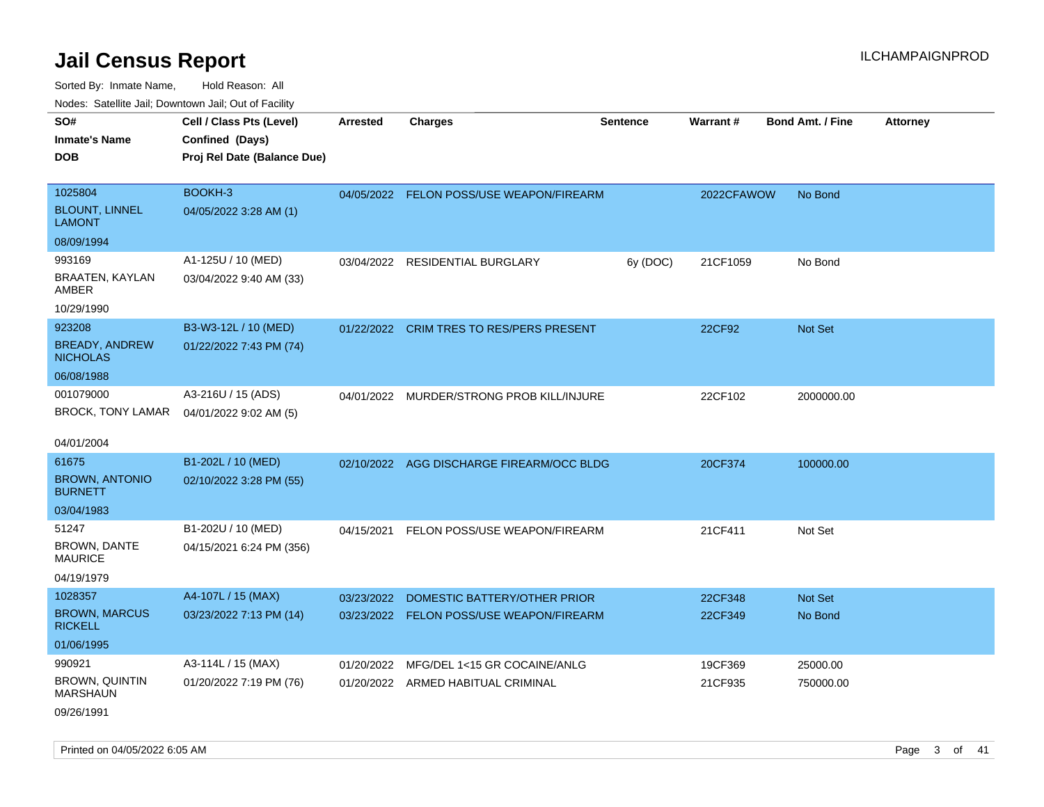# Jail Census Report

ILCHAMPAIGNPROD

Sorted By: Inmate Name, Hold Reason: All

Nodes: Satellite Jail; Downtown Jail; Out of Facility

| SO# / Inmate's Name / DOB | Cell / Class Pts (Level) / Confined (Days) / Proj Rel Date (Balance Due) | Arrested | Charges | Sentence | Warrant # | Bond Amt. / Fine | Attorney |
|---|---|---|---|---|---|---|---|
| 1025804<br>BLOUNT, LINNEL LAMONT<br>08/09/1994 | BOOKH-3<br>04/05/2022 3:28 AM (1) | 04/05/2022 | FELON POSS/USE WEAPON/FIREARM | | 2022CFAWOW | No Bond | |
| 993169<br>BRAATEN, KAYLAN AMBER<br>10/29/1990 | A1-125U / 10 (MED)<br>03/04/2022 9:40 AM (33) | 03/04/2022 | RESIDENTIAL BURGLARY | 6y (DOC) | 21CF1059 | No Bond | |
| 923208<br>BREADY, ANDREW NICHOLAS<br>06/08/1988 | B3-W3-12L / 10 (MED)<br>01/22/2022 7:43 PM (74) | 01/22/2022 | CRIM TRES TO RES/PERS PRESENT | | 22CF92 | Not Set | |
| 001079000<br>BROCK, TONY LAMAR<br>04/01/2004 | A3-216U / 15 (ADS)<br>04/01/2022 9:02 AM (5) | 04/01/2022 | MURDER/STRONG PROB KILL/INJURE | | 22CF102 | 2000000.00 | |
| 61675<br>BROWN, ANTONIO BURNETT<br>03/04/1983 | B1-202L / 10 (MED)<br>02/10/2022 3:28 PM (55) | 02/10/2022 | AGG DISCHARGE FIREARM/OCC BLDG | | 20CF374 | 100000.00 | |
| 51247<br>BROWN, DANTE MAURICE<br>04/19/1979 | B1-202U / 10 (MED)<br>04/15/2021 6:24 PM (356) | 04/15/2021 | FELON POSS/USE WEAPON/FIREARM | | 21CF411 | Not Set | |
| 1028357<br>BROWN, MARCUS RICKELL<br>01/06/1995 | A4-107L / 15 (MAX)<br>03/23/2022 7:13 PM (14) | 03/23/2022<br>03/23/2022 | DOMESTIC BATTERY/OTHER PRIOR<br>FELON POSS/USE WEAPON/FIREARM | | 22CF348<br>22CF349 | Not Set<br>No Bond | |
| 990921<br>BROWN, QUINTIN MARSHAUN<br>09/26/1991 | A3-114L / 15 (MAX)<br>01/20/2022 7:19 PM (76) | 01/20/2022<br>01/20/2022 | MFG/DEL 1<15 GR COCAINE/ANLG<br>ARMED HABITUAL CRIMINAL | | 19CF369<br>21CF935 | 25000.00<br>750000.00 | |

Printed on 04/05/2022 6:05 AM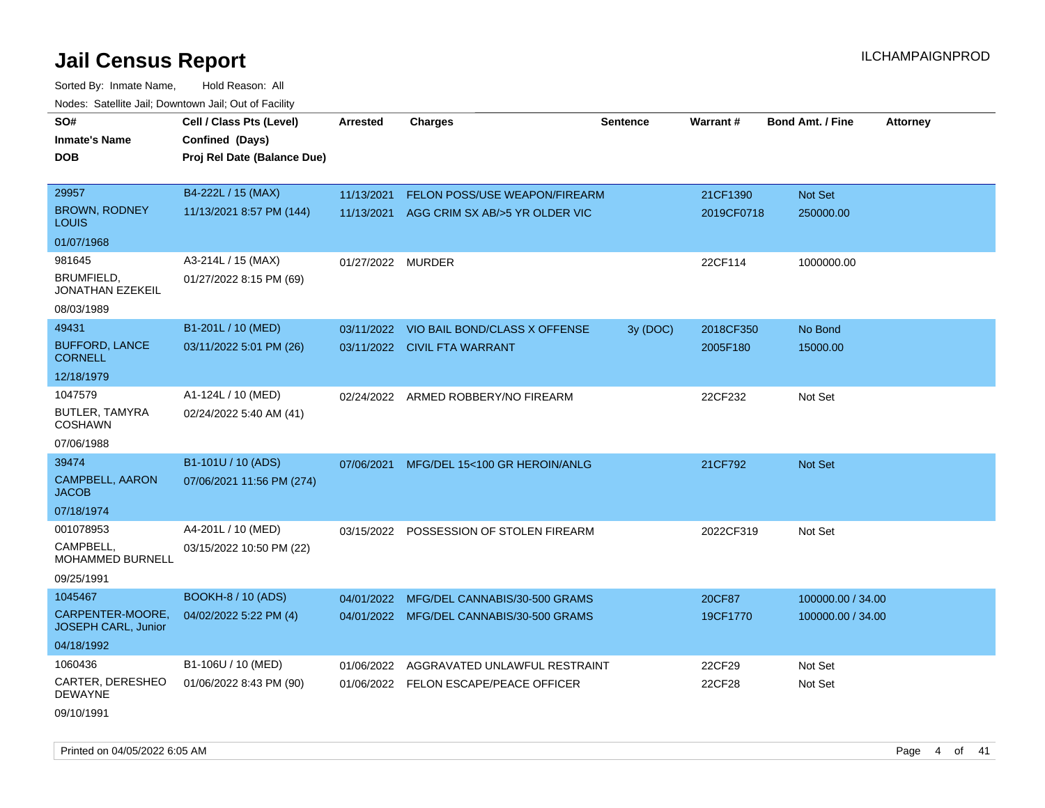# Jail Census Report

ILCHAMPAIGNPROD

Sorted By: Inmate Name, Hold Reason: All

Nodes: Satellite Jail; Downtown Jail; Out of Facility

| SO# / Inmate's Name / DOB | Cell / Class Pts (Level) / Confined (Days) / Proj Rel Date (Balance Due) | Arrested | Charges | Sentence | Warrant # | Bond Amt. / Fine | Attorney |
|---|---|---|---|---|---|---|---|
| 29957<br>BROWN, RODNEY LOUIS<br>01/07/1968 | B4-222L / 15 (MAX)<br>11/13/2021 8:57 PM (144) | 11/13/2021<br>11/13/2021 | FELON POSS/USE WEAPON/FIREARM<br>AGG CRIM SX AB/>5 YR OLDER VIC | | 21CF1390<br>2019CF0718 | Not Set<br>250000.00 | |
| 981645<br>BRUMFIELD, JONATHAN EZEKEIL<br>08/03/1989 | A3-214L / 15 (MAX)<br>01/27/2022 8:15 PM (69) | 01/27/2022 | MURDER | | 22CF114 | 1000000.00 | |
| 49431<br>BUFFORD, LANCE CORNELL<br>12/18/1979 | B1-201L / 10 (MED)<br>03/11/2022 5:01 PM (26) | 03/11/2022<br>03/11/2022 | VIO BAIL BOND/CLASS X OFFENSE<br>CIVIL FTA WARRANT | 3y (DOC) | 2018CF350<br>2005F180 | No Bond<br>15000.00 | |
| 1047579<br>BUTLER, TAMYRA COSHAWN<br>07/06/1988 | A1-124L / 10 (MED)<br>02/24/2022 5:40 AM (41) | 02/24/2022 | ARMED ROBBERY/NO FIREARM | | 22CF232 | Not Set | |
| 39474<br>CAMPBELL, AARON JACOB<br>07/18/1974 | B1-101U / 10 (ADS)<br>07/06/2021 11:56 PM (274) | 07/06/2021 | MFG/DEL 15<100 GR HEROIN/ANLG | | 21CF792 | Not Set | |
| 001078953<br>CAMPBELL, MOHAMMED BURNELL<br>09/25/1991 | A4-201L / 10 (MED)<br>03/15/2022 10:50 PM (22) | 03/15/2022 | POSSESSION OF STOLEN FIREARM | | 2022CF319 | Not Set | |
| 1045467<br>CARPENTER-MOORE, JOSEPH CARL, Junior<br>04/18/1992 | BOOKH-8 / 10 (ADS)<br>04/02/2022 5:22 PM (4) | 04/01/2022<br>04/01/2022 | MFG/DEL CANNABIS/30-500 GRAMS<br>MFG/DEL CANNABIS/30-500 GRAMS | | 20CF87<br>19CF1770 | 100000.00 / 34.00<br>100000.00 / 34.00 | |
| 1060436<br>CARTER, DERESHEO DEWAYNE<br>09/10/1991 | B1-106U / 10 (MED)<br>01/06/2022 8:43 PM (90) | 01/06/2022<br>01/06/2022 | AGGRAVATED UNLAWFUL RESTRAINT<br>FELON ESCAPE/PEACE OFFICER | | 22CF29<br>22CF28 | Not Set<br>Not Set | |

Printed on 04/05/2022 6:05 AM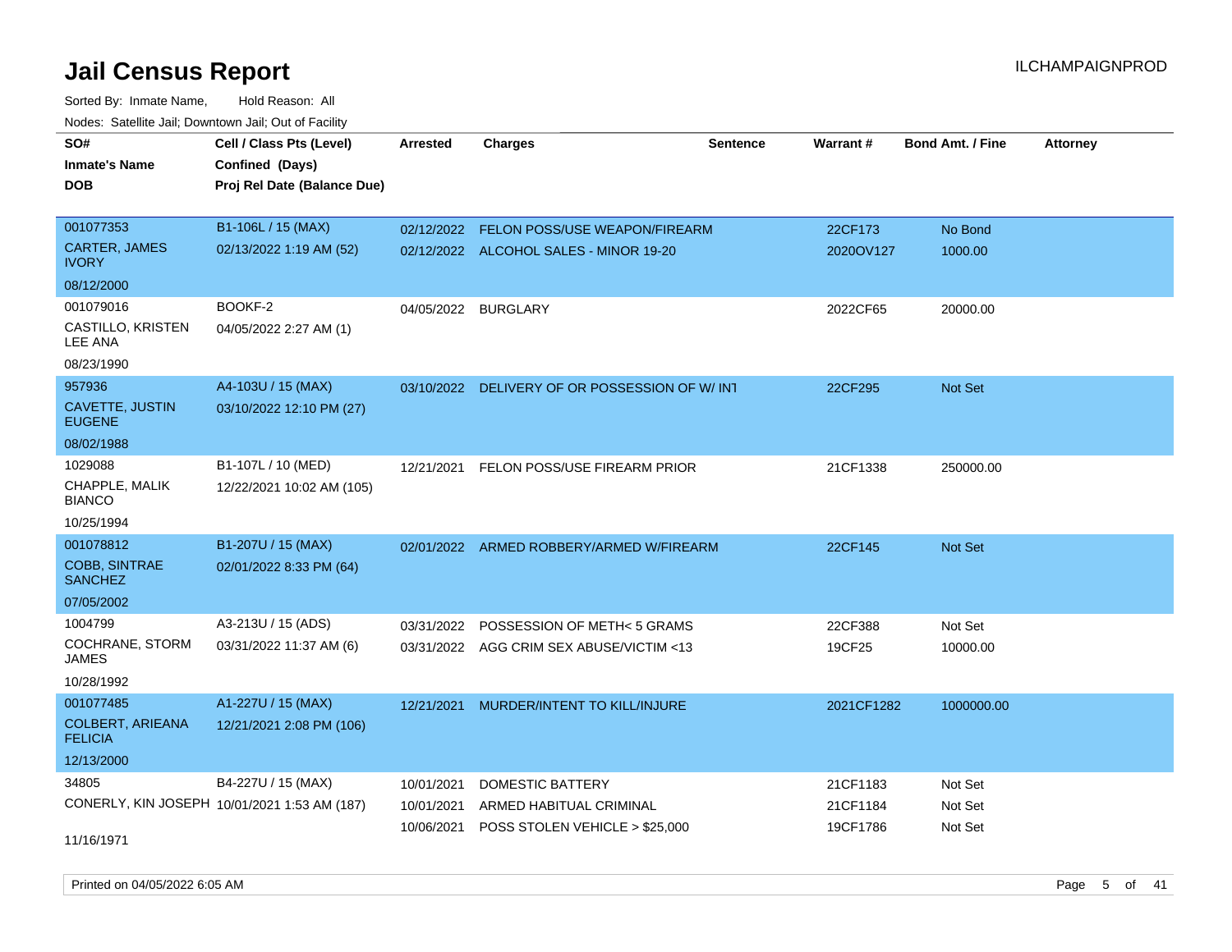# Jail Census Report

ILCHAMPAIGNPROD

Sorted By: Inmate Name, Hold Reason: All

Nodes: Satellite Jail; Downtown Jail; Out of Facility

| SO# / Inmate's Name / DOB | Cell / Class Pts (Level) / Confined (Days) / Proj Rel Date (Balance Due) | Arrested | Charges | Sentence | Warrant # | Bond Amt. / Fine | Attorney |
|---|---|---|---|---|---|---|---|
| 001077353<br>CARTER, JAMES IVORY<br>08/12/2000 | B1-106L / 15 (MAX)<br>02/13/2022 1:19 AM (52) | 02/12/2022 | FELON POSS/USE WEAPON/FIREARM | | 22CF173 | No Bond | |
| | | 02/12/2022 | ALCOHOL SALES - MINOR 19-20 | | 2020OV127 | 1000.00 | |
| 001079016<br>CASTILLO, KRISTEN LEE ANA<br>08/23/1990 | BOOKF-2<br>04/05/2022 2:27 AM (1) | 04/05/2022 | BURGLARY | | 2022CF65 | 20000.00 | |
| 957936<br>CAVETTE, JUSTIN EUGENE<br>08/02/1988 | A4-103U / 15 (MAX)<br>03/10/2022 12:10 PM (27) | 03/10/2022 | DELIVERY OF OR POSSESSION OF W/ INT | | 22CF295 | Not Set | |
| 1029088<br>CHAPPLE, MALIK BIANCO<br>10/25/1994 | B1-107L / 10 (MED)<br>12/22/2021 10:02 AM (105) | 12/21/2021 | FELON POSS/USE FIREARM PRIOR | | 21CF1338 | 250000.00 | |
| 001078812<br>COBB, SINTRAE SANCHEZ<br>07/05/2002 | B1-207U / 15 (MAX)<br>02/01/2022 8:33 PM (64) | 02/01/2022 | ARMED ROBBERY/ARMED W/FIREARM | | 22CF145 | Not Set | |
| 1004799<br>COCHRANE, STORM JAMES<br>10/28/1992 | A3-213U / 15 (ADS)<br>03/31/2022 11:37 AM (6) | 03/31/2022 | POSSESSION OF METH< 5 GRAMS | | 22CF388 | Not Set | |
| | | 03/31/2022 | AGG CRIM SEX ABUSE/VICTIM <13 | | 19CF25 | 10000.00 | |
| 001077485<br>COLBERT, ARIEANA FELICIA<br>12/13/2000 | A1-227U / 15 (MAX)<br>12/21/2021 2:08 PM (106) | 12/21/2021 | MURDER/INTENT TO KILL/INJURE | | 2021CF1282 | 1000000.00 | |
| 34805<br>CONERLY, KIN JOSEPH<br>11/16/1971 | B4-227U / 15 (MAX)<br>10/01/2021 1:53 AM (187) | 10/01/2021 | DOMESTIC BATTERY | | 21CF1183 | Not Set | |
| | | 10/01/2021 | ARMED HABITUAL CRIMINAL | | 21CF1184 | Not Set | |
| | | 10/06/2021 | POSS STOLEN VEHICLE > $25,000 | | 19CF1786 | Not Set | |

Printed on 04/05/2022 6:05 AM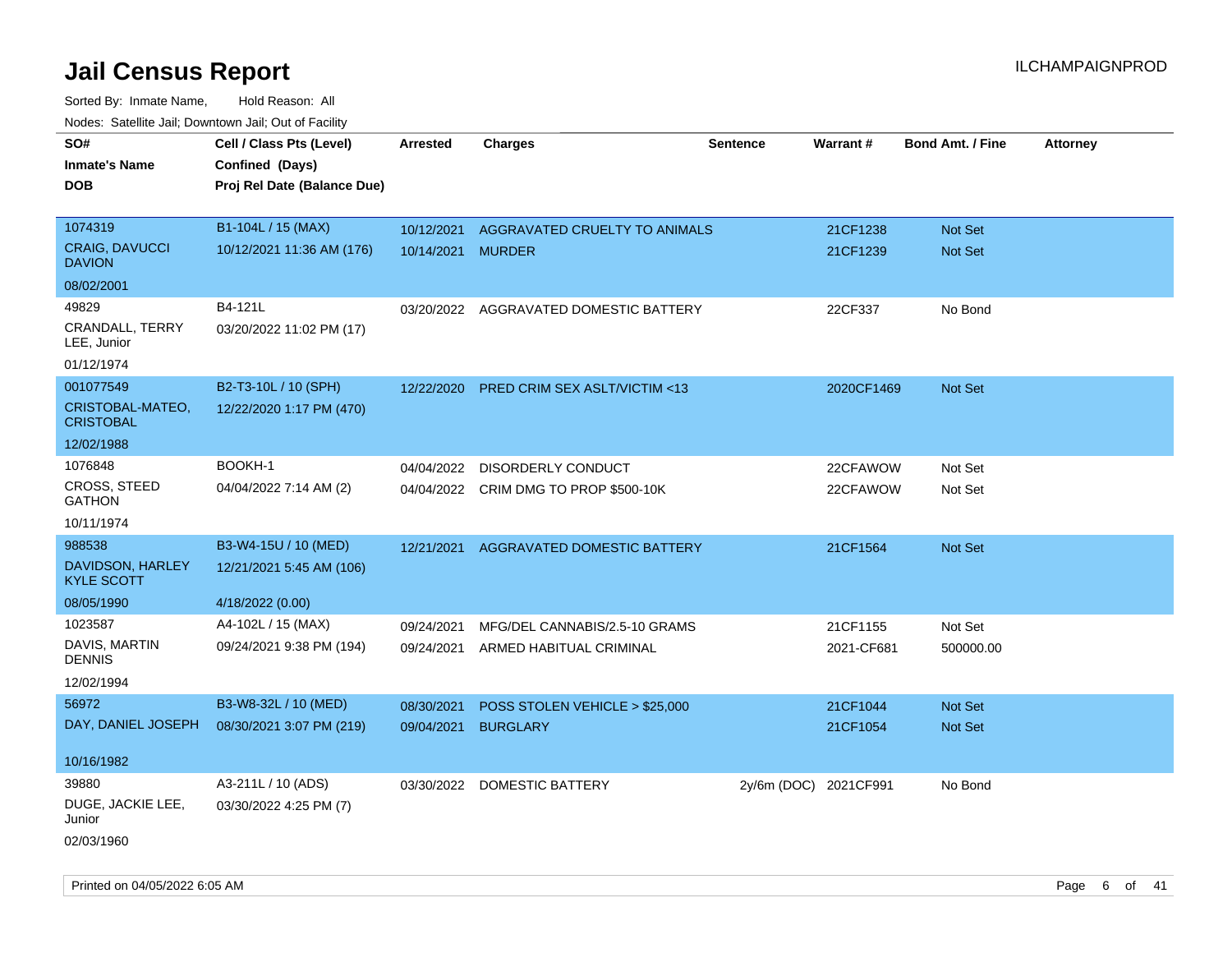# Jail Census Report

ILCHAMPAIGNPROD

Sorted By: Inmate Name, Hold Reason: All

Nodes: Satellite Jail; Downtown Jail; Out of Facility

| SO# / Inmate's Name / DOB | Cell / Class Pts (Level) / Confined (Days) / Proj Rel Date (Balance Due) | Arrested | Charges | Sentence | Warrant # | Bond Amt. / Fine | Attorney |
|---|---|---|---|---|---|---|---|
| 1074319<br>CRAIG, DAVUCCI DAVION<br>08/02/2001 | B1-104L / 15 (MAX)<br>10/12/2021 11:36 AM (176) | 10/12/2021<br>10/14/2021 | AGGRAVATED CRUELTY TO ANIMALS<br>MURDER | | 21CF1238<br>21CF1239 | Not Set<br>Not Set | |
| 49829<br>CRANDALL, TERRY LEE, Junior<br>01/12/1974 | B4-121L<br>03/20/2022 11:02 PM (17) | 03/20/2022 | AGGRAVATED DOMESTIC BATTERY | | 22CF337 | No Bond | |
| 001077549<br>CRISTOBAL-MATEO, CRISTOBAL<br>12/02/1988 | B2-T3-10L / 10 (SPH)<br>12/22/2020 1:17 PM (470) | 12/22/2020 | PRED CRIM SEX ASLT/VICTIM <13 | | 2020CF1469 | Not Set | |
| 1076848<br>CROSS, STEED GATHON<br>10/11/1974 | BOOKH-1<br>04/04/2022 7:14 AM (2) | 04/04/2022<br>04/04/2022 | DISORDERLY CONDUCT<br>CRIM DMG TO PROP $500-10K | | 22CFAWOW<br>22CFAWOW | Not Set<br>Not Set | |
| 988538<br>DAVIDSON, HARLEY KYLE SCOTT<br>08/05/1990 | B3-W4-15U / 10 (MED)<br>12/21/2021 5:45 AM (106)<br>4/18/2022 (0.00) | 12/21/2021 | AGGRAVATED DOMESTIC BATTERY | | 21CF1564 | Not Set | |
| 1023587<br>DAVIS, MARTIN DENNIS<br>12/02/1994 | A4-102L / 15 (MAX)<br>09/24/2021 9:38 PM (194) | 09/24/2021<br>09/24/2021 | MFG/DEL CANNABIS/2.5-10 GRAMS<br>ARMED HABITUAL CRIMINAL | | 21CF1155<br>2021-CF681 | Not Set<br>500000.00 | |
| 56972<br>DAY, DANIEL JOSEPH<br>10/16/1982 | B3-W8-32L / 10 (MED)<br>08/30/2021 3:07 PM (219) | 08/30/2021<br>09/04/2021 | POSS STOLEN VEHICLE > $25,000<br>BURGLARY | | 21CF1044<br>21CF1054 | Not Set<br>Not Set | |
| 39880<br>DUGE, JACKIE LEE, Junior<br>02/03/1960 | A3-211L / 10 (ADS)<br>03/30/2022 4:25 PM (7) | 03/30/2022 | DOMESTIC BATTERY | 2y/6m (DOC) | 2021CF991 | No Bond | |

Printed on 04/05/2022 6:05 AM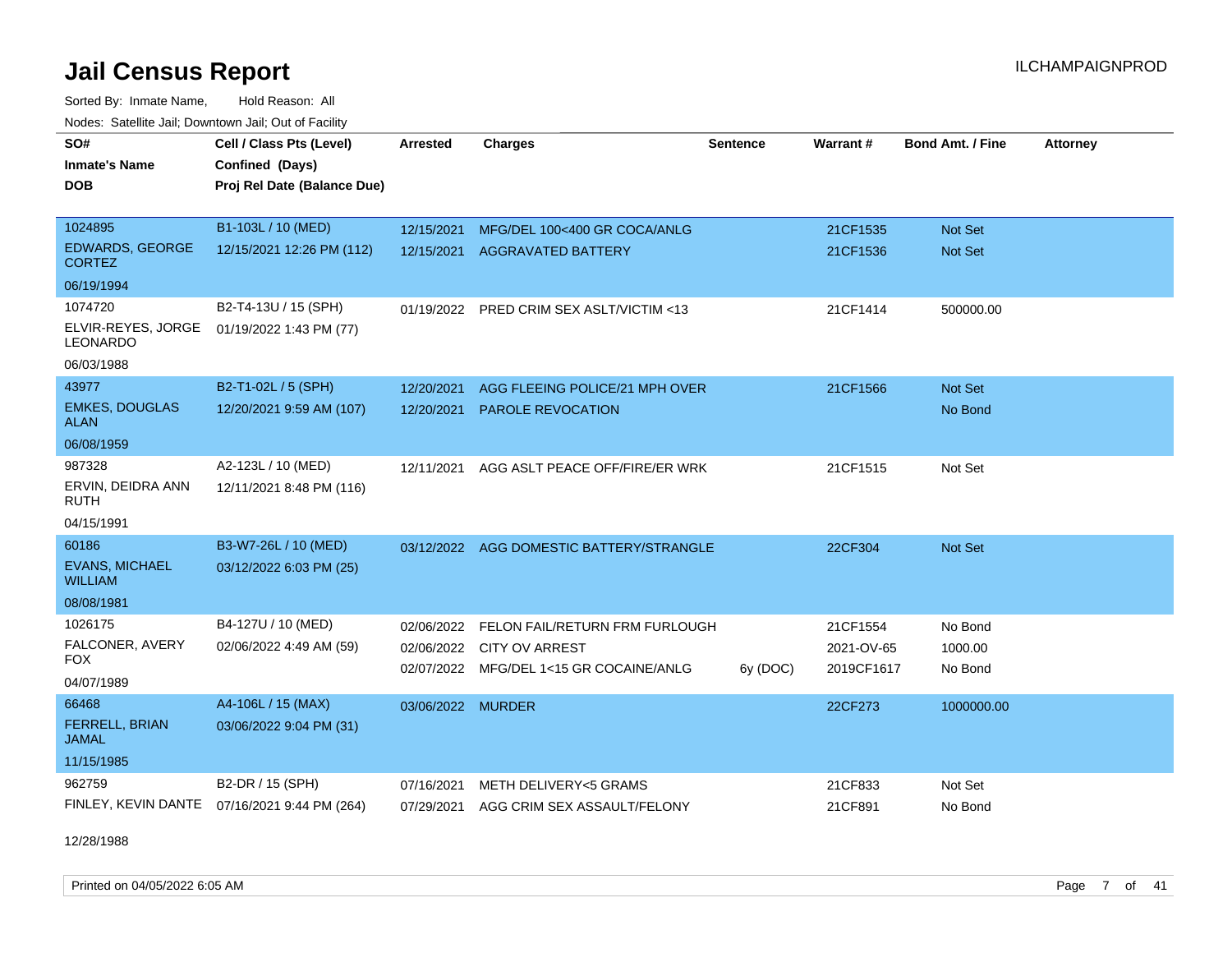# Jail Census Report

ILCHAMPAIGNPROD

Sorted By: Inmate Name, Hold Reason: All

Nodes: Satellite Jail; Downtown Jail; Out of Facility

| SO# / Inmate's Name / DOB | Cell / Class Pts (Level) / Confined (Days) / Proj Rel Date (Balance Due) | Arrested | Charges | Sentence | Warrant # | Bond Amt. / Fine | Attorney |
|---|---|---|---|---|---|---|---|
| 1024895<br>EDWARDS, GEORGE CORTEZ<br>06/19/1994 | B1-103L / 10 (MED)<br>12/15/2021 12:26 PM (112) | 12/15/2021<br>12/15/2021 | MFG/DEL 100<400 GR COCA/ANLG<br>AGGRAVATED BATTERY | | 21CF1535<br>21CF1536 | Not Set<br>Not Set | |
| 1074720<br>ELVIR-REYES, JORGE LEONARDO<br>06/03/1988 | B2-T4-13U / 15 (SPH)<br>01/19/2022 1:43 PM (77) | 01/19/2022 | PRED CRIM SEX ASLT/VICTIM <13 | | 21CF1414 | 500000.00 | |
| 43977<br>EMKES, DOUGLAS ALAN<br>06/08/1959 | B2-T1-02L / 5 (SPH)<br>12/20/2021 9:59 AM (107) | 12/20/2021<br>12/20/2021 | AGG FLEEING POLICE/21 MPH OVER<br>PAROLE REVOCATION | | 21CF1566 | Not Set<br>No Bond | |
| 987328<br>ERVIN, DEIDRA ANN RUTH<br>04/15/1991 | A2-123L / 10 (MED)<br>12/11/2021 8:48 PM (116) | 12/11/2021 | AGG ASLT PEACE OFF/FIRE/ER WRK | | 21CF1515 | Not Set | |
| 60186<br>EVANS, MICHAEL WILLIAM<br>08/08/1981 | B3-W7-26L / 10 (MED)<br>03/12/2022 6:03 PM (25) | 03/12/2022 | AGG DOMESTIC BATTERY/STRANGLE | | 22CF304 | Not Set | |
| 1026175<br>FALCONER, AVERY FOX<br>04/07/1989 | B4-127U / 10 (MED)<br>02/06/2022 4:49 AM (59) | 02/06/2022<br>02/06/2022<br>02/07/2022 | FELON FAIL/RETURN FRM FURLOUGH<br>CITY OV ARREST<br>MFG/DEL 1<15 GR COCAINE/ANLG | <br><br>6y (DOC) | 21CF1554<br>2021-OV-65<br>2019CF1617 | No Bond<br>1000.00<br>No Bond | |
| 66468<br>FERRELL, BRIAN JAMAL<br>11/15/1985 | A4-106L / 15 (MAX)<br>03/06/2022 9:04 PM (31) | 03/06/2022 | MURDER | | 22CF273 | 1000000.00 | |
| 962759<br>FINLEY, KEVIN DANTE<br>12/28/1988 | B2-DR / 15 (SPH)<br>07/16/2021 9:44 PM (264) | 07/16/2021<br>07/29/2021 | METH DELIVERY<5 GRAMS<br>AGG CRIM SEX ASSAULT/FELONY | | 21CF833<br>21CF891 | Not Set<br>No Bond | |

Printed on 04/05/2022 6:05 AM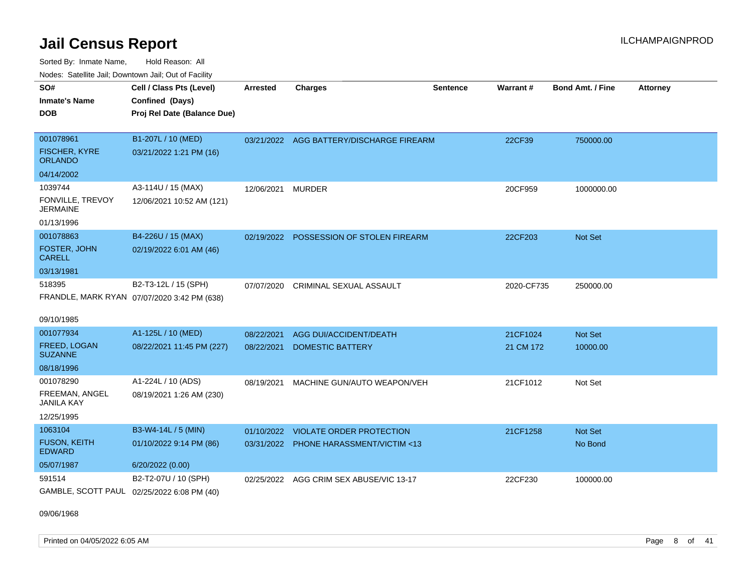# Jail Census Report

ILCHAMPAIGNPROD

Sorted By: Inmate Name, Hold Reason: All

Nodes: Satellite Jail; Downtown Jail; Out of Facility

| SO# / Inmate's Name / DOB | Cell / Class Pts (Level) / Confined (Days) / Proj Rel Date (Balance Due) | Arrested | Charges | Sentence | Warrant # | Bond Amt. / Fine | Attorney |
|---|---|---|---|---|---|---|---|
| 001078961<br>FISCHER, KYRE ORLANDO<br>04/14/2002 | B1-207L / 10 (MED)<br>03/21/2022 1:21 PM (16) | 03/21/2022 | AGG BATTERY/DISCHARGE FIREARM | | 22CF39 | 750000.00 | |
| 1039744<br>FONVILLE, TREVOY JERMAINE<br>01/13/1996 | A3-114U / 15 (MAX)<br>12/06/2021 10:52 AM (121) | 12/06/2021 | MURDER | | 20CF959 | 1000000.00 | |
| 001078863<br>FOSTER, JOHN CARELL<br>03/13/1981 | B4-226U / 15 (MAX)<br>02/19/2022 6:01 AM (46) | 02/19/2022 | POSSESSION OF STOLEN FIREARM | | 22CF203 | Not Set | |
| 518395<br>FRANDLE, MARK RYAN<br>09/10/1985 | B2-T3-12L / 15 (SPH)<br>07/07/2020 3:42 PM (638) | 07/07/2020 | CRIMINAL SEXUAL ASSAULT | | 2020-CF735 | 250000.00 | |
| 001077934<br>FREED, LOGAN SUZANNE<br>08/18/1996 | A1-125L / 10 (MED)<br>08/22/2021 11:45 PM (227) | 08/22/2021<br>08/22/2021 | AGG DUI/ACCIDENT/DEATH<br>DOMESTIC BATTERY | | 21CF1024<br>21 CM 172 | Not Set<br>10000.00 | |
| 001078290<br>FREEMAN, ANGEL JANILA KAY<br>12/25/1995 | A1-224L / 10 (ADS)<br>08/19/2021 1:26 AM (230) | 08/19/2021 | MACHINE GUN/AUTO WEAPON/VEH | | 21CF1012 | Not Set | |
| 1063104<br>FUSON, KEITH EDWARD<br>05/07/1987 | B3-W4-14L / 5 (MIN)<br>01/10/2022 9:14 PM (86)<br>6/20/2022 (0.00) | 01/10/2022<br>03/31/2022 | VIOLATE ORDER PROTECTION<br>PHONE HARASSMENT/VICTIM <13 | | 21CF1258 | Not Set<br>No Bond | |
| 591514<br>GAMBLE, SCOTT PAUL<br>09/06/1968 | B2-T2-07U / 10 (SPH)<br>02/25/2022 6:08 PM (40) | 02/25/2022 | AGG CRIM SEX ABUSE/VIC 13-17 | | 22CF230 | 100000.00 | |

Printed on 04/05/2022 6:05 AM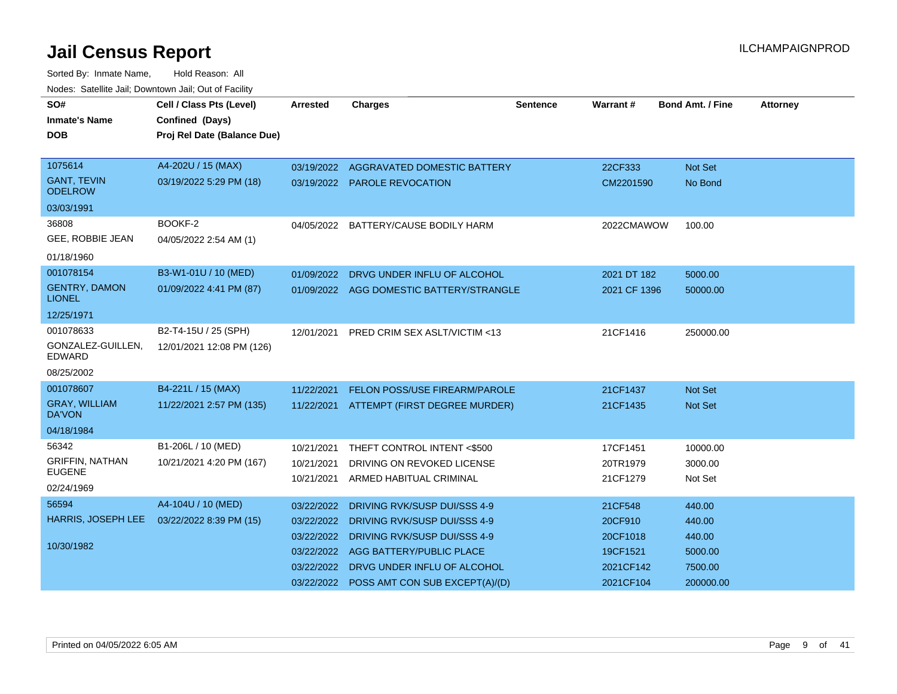# Jail Census Report

ILCHAMPAIGNPROD

Sorted By: Inmate Name, Hold Reason: All

Nodes: Satellite Jail; Downtown Jail; Out of Facility

| SO#<br>Inmate's Name<br>DOB | Cell / Class Pts (Level)<br>Confined (Days)<br>Proj Rel Date (Balance Due) | Arrested | Charges | Sentence | Warrant # | Bond Amt. / Fine | Attorney |
|---|---|---|---|---|---|---|---|
| 1075614<br>GANT, TEVIN ODELROW<br>03/03/1991 | A4-202U / 15 (MAX)<br>03/19/2022 5:29 PM (18) | 03/19/2022 | AGGRAVATED DOMESTIC BATTERY | | 22CF333 | Not Set | |
| | | 03/19/2022 | PAROLE REVOCATION | | CM2201590 | No Bond | |
| 36808<br>GEE, ROBBIE JEAN<br>01/18/1960 | BOOKF-2<br>04/05/2022 2:54 AM (1) | 04/05/2022 | BATTERY/CAUSE BODILY HARM | | 2022CMAWOW | 100.00 | |
| 001078154<br>GENTRY, DAMON LIONEL<br>12/25/1971 | B3-W1-01U / 10 (MED)<br>01/09/2022 4:41 PM (87) | 01/09/2022 | DRVG UNDER INFLU OF ALCOHOL | | 2021 DT 182 | 5000.00 | |
| | | 01/09/2022 | AGG DOMESTIC BATTERY/STRANGLE | | 2021 CF 1396 | 50000.00 | |
| 001078633<br>GONZALEZ-GUILLEN, EDWARD<br>08/25/2002 | B2-T4-15U / 25 (SPH)<br>12/01/2021 12:08 PM (126) | 12/01/2021 | PRED CRIM SEX ASLT/VICTIM <13 | | 21CF1416 | 250000.00 | |
| 001078607<br>GRAY, WILLIAM DA'VON<br>04/18/1984 | B4-221L / 15 (MAX)<br>11/22/2021 2:57 PM (135) | 11/22/2021 | FELON POSS/USE FIREARM/PAROLE | | 21CF1437 | Not Set | |
| | | 11/22/2021 | ATTEMPT (FIRST DEGREE MURDER) | | 21CF1435 | Not Set | |
| 56342<br>GRIFFIN, NATHAN EUGENE<br>02/24/1969 | B1-206L / 10 (MED)<br>10/21/2021 4:20 PM (167) | 10/21/2021 | THEFT CONTROL INTENT <$500 | | 17CF1451 | 10000.00 | |
| | | 10/21/2021 | DRIVING ON REVOKED LICENSE | | 20TR1979 | 3000.00 | |
| | | 10/21/2021 | ARMED HABITUAL CRIMINAL | | 21CF1279 | Not Set | |
| 56594<br>HARRIS, JOSEPH LEE<br>10/30/1982 | A4-104U / 10 (MED)<br>03/22/2022 8:39 PM (15) | 03/22/2022 | DRIVING RVK/SUSP DUI/SSS 4-9 | | 21CF548 | 440.00 | |
| | | 03/22/2022 | DRIVING RVK/SUSP DUI/SSS 4-9 | | 20CF910 | 440.00 | |
| | | 03/22/2022 | DRIVING RVK/SUSP DUI/SSS 4-9 | | 20CF1018 | 440.00 | |
| | | 03/22/2022 | AGG BATTERY/PUBLIC PLACE | | 19CF1521 | 5000.00 | |
| | | 03/22/2022 | DRVG UNDER INFLU OF ALCOHOL | | 2021CF142 | 7500.00 | |
| | | 03/22/2022 | POSS AMT CON SUB EXCEPT(A)/(D) | | 2021CF104 | 200000.00 | |

Printed on 04/05/2022 6:05 AM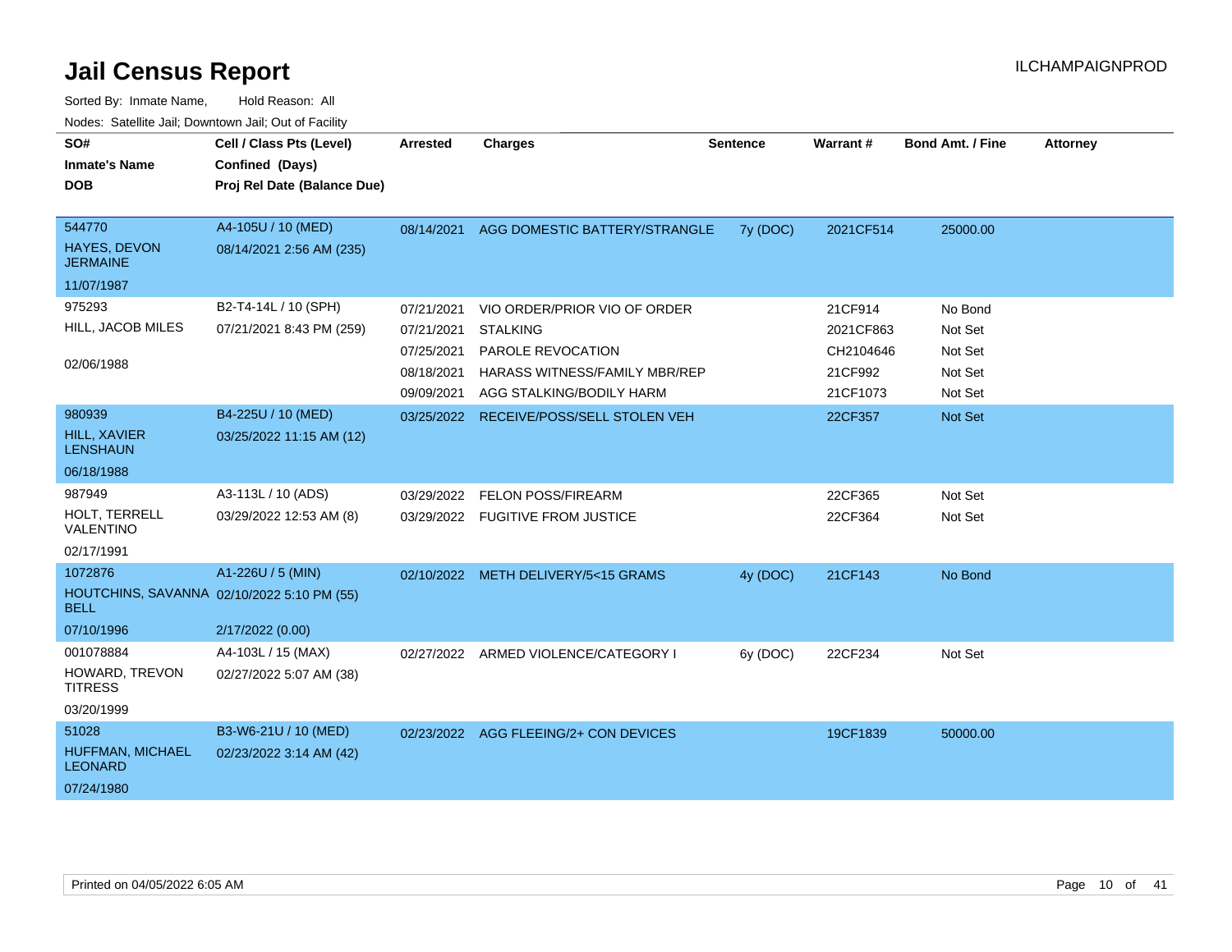# Jail Census Report

ILCHAMPAIGNPROD

Sorted By: Inmate Name, Hold Reason: All

Nodes: Satellite Jail; Downtown Jail; Out of Facility

| SO# / Inmate's Name / DOB | Cell / Class Pts (Level) / Confined (Days) / Proj Rel Date (Balance Due) | Arrested | Charges | Sentence | Warrant # | Bond Amt. / Fine | Attorney |
|---|---|---|---|---|---|---|---|
| 544770<br>HAYES, DEVON JERMAINE<br>11/07/1987 | A4-105U / 10 (MED)<br>08/14/2021 2:56 AM (235) | 08/14/2021 | AGG DOMESTIC BATTERY/STRANGLE | 7y (DOC) | 2021CF514 | 25000.00 | |
| 975293<br>HILL, JACOB MILES<br>02/06/1988 | B2-T4-14L / 10 (SPH)<br>07/21/2021 8:43 PM (259) | 07/21/2021 | VIO ORDER/PRIOR VIO OF ORDER | | 21CF914 | No Bond | |
| | | 07/21/2021 | STALKING | | 2021CF863 | Not Set | |
| | | 07/25/2021 | PAROLE REVOCATION | | CH2104646 | Not Set | |
| | | 08/18/2021 | HARASS WITNESS/FAMILY MBR/REP | | 21CF992 | Not Set | |
| | | 09/09/2021 | AGG STALKING/BODILY HARM | | 21CF1073 | Not Set | |
| 980939<br>HILL, XAVIER LENSHAUN<br>06/18/1988 | B4-225U / 10 (MED)<br>03/25/2022 11:15 AM (12) | 03/25/2022 | RECEIVE/POSS/SELL STOLEN VEH | | 22CF357 | Not Set | |
| 987949<br>HOLT, TERRELL VALENTINO<br>02/17/1991 | A3-113L / 10 (ADS)<br>03/29/2022 12:53 AM (8) | 03/29/2022 | FELON POSS/FIREARM | | 22CF365 | Not Set | |
| | | 03/29/2022 | FUGITIVE FROM JUSTICE | | 22CF364 | Not Set | |
| 1072876<br>HOUTCHINS, SAVANNA BELL<br>07/10/1996 | A1-226U / 5 (MIN)<br>02/10/2022 5:10 PM (55)<br>2/17/2022 (0.00) | 02/10/2022 | METH DELIVERY/5<15 GRAMS | 4y (DOC) | 21CF143 | No Bond | |
| 001078884<br>HOWARD, TREVON TITRESS<br>03/20/1999 | A4-103L / 15 (MAX)<br>02/27/2022 5:07 AM (38) | 02/27/2022 | ARMED VIOLENCE/CATEGORY I | 6y (DOC) | 22CF234 | Not Set | |
| 51028<br>HUFFMAN, MICHAEL LEONARD<br>07/24/1980 | B3-W6-21U / 10 (MED)<br>02/23/2022 3:14 AM (42) | 02/23/2022 | AGG FLEEING/2+ CON DEVICES | | 19CF1839 | 50000.00 | |

Printed on 04/05/2022 6:05 AM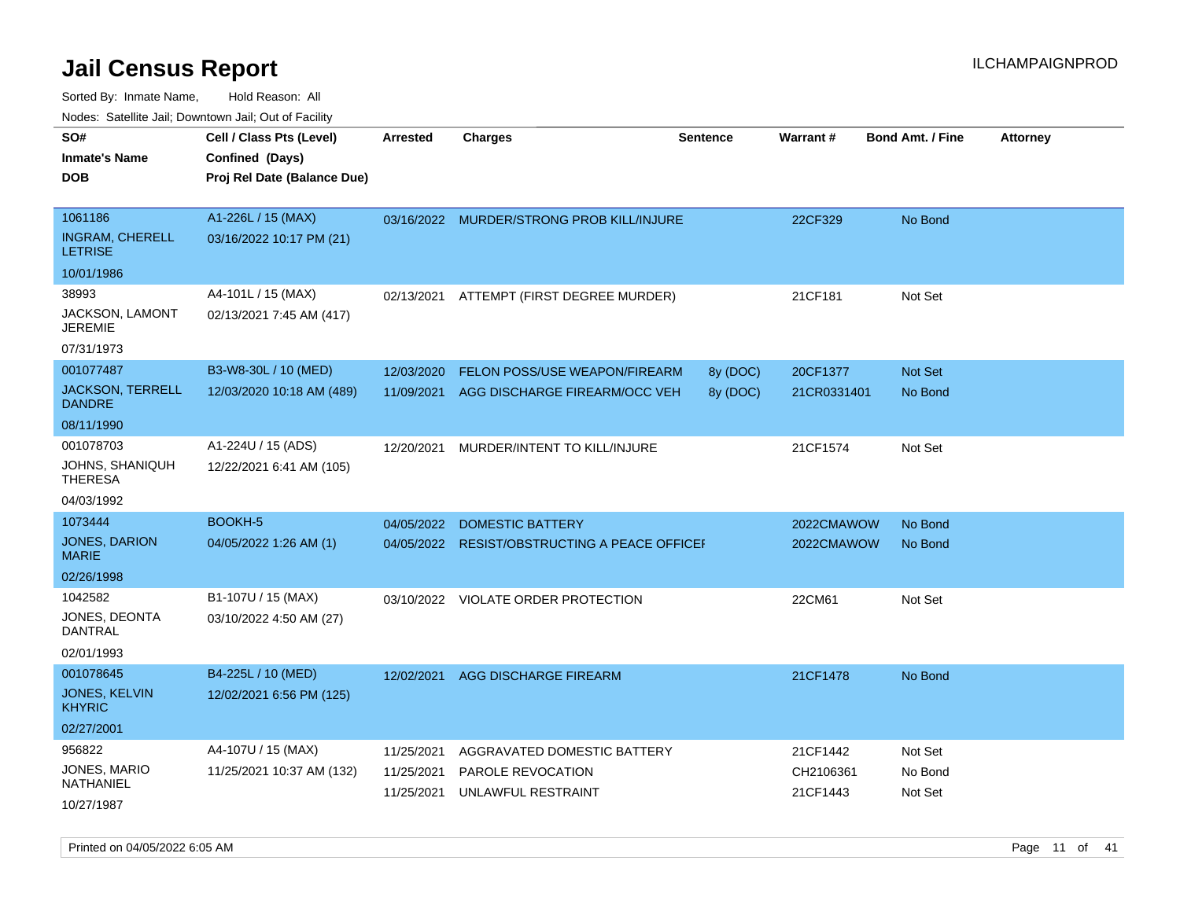# Jail Census Report

ILCHAMPAIGNPROD

Sorted By: Inmate Name, Hold Reason: All

Nodes: Satellite Jail; Downtown Jail; Out of Facility

| SO# / Inmate's Name / DOB | Cell / Class Pts (Level) / Confined (Days) / Proj Rel Date (Balance Due) | Arrested | Charges | Sentence | Warrant # | Bond Amt. / Fine | Attorney |
|---|---|---|---|---|---|---|---|
| 1061186<br>INGRAM, CHERELL LETRISE<br>10/01/1986 | A1-226L / 15 (MAX)<br>03/16/2022 10:17 PM (21) | 03/16/2022 | MURDER/STRONG PROB KILL/INJURE | | 22CF329 | No Bond | |
| 38993<br>JACKSON, LAMONT JEREMIE<br>07/31/1973 | A4-101L / 15 (MAX)<br>02/13/2021 7:45 AM (417) | 02/13/2021 | ATTEMPT (FIRST DEGREE MURDER) | | 21CF181 | Not Set | |
| 001077487<br>JACKSON, TERRELL DANDRE<br>08/11/1990 | B3-W8-30L / 10 (MED)<br>12/03/2020 10:18 AM (489) | 12/03/2020<br>11/09/2021 | FELON POSS/USE WEAPON/FIREARM<br>AGG DISCHARGE FIREARM/OCC VEH | 8y (DOC)<br>8y (DOC) | 20CF1377<br>21CR0331401 | Not Set<br>No Bond | |
| 001078703<br>JOHNS, SHANIQUH THERESA<br>04/03/1992 | A1-224U / 15 (ADS)<br>12/22/2021 6:41 AM (105) | 12/20/2021 | MURDER/INTENT TO KILL/INJURE | | 21CF1574 | Not Set | |
| 1073444<br>JONES, DARION MARIE<br>02/26/1998 | BOOKH-5<br>04/05/2022 1:26 AM (1) | 04/05/2022<br>04/05/2022 | DOMESTIC BATTERY<br>RESIST/OBSTRUCTING A PEACE OFFICEI | | 2022CMAWOW<br>2022CMAWOW | No Bond<br>No Bond | |
| 1042582<br>JONES, DEONTA DANTRAL<br>02/01/1993 | B1-107U / 15 (MAX)<br>03/10/2022 4:50 AM (27) | 03/10/2022 | VIOLATE ORDER PROTECTION | | 22CM61 | Not Set | |
| 001078645<br>JONES, KELVIN KHYRIC<br>02/27/2001 | B4-225L / 10 (MED)<br>12/02/2021 6:56 PM (125) | 12/02/2021 | AGG DISCHARGE FIREARM | | 21CF1478 | No Bond | |
| 956822<br>JONES, MARIO NATHANIEL<br>10/27/1987 | A4-107U / 15 (MAX)<br>11/25/2021 10:37 AM (132) | 11/25/2021<br>11/25/2021<br>11/25/2021 | AGGRAVATED DOMESTIC BATTERY<br>PAROLE REVOCATION<br>UNLAWFUL RESTRAINT | | 21CF1442<br>CH2106361<br>21CF1443 | Not Set<br>No Bond<br>Not Set | |

Printed on 04/05/2022 6:05 AM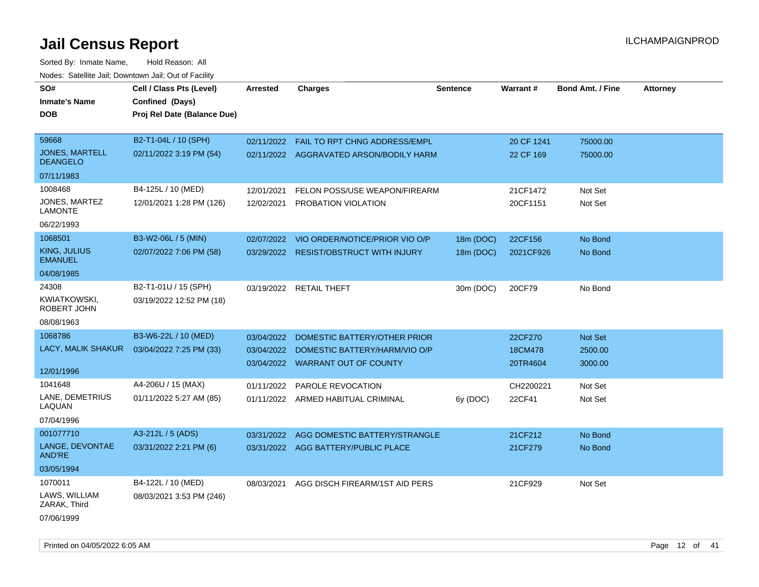# Jail Census Report

Sorted By: Inmate Name, Hold Reason: All

Nodes: Satellite Jail; Downtown Jail; Out of Facility

| SO# / Inmate's Name / DOB | Cell / Class Pts (Level) / Confined (Days) / Proj Rel Date (Balance Due) | Arrested | Charges | Sentence | Warrant # | Bond Amt. / Fine | Attorney |
|---|---|---|---|---|---|---|---|
| 59668<br>JONES, MARTELL DEANGELO<br>07/11/1983 | B2-T1-04L / 10 (SPH)<br>02/11/2022 3:19 PM (54) | 02/11/2022<br>02/11/2022 | FAIL TO RPT CHNG ADDRESS/EMPL<br>AGGRAVATED ARSON/BODILY HARM | | 20 CF 1241<br>22 CF 169 | 75000.00<br>75000.00 | |
| 1008468<br>JONES, MARTEZ LAMONTE<br>06/22/1993 | B4-125L / 10 (MED)<br>12/01/2021 1:28 PM (126) | 12/01/2021<br>12/02/2021 | FELON POSS/USE WEAPON/FIREARM<br>PROBATION VIOLATION | | 21CF1472<br>20CF1151 | Not Set<br>Not Set | |
| 1068501<br>KING, JULIUS EMANUEL<br>04/08/1985 | B3-W2-06L / 5 (MIN)<br>02/07/2022 7:06 PM (58) | 02/07/2022<br>03/29/2022 | VIO ORDER/NOTICE/PRIOR VIO O/P<br>RESIST/OBSTRUCT WITH INJURY | 18m (DOC)<br>18m (DOC) | 22CF156<br>2021CF926 | No Bond<br>No Bond | |
| 24308<br>KWIATKOWSKI, ROBERT JOHN<br>08/08/1963 | B2-T1-01U / 15 (SPH)<br>03/19/2022 12:52 PM (18) | 03/19/2022 | RETAIL THEFT | 30m (DOC) | 20CF79 | No Bond | |
| 1068786<br>LACY, MALIK SHAKUR<br>12/01/1996 | B3-W6-22L / 10 (MED)<br>03/04/2022 7:25 PM (33) | 03/04/2022<br>03/04/2022<br>03/04/2022 | DOMESTIC BATTERY/OTHER PRIOR<br>DOMESTIC BATTERY/HARM/VIO O/P<br>WARRANT OUT OF COUNTY | | 22CF270<br>18CM478<br>20TR4604 | Not Set<br>2500.00<br>3000.00 | |
| 1041648<br>LANE, DEMETRIUS LAQUAN<br>07/04/1996 | A4-206U / 15 (MAX)<br>01/11/2022 5:27 AM (85) | 01/11/2022<br>01/11/2022 | PAROLE REVOCATION<br>ARMED HABITUAL CRIMINAL | <br>6y (DOC) | CH2200221<br>22CF41 | Not Set<br>Not Set | |
| 001077710<br>LANGE, DEVONTAE AND'RE<br>03/05/1994 | A3-212L / 5 (ADS)<br>03/31/2022 2:21 PM (6) | 03/31/2022<br>03/31/2022 | AGG DOMESTIC BATTERY/STRANGLE<br>AGG BATTERY/PUBLIC PLACE | | 21CF212<br>21CF279 | No Bond<br>No Bond | |
| 1070011<br>LAWS, WILLIAM ZARAK, Third<br>07/06/1999 | B4-122L / 10 (MED)<br>08/03/2021 3:53 PM (246) | 08/03/2021 | AGG DISCH FIREARM/1ST AID PERS | | 21CF929 | Not Set | |

Printed on 04/05/2022 6:05 AM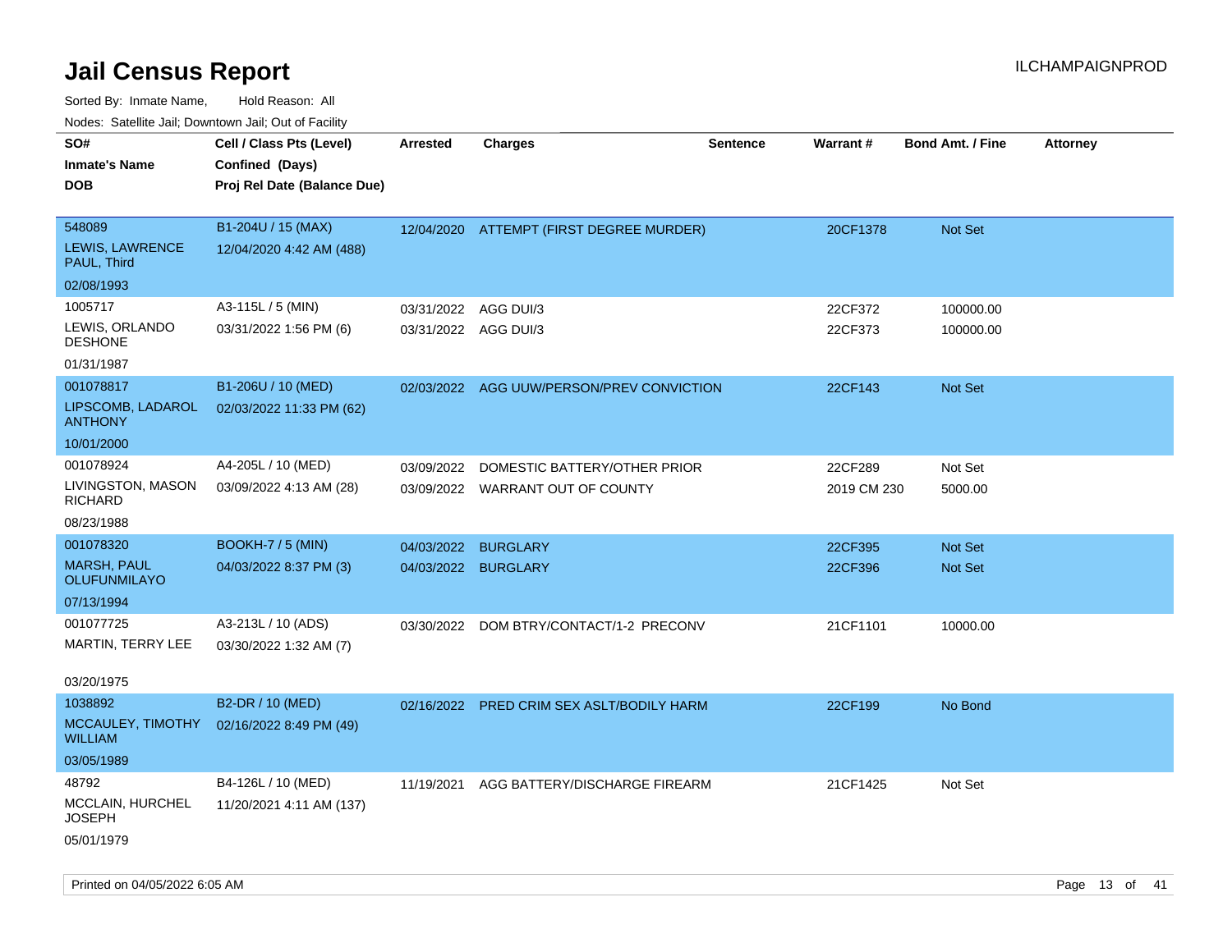# Jail Census Report

ILCHAMPAIGNPROD

Sorted By: Inmate Name, Hold Reason: All

Nodes: Satellite Jail; Downtown Jail; Out of Facility

| SO# / Inmate's Name / DOB | Cell / Class Pts (Level) / Confined (Days) / Proj Rel Date (Balance Due) | Arrested | Charges | Sentence | Warrant # | Bond Amt. / Fine | Attorney |
|---|---|---|---|---|---|---|---|
| 548089 LEWIS, LAWRENCE PAUL, Third 02/08/1993 | B1-204U / 15 (MAX) 12/04/2020 4:42 AM (488) | 12/04/2020 | ATTEMPT (FIRST DEGREE MURDER) | | 20CF1378 | Not Set | |
| 1005717 LEWIS, ORLANDO DESHONE 01/31/1987 | A3-115L / 5 (MIN) 03/31/2022 1:56 PM (6) | 03/31/2022 | AGG DUI/3 | | 22CF372 | 100000.00 | |
| | | 03/31/2022 | AGG DUI/3 | | 22CF373 | 100000.00 | |
| 001078817 LIPSCOMB, LADAROL ANTHONY 10/01/2000 | B1-206U / 10 (MED) 02/03/2022 11:33 PM (62) | 02/03/2022 | AGG UUW/PERSON/PREV CONVICTION | | 22CF143 | Not Set | |
| 001078924 LIVINGSTON, MASON RICHARD 08/23/1988 | A4-205L / 10 (MED) 03/09/2022 4:13 AM (28) | 03/09/2022 | DOMESTIC BATTERY/OTHER PRIOR | | 22CF289 | Not Set | |
| | | 03/09/2022 | WARRANT OUT OF COUNTY | | 2019 CM 230 | 5000.00 | |
| 001078320 MARSH, PAUL OLUFUNMILAYO 07/13/1994 | BOOKH-7 / 5 (MIN) 04/03/2022 8:37 PM (3) | 04/03/2022 | BURGLARY | | 22CF395 | Not Set | |
| | | 04/03/2022 | BURGLARY | | 22CF396 | Not Set | |
| 001077725 MARTIN, TERRY LEE 03/20/1975 | A3-213L / 10 (ADS) 03/30/2022 1:32 AM (7) | 03/30/2022 | DOM BTRY/CONTACT/1-2 PRECONV | | 21CF1101 | 10000.00 | |
| 1038892 MCCAULEY, TIMOTHY WILLIAM 03/05/1989 | B2-DR / 10 (MED) 02/16/2022 8:49 PM (49) | 02/16/2022 | PRED CRIM SEX ASLT/BODILY HARM | | 22CF199 | No Bond | |
| 48792 MCCLAIN, HURCHEL JOSEPH 05/01/1979 | B4-126L / 10 (MED) 11/20/2021 4:11 AM (137) | 11/19/2021 | AGG BATTERY/DISCHARGE FIREARM | | 21CF1425 | Not Set | |

Printed on 04/05/2022 6:05 AM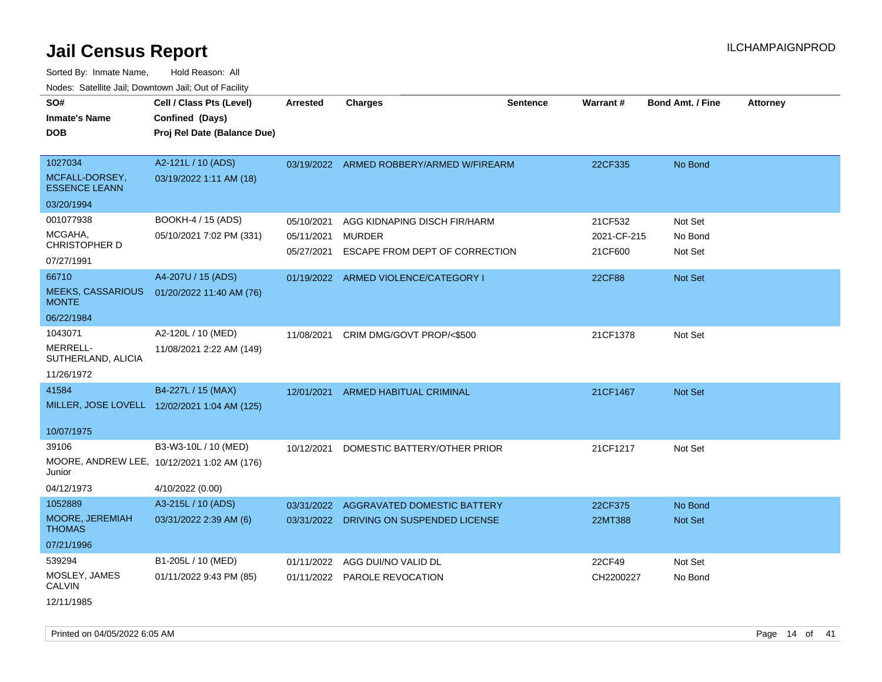# Jail Census Report

ILCHAMPAIGNPROD

Sorted By: Inmate Name, Hold Reason: All

Nodes: Satellite Jail; Downtown Jail; Out of Facility

| SO# / Inmate's Name / DOB | Cell / Class Pts (Level) / Confined (Days) / Proj Rel Date (Balance Due) | Arrested | Charges | Sentence | Warrant # | Bond Amt. / Fine | Attorney |
|---|---|---|---|---|---|---|---|
| 1027034<br>MCFALL-DORSEY, ESSENCE LEANN<br>03/20/1994 | A2-121L / 10 (ADS)<br>03/19/2022 1:11 AM (18) | 03/19/2022 | ARMED ROBBERY/ARMED W/FIREARM | | 22CF335 | No Bond | |
| 001077938<br>MCGAHA, CHRISTOPHER D<br>07/27/1991 | BOOKH-4 / 15 (ADS)<br>05/10/2021 7:02 PM (331) | 05/10/2021 | AGG KIDNAPING DISCH FIR/HARM | | 21CF532 | Not Set | |
| | | 05/11/2021 | MURDER | | 2021-CF-215 | No Bond | |
| | | 05/27/2021 | ESCAPE FROM DEPT OF CORRECTION | | 21CF600 | Not Set | |
| 66710<br>MEEKS, CASSARIOUS MONTE<br>06/22/1984 | A4-207U / 15 (ADS)<br>01/20/2022 11:40 AM (76) | 01/19/2022 | ARMED VIOLENCE/CATEGORY I | | 22CF88 | Not Set | |
| 1043071<br>MERRELL-SUTHERLAND, ALICIA<br>11/26/1972 | A2-120L / 10 (MED)<br>11/08/2021 2:22 AM (149) | 11/08/2021 | CRIM DMG/GOVT PROP/<$500 | | 21CF1378 | Not Set | |
| 41584<br>MILLER, JOSE LOVELL<br>10/07/1975 | B4-227L / 15 (MAX)<br>12/02/2021 1:04 AM (125) | 12/01/2021 | ARMED HABITUAL CRIMINAL | | 21CF1467 | Not Set | |
| 39106<br>MOORE, ANDREW LEE, Junior<br>04/12/1973 | B3-W3-10L / 10 (MED)<br>10/12/2021 1:02 AM (176)<br>4/10/2022 (0.00) | 10/12/2021 | DOMESTIC BATTERY/OTHER PRIOR | | 21CF1217 | Not Set | |
| 1052889<br>MOORE, JEREMIAH THOMAS<br>07/21/1996 | A3-215L / 10 (ADS)<br>03/31/2022 2:39 AM (6) | 03/31/2022 | AGGRAVATED DOMESTIC BATTERY | | 22CF375 | No Bond | |
| | | 03/31/2022 | DRIVING ON SUSPENDED LICENSE | | 22MT388 | Not Set | |
| 539294<br>MOSLEY, JAMES CALVIN<br>12/11/1985 | B1-205L / 10 (MED)<br>01/11/2022 9:43 PM (85) | 01/11/2022 | AGG DUI/NO VALID DL | | 22CF49 | Not Set | |
| | | 01/11/2022 | PAROLE REVOCATION | | CH2200227 | No Bond | |

Printed on 04/05/2022 6:05 AM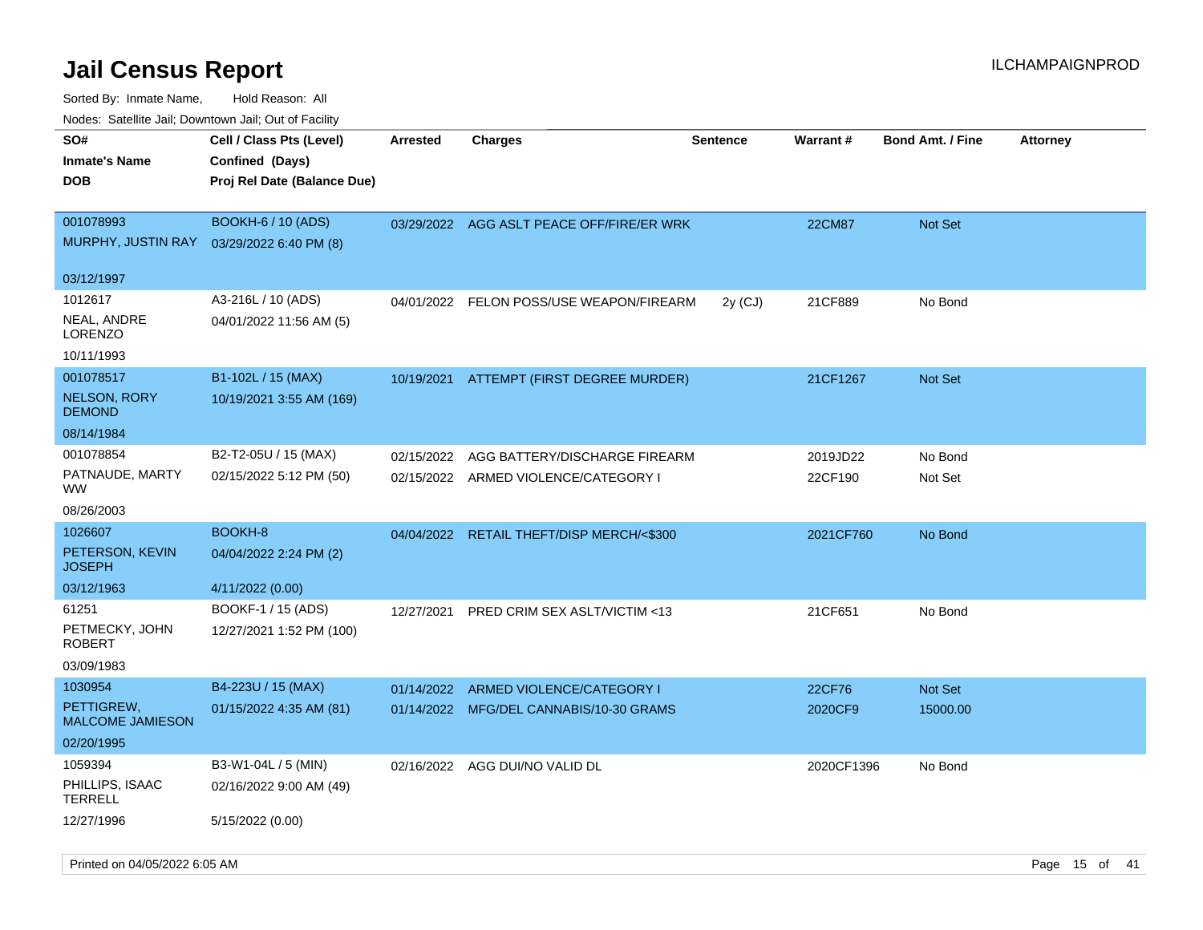# Jail Census Report

ILCHAMPAIGNPROD

Sorted By: Inmate Name, Hold Reason: All

Nodes: Satellite Jail; Downtown Jail; Out of Facility

| SO# / Inmate's Name / DOB | Cell / Class Pts (Level) / Confined (Days) / Proj Rel Date (Balance Due) | Arrested | Charges | Sentence | Warrant # | Bond Amt. / Fine | Attorney |
|---|---|---|---|---|---|---|---|
| 001078993<br>MURPHY, JUSTIN RAY<br>03/12/1997 | BOOKH-6 / 10 (ADS)<br>03/29/2022 6:40 PM (8) | 03/29/2022 | AGG ASLT PEACE OFF/FIRE/ER WRK | | 22CM87 | Not Set | |
| 1012617<br>NEAL, ANDRE LORENZO<br>10/11/1993 | A3-216L / 10 (ADS)<br>04/01/2022 11:56 AM (5) | 04/01/2022 | FELON POSS/USE WEAPON/FIREARM | 2y (CJ) | 21CF889 | No Bond | |
| 001078517<br>NELSON, RORY DEMOND<br>08/14/1984 | B1-102L / 15 (MAX)<br>10/19/2021 3:55 AM (169) | 10/19/2021 | ATTEMPT (FIRST DEGREE MURDER) | | 21CF1267 | Not Set | |
| 001078854<br>PATNAUDE, MARTY WW<br>08/26/2003 | B2-T2-05U / 15 (MAX)<br>02/15/2022 5:12 PM (50) | 02/15/2022<br>02/15/2022 | AGG BATTERY/DISCHARGE FIREARM<br>ARMED VIOLENCE/CATEGORY I | | 2019JD22<br>22CF190 | No Bond<br>Not Set | |
| 1026607<br>PETERSON, KEVIN JOSEPH<br>03/12/1963 | BOOKH-8<br>04/04/2022 2:24 PM (2)<br>4/11/2022 (0.00) | 04/04/2022 | RETAIL THEFT/DISP MERCH/<$300 | | 2021CF760 | No Bond | |
| 61251<br>PETMECKY, JOHN ROBERT<br>03/09/1983 | BOOKF-1 / 15 (ADS)<br>12/27/2021 1:52 PM (100) | 12/27/2021 | PRED CRIM SEX ASLT/VICTIM <13 | | 21CF651 | No Bond | |
| 1030954<br>PETTIGREW, MALCOME JAMIESON<br>02/20/1995 | B4-223U / 15 (MAX)<br>01/15/2022 4:35 AM (81) | 01/14/2022<br>01/14/2022 | ARMED VIOLENCE/CATEGORY I<br>MFG/DEL CANNABIS/10-30 GRAMS | | 22CF76<br>2020CF9 | Not Set<br>15000.00 | |
| 1059394<br>PHILLIPS, ISAAC TERRELL<br>12/27/1996 | B3-W1-04L / 5 (MIN)<br>02/16/2022 9:00 AM (49)<br>5/15/2022 (0.00) | 02/16/2022 | AGG DUI/NO VALID DL | | 2020CF1396 | No Bond | |

Printed on 04/05/2022 6:05 AM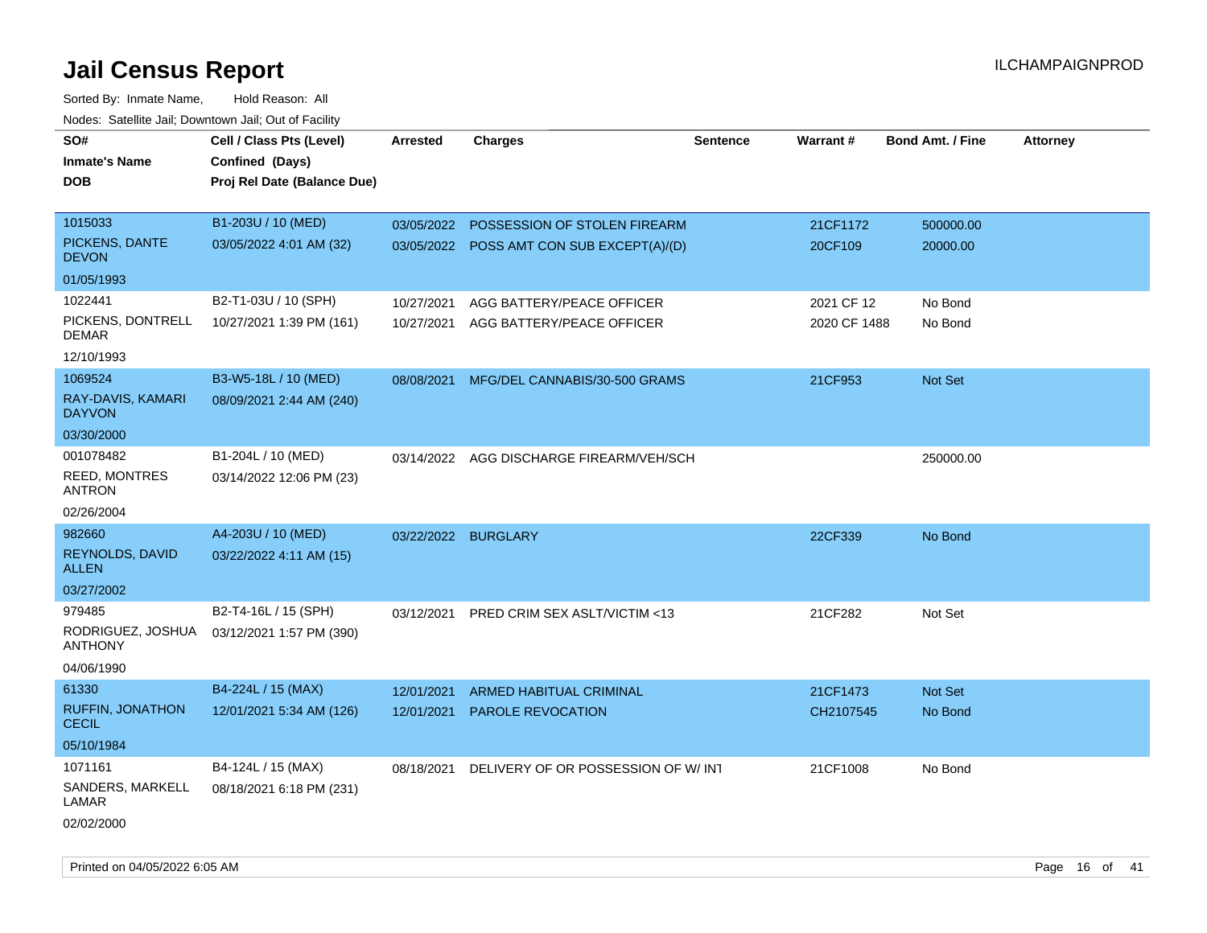# Jail Census Report

Sorted By: Inmate Name, Hold Reason: All

Nodes: Satellite Jail; Downtown Jail; Out of Facility

| SO# / Inmate's Name / DOB | Cell / Class Pts (Level) / Confined (Days) / Proj Rel Date (Balance Due) | Arrested | Charges | Sentence | Warrant # | Bond Amt. / Fine | Attorney |
|---|---|---|---|---|---|---|---|
| 1015033<br>PICKENS, DANTE DEVON<br>01/05/1993 | B1-203U / 10 (MED)<br>03/05/2022 4:01 AM (32) | 03/05/2022<br>03/05/2022 | POSSESSION OF STOLEN FIREARM<br>POSS AMT CON SUB EXCEPT(A)/(D) | | 21CF1172<br>20CF109 | 500000.00<br>20000.00 | |
| 1022441<br>PICKENS, DONTRELL DEMAR<br>12/10/1993 | B2-T1-03U / 10 (SPH)<br>10/27/2021 1:39 PM (161) | 10/27/2021<br>10/27/2021 | AGG BATTERY/PEACE OFFICER<br>AGG BATTERY/PEACE OFFICER | | 2021 CF 12<br>2020 CF 1488 | No Bond<br>No Bond | |
| 1069524<br>RAY-DAVIS, KAMARI DAYVON<br>03/30/2000 | B3-W5-18L / 10 (MED)<br>08/09/2021 2:44 AM (240) | 08/08/2021 | MFG/DEL CANNABIS/30-500 GRAMS | | 21CF953 | Not Set | |
| 001078482<br>REED, MONTRES ANTRON<br>02/26/2004 | B1-204L / 10 (MED)<br>03/14/2022 12:06 PM (23) | 03/14/2022 | AGG DISCHARGE FIREARM/VEH/SCH | | | 250000.00 | |
| 982660<br>REYNOLDS, DAVID ALLEN<br>03/27/2002 | A4-203U / 10 (MED)<br>03/22/2022 4:11 AM (15) | 03/22/2022 | BURGLARY | | 22CF339 | No Bond | |
| 979485<br>RODRIGUEZ, JOSHUA ANTHONY<br>04/06/1990 | B2-T4-16L / 15 (SPH)<br>03/12/2021 1:57 PM (390) | 03/12/2021 | PRED CRIM SEX ASLT/VICTIM <13 | | 21CF282 | Not Set | |
| 61330<br>RUFFIN, JONATHON CECIL<br>05/10/1984 | B4-224L / 15 (MAX)<br>12/01/2021 5:34 AM (126) | 12/01/2021<br>12/01/2021 | ARMED HABITUAL CRIMINAL<br>PAROLE REVOCATION | | 21CF1473<br>CH2107545 | Not Set<br>No Bond | |
| 1071161<br>SANDERS, MARKELL LAMAR<br>02/02/2000 | B4-124L / 15 (MAX)<br>08/18/2021 6:18 PM (231) | 08/18/2021 | DELIVERY OF OR POSSESSION OF W/ INT | | 21CF1008 | No Bond | |

Printed on 04/05/2022 6:05 AM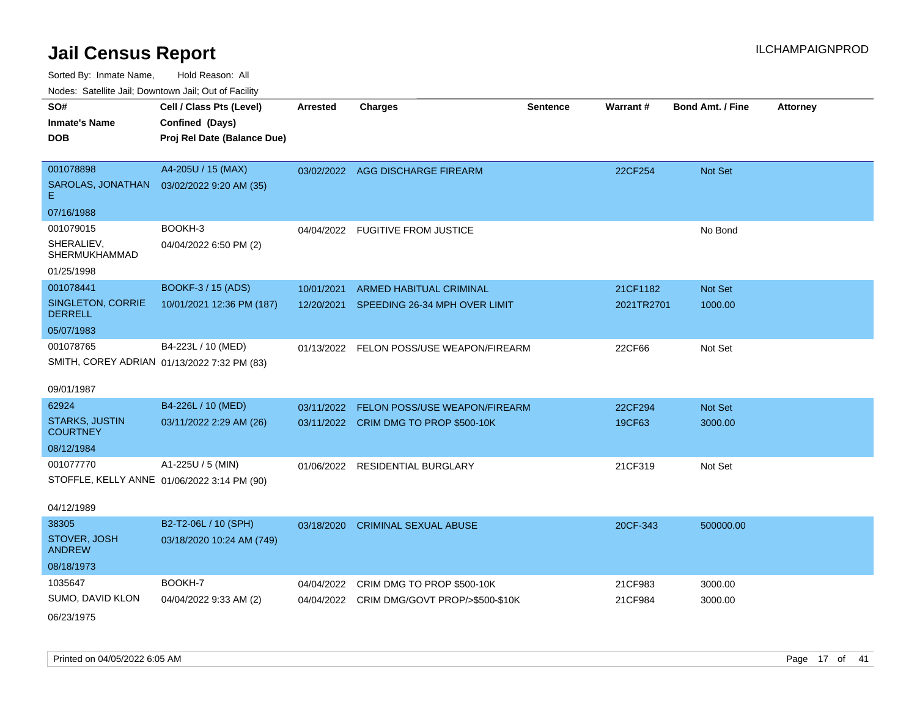# Jail Census Report

ILCHAMPAIGNPROD

Sorted By: Inmate Name, Hold Reason: All

Nodes: Satellite Jail; Downtown Jail; Out of Facility

| SO# / Inmate's Name / DOB | Cell / Class Pts (Level) / Confined (Days) / Proj Rel Date (Balance Due) | Arrested | Charges | Sentence | Warrant # | Bond Amt. / Fine | Attorney |
|---|---|---|---|---|---|---|---|
| 001078898<br>SAROLAS, JONATHAN E<br>07/16/1988 | A4-205U / 15 (MAX)<br>03/02/2022 9:20 AM (35) | 03/02/2022 | AGG DISCHARGE FIREARM | | 22CF254 | Not Set | |
| 001079015<br>SHERALIEV, SHERMUKHAMMAD<br>01/25/1998 | BOOKH-3<br>04/04/2022 6:50 PM (2) | 04/04/2022 | FUGITIVE FROM JUSTICE | | | No Bond | |
| 001078441<br>SINGLETON, CORRIE DERRELL<br>05/07/1983 | BOOKF-3 / 15 (ADS)<br>10/01/2021 12:36 PM (187) | 10/01/2021<br>12/20/2021 | ARMED HABITUAL CRIMINAL<br>SPEEDING 26-34 MPH OVER LIMIT | | 21CF1182<br>2021TR2701 | Not Set<br>1000.00 | |
| 001078765<br>SMITH, COREY ADRIAN<br>09/01/1987 | B4-223L / 10 (MED)<br>01/13/2022 7:32 PM (83) | 01/13/2022 | FELON POSS/USE WEAPON/FIREARM | | 22CF66 | Not Set | |
| 62924<br>STARKS, JUSTIN COURTNEY<br>08/12/1984 | B4-226L / 10 (MED)<br>03/11/2022 2:29 AM (26) | 03/11/2022<br>03/11/2022 | FELON POSS/USE WEAPON/FIREARM<br>CRIM DMG TO PROP $500-10K | | 22CF294<br>19CF63 | Not Set<br>3000.00 | |
| 001077770<br>STOFFLE, KELLY ANNE<br>04/12/1989 | A1-225U / 5 (MIN)<br>01/06/2022 3:14 PM (90) | 01/06/2022 | RESIDENTIAL BURGLARY | | 21CF319 | Not Set | |
| 38305<br>STOVER, JOSH ANDREW<br>08/18/1973 | B2-T2-06L / 10 (SPH)<br>03/18/2020 10:24 AM (749) | 03/18/2020 | CRIMINAL SEXUAL ABUSE | | 20CF-343 | 500000.00 | |
| 1035647<br>SUMO, DAVID KLON<br>06/23/1975 | BOOKH-7<br>04/04/2022 9:33 AM (2) | 04/04/2022<br>04/04/2022 | CRIM DMG TO PROP $500-10K<br>CRIM DMG/GOVT PROP/>$500-$10K | | 21CF983<br>21CF984 | 3000.00<br>3000.00 | |

Printed on 04/05/2022 6:05 AM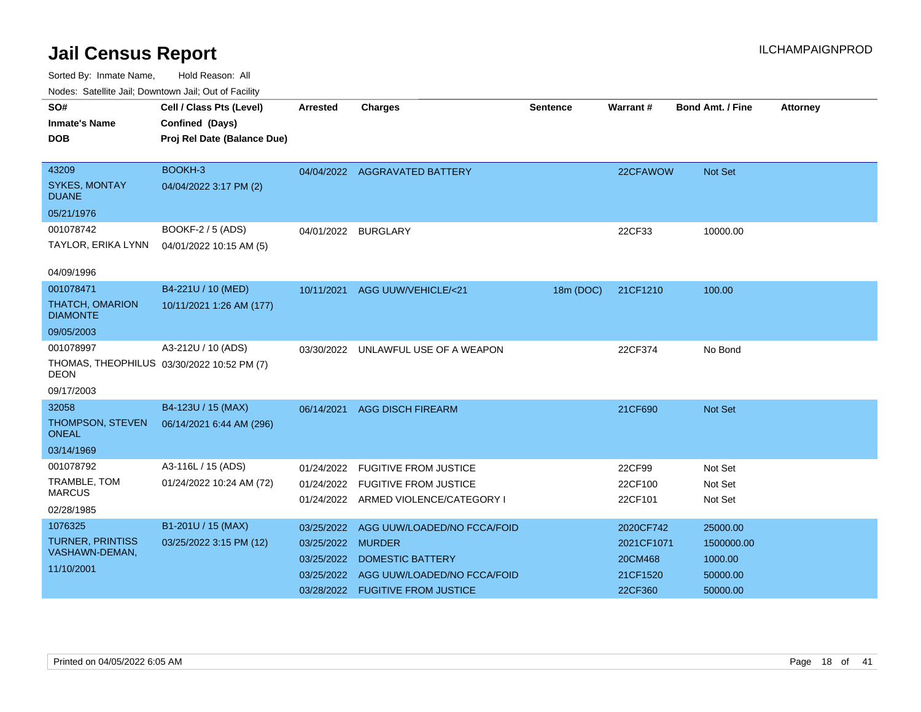# Jail Census Report

ILCHAMPAIGNPROD

Sorted By: Inmate Name, Hold Reason: All

Nodes: Satellite Jail; Downtown Jail; Out of Facility

| SO# / Inmate's Name / DOB | Cell / Class Pts (Level) / Confined (Days) / Proj Rel Date (Balance Due) | Arrested | Charges | Sentence | Warrant # | Bond Amt. / Fine | Attorney |
|---|---|---|---|---|---|---|---|
| 43209 SYKES, MONTAY DUANE 05/21/1976 | BOOKH-3 04/04/2022 3:17 PM (2) | 04/04/2022 | AGGRAVATED BATTERY | | 22CFAWOW | Not Set | |
| 001078742 TAYLOR, ERIKA LYNN 04/09/1996 | BOOKF-2 / 5 (ADS) 04/01/2022 10:15 AM (5) | 04/01/2022 | BURGLARY | | 22CF33 | 10000.00 | |
| 001078471 THATCH, OMARION DIAMONTE 09/05/2003 | B4-221U / 10 (MED) 10/11/2021 1:26 AM (177) | 10/11/2021 | AGG UUW/VEHICLE/<21 | 18m (DOC) | 21CF1210 | 100.00 | |
| 001078997 THOMAS, THEOPHILUS DEON 09/17/2003 | A3-212U / 10 (ADS) 03/30/2022 10:52 PM (7) | 03/30/2022 | UNLAWFUL USE OF A WEAPON | | 22CF374 | No Bond | |
| 32058 THOMPSON, STEVEN ONEAL 03/14/1969 | B4-123U / 15 (MAX) 06/14/2021 6:44 AM (296) | 06/14/2021 | AGG DISCH FIREARM | | 21CF690 | Not Set | |
| 001078792 TRAMBLE, TOM MARCUS 02/28/1985 | A3-116L / 15 (ADS) 01/24/2022 10:24 AM (72) | 01/24/2022 | FUGITIVE FROM JUSTICE | | 22CF99 | Not Set | |
| | | 01/24/2022 | FUGITIVE FROM JUSTICE | | 22CF100 | Not Set | |
| | | 01/24/2022 | ARMED VIOLENCE/CATEGORY I | | 22CF101 | Not Set | |
| 1076325 TURNER, PRINTISS VASHAWN-DEMAN, 11/10/2001 | B1-201U / 15 (MAX) 03/25/2022 3:15 PM (12) | 03/25/2022 | AGG UUW/LOADED/NO FCCA/FOID | | 2020CF742 | 25000.00 | |
| | | 03/25/2022 | MURDER | | 2021CF1071 | 1500000.00 | |
| | | 03/25/2022 | DOMESTIC BATTERY | | 20CM468 | 1000.00 | |
| | | 03/25/2022 | AGG UUW/LOADED/NO FCCA/FOID | | 21CF1520 | 50000.00 | |
| | | 03/28/2022 | FUGITIVE FROM JUSTICE | | 22CF360 | 50000.00 | |

Printed on 04/05/2022 6:05 AM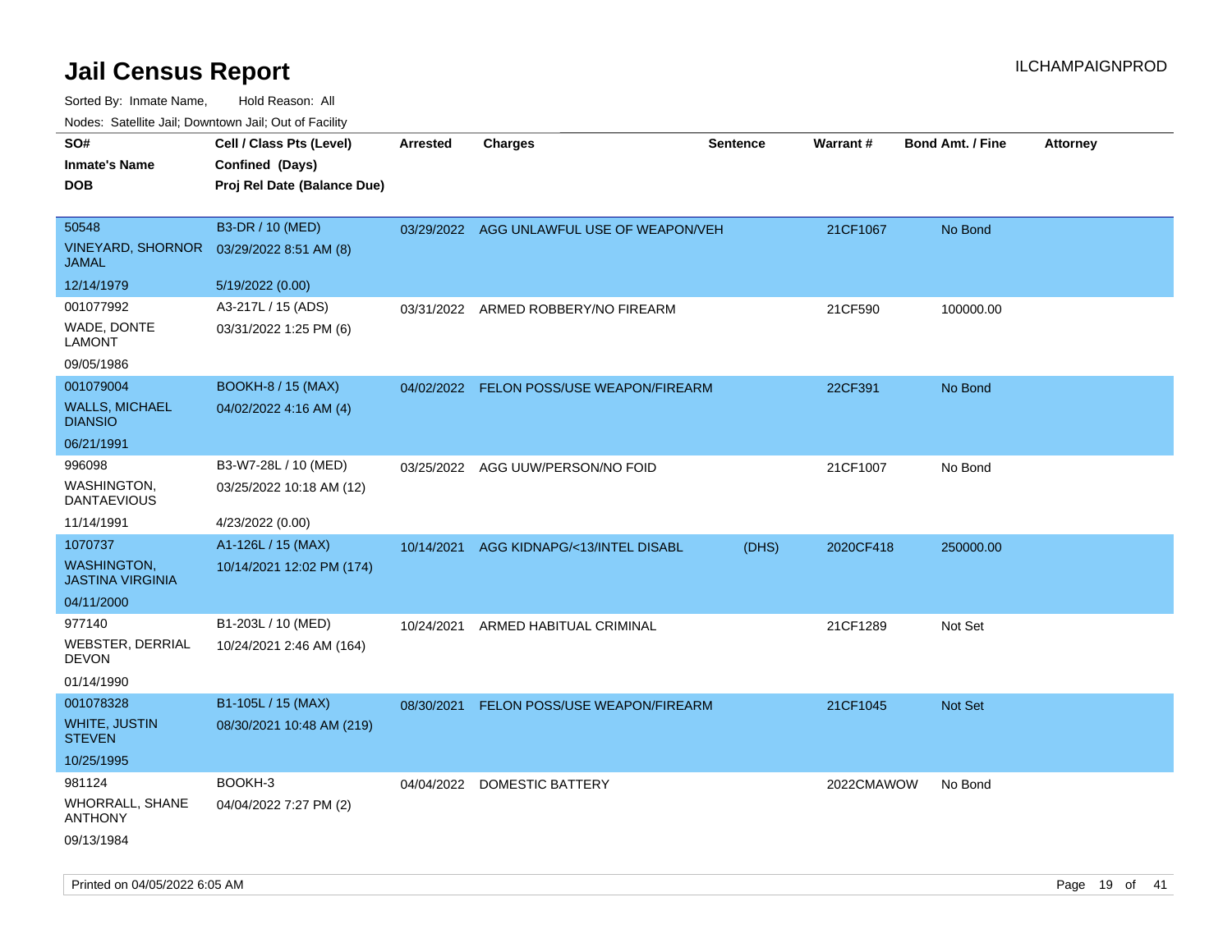# Jail Census Report

ILCHAMPAIGNPROD

Sorted By: Inmate Name, Hold Reason: All

Nodes: Satellite Jail; Downtown Jail; Out of Facility

| SO# / Inmate's Name / DOB | Cell / Class Pts (Level) / Confined (Days) / Proj Rel Date (Balance Due) | Arrested | Charges | Sentence | Warrant # | Bond Amt. / Fine | Attorney |
|---|---|---|---|---|---|---|---|
| 50548<br>VINEYARD, SHORNOR JAMAL<br>12/14/1979 | B3-DR / 10 (MED)<br>03/29/2022 8:51 AM (8)<br>5/19/2022 (0.00) | 03/29/2022 | AGG UNLAWFUL USE OF WEAPON/VEH | | 21CF1067 | No Bond | |
| 001077992<br>WADE, DONTE LAMONT<br>09/05/1986 | A3-217L / 15 (ADS)<br>03/31/2022 1:25 PM (6) | 03/31/2022 | ARMED ROBBERY/NO FIREARM | | 21CF590 | 100000.00 | |
| 001079004<br>WALLS, MICHAEL DIANSIO<br>06/21/1991 | BOOKH-8 / 15 (MAX)<br>04/02/2022 4:16 AM (4) | 04/02/2022 | FELON POSS/USE WEAPON/FIREARM | | 22CF391 | No Bond | |
| 996098<br>WASHINGTON, DANTAEVIOUS<br>11/14/1991 | B3-W7-28L / 10 (MED)<br>03/25/2022 10:18 AM (12)<br>4/23/2022 (0.00) | 03/25/2022 | AGG UUW/PERSON/NO FOID | | 21CF1007 | No Bond | |
| 1070737<br>WASHINGTON, JASTINA VIRGINIA<br>04/11/2000 | A1-126L / 15 (MAX)<br>10/14/2021 12:02 PM (174) | 10/14/2021 | AGG KIDNAPG/<13/INTEL DISABL | (DHS) | 2020CF418 | 250000.00 | |
| 977140<br>WEBSTER, DERRIAL DEVON<br>01/14/1990 | B1-203L / 10 (MED)<br>10/24/2021 2:46 AM (164) | 10/24/2021 | ARMED HABITUAL CRIMINAL | | 21CF1289 | Not Set | |
| 001078328<br>WHITE, JUSTIN STEVEN<br>10/25/1995 | B1-105L / 15 (MAX)<br>08/30/2021 10:48 AM (219) | 08/30/2021 | FELON POSS/USE WEAPON/FIREARM | | 21CF1045 | Not Set | |
| 981124<br>WHORRALL, SHANE ANTHONY<br>09/13/1984 | BOOKH-3<br>04/04/2022 7:27 PM (2) | 04/04/2022 | DOMESTIC BATTERY | | 2022CMAWOW | No Bond | |

Printed on 04/05/2022 6:05 AM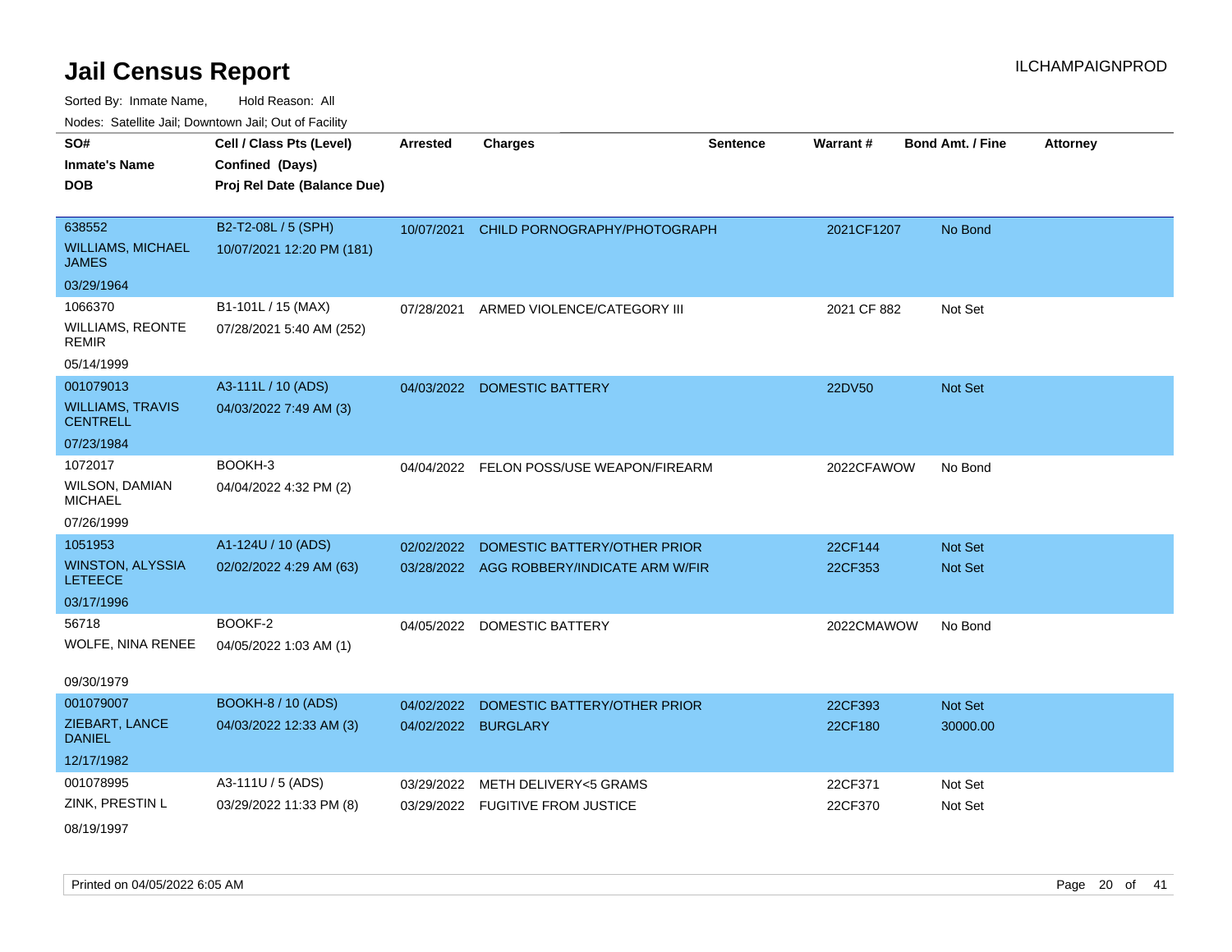# Jail Census Report

ILCHAMPAIGNPROD

Sorted By: Inmate Name, Hold Reason: All

Nodes: Satellite Jail; Downtown Jail; Out of Facility

| SO# / Inmate's Name / DOB | Cell / Class Pts (Level) / Confined (Days) / Proj Rel Date (Balance Due) | Arrested | Charges | Sentence | Warrant # | Bond Amt. / Fine | Attorney |
|---|---|---|---|---|---|---|---|
| 638552<br>WILLIAMS, MICHAEL JAMES<br>03/29/1964 | B2-T2-08L / 5 (SPH)<br>10/07/2021 12:20 PM (181) | 10/07/2021 | CHILD PORNOGRAPHY/PHOTOGRAPH | | 2021CF1207 | No Bond | |
| 1066370<br>WILLIAMS, REONTE REMIR<br>05/14/1999 | B1-101L / 15 (MAX)<br>07/28/2021 5:40 AM (252) | 07/28/2021 | ARMED VIOLENCE/CATEGORY III | | 2021 CF 882 | Not Set | |
| 001079013<br>WILLIAMS, TRAVIS CENTRELL<br>07/23/1984 | A3-111L / 10 (ADS)<br>04/03/2022 7:49 AM (3) | 04/03/2022 | DOMESTIC BATTERY | | 22DV50 | Not Set | |
| 1072017<br>WILSON, DAMIAN MICHAEL<br>07/26/1999 | BOOKH-3<br>04/04/2022 4:32 PM (2) | 04/04/2022 | FELON POSS/USE WEAPON/FIREARM | | 2022CFAWOW | No Bond | |
| 1051953<br>WINSTON, ALYSSIA LETEECE<br>03/17/1996 | A1-124U / 10 (ADS)<br>02/02/2022 4:29 AM (63) | 02/02/2022<br>03/28/2022 | DOMESTIC BATTERY/OTHER PRIOR<br>AGG ROBBERY/INDICATE ARM W/FIR | | 22CF144<br>22CF353 | Not Set<br>Not Set | |
| 56718<br>WOLFE, NINA RENEE<br>09/30/1979 | BOOKF-2<br>04/05/2022 1:03 AM (1) | 04/05/2022 | DOMESTIC BATTERY | | 2022CMAWOW | No Bond | |
| 001079007<br>ZIEBART, LANCE DANIEL<br>12/17/1982 | BOOKH-8 / 10 (ADS)<br>04/03/2022 12:33 AM (3) | 04/02/2022<br>04/02/2022 | DOMESTIC BATTERY/OTHER PRIOR<br>BURGLARY | | 22CF393<br>22CF180 | Not Set<br>30000.00 | |
| 001078995<br>ZINK, PRESTIN L<br>08/19/1997 | A3-111U / 5 (ADS)<br>03/29/2022 11:33 PM (8) | 03/29/2022<br>03/29/2022 | METH DELIVERY<5 GRAMS<br>FUGITIVE FROM JUSTICE | | 22CF371<br>22CF370 | Not Set<br>Not Set | |

Printed on 04/05/2022 6:05 AM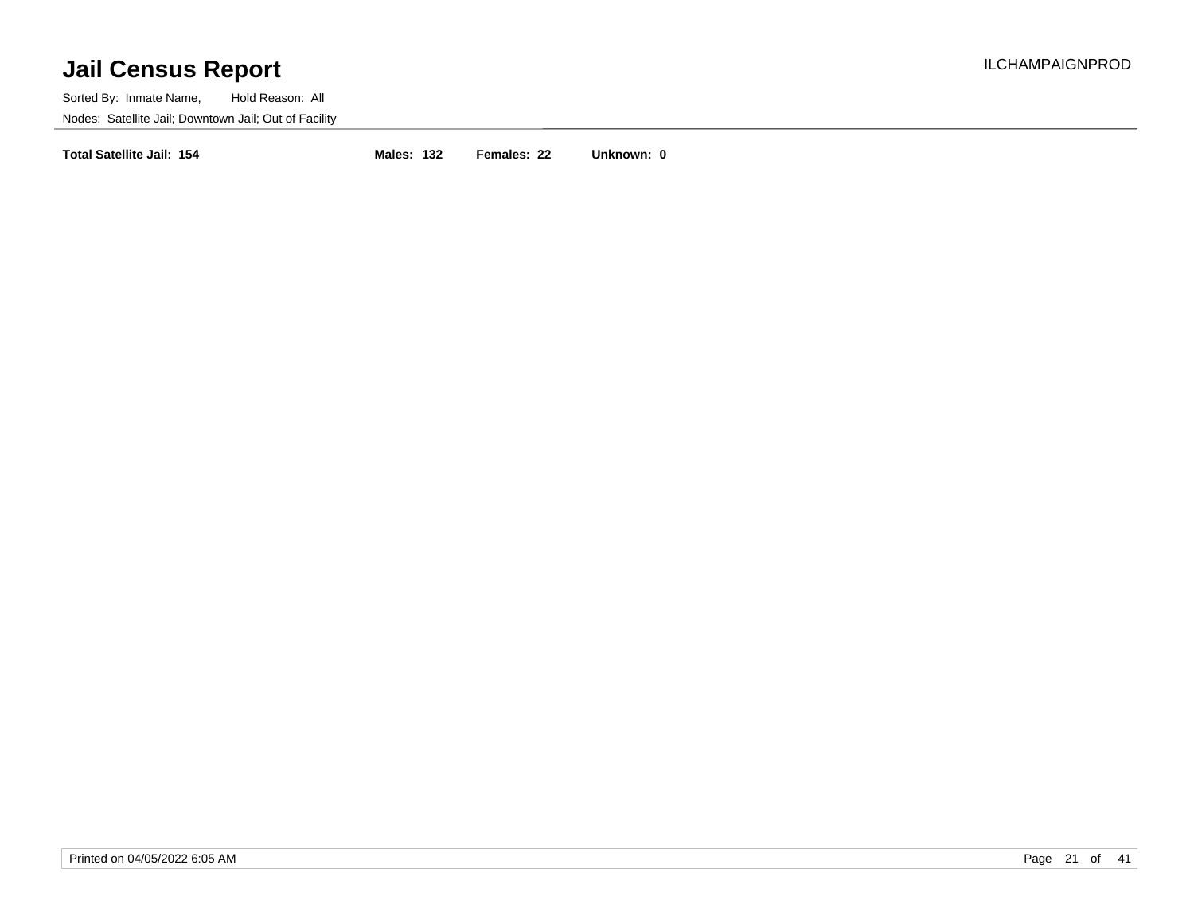# Jail Census Report

ILCHAMPAIGNPROD

Sorted By: Inmate Name, Hold Reason: All

Nodes: Satellite Jail; Downtown Jail; Out of Facility

**Total Satellite Jail: 154** **Males: 132** **Females: 22** **Unknown: 0**

Printed on 04/05/2022 6:05 AM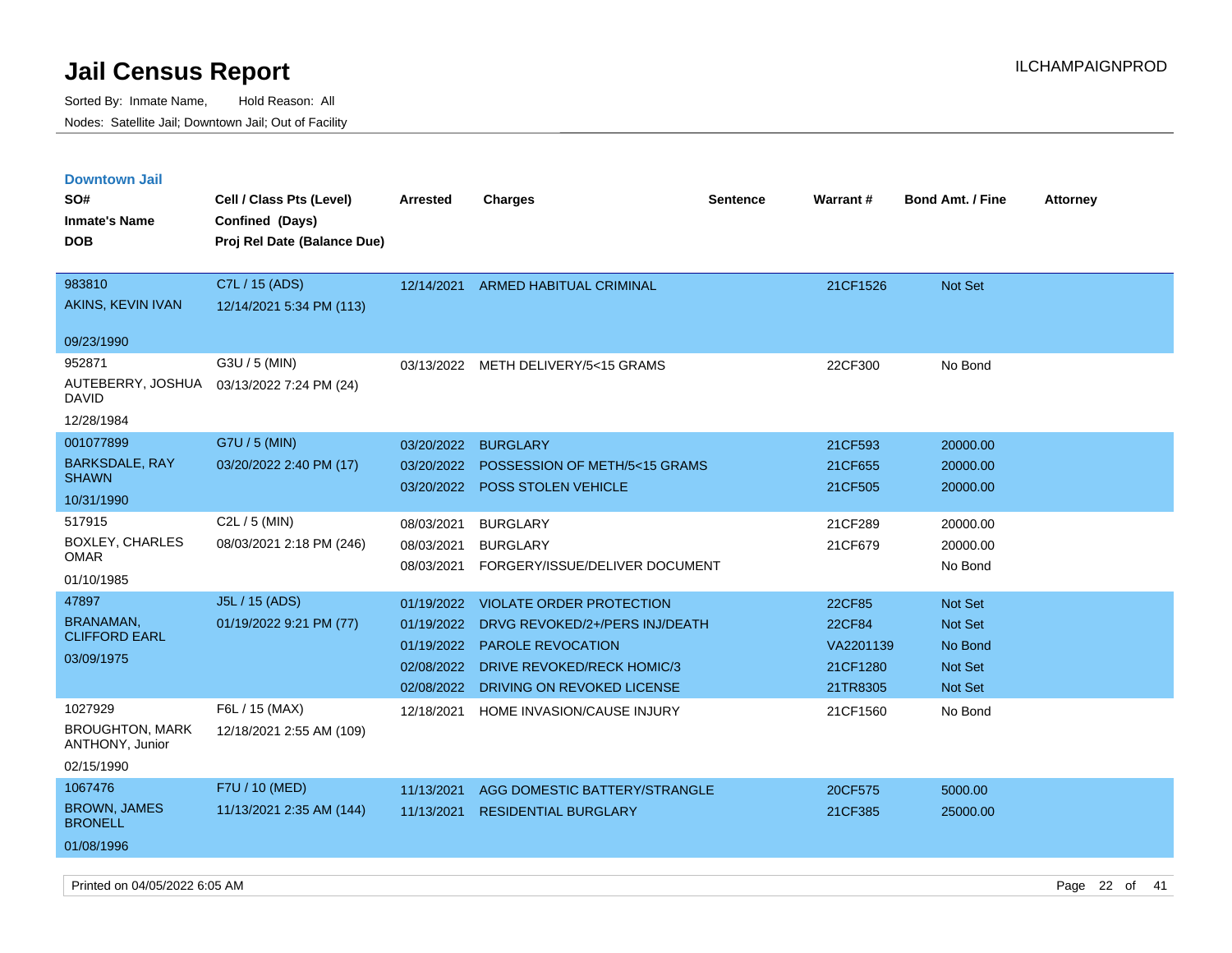# Jail Census Report

Sorted By: Inmate Name, Hold Reason: All

Nodes: Satellite Jail; Downtown Jail; Out of Facility

ILCHAMPAIGNPROD

## Downtown Jail

| SO# / Inmate's Name / DOB | Cell / Class Pts (Level) / Confined (Days) / Proj Rel Date (Balance Due) | Arrested | Charges | Sentence | Warrant # | Bond Amt. / Fine | Attorney |
|---|---|---|---|---|---|---|---|
| 983810 AKINS, KEVIN IVAN 09/23/1990 | C7L / 15 (ADS) 12/14/2021 5:34 PM (113) | 12/14/2021 | ARMED HABITUAL CRIMINAL | | 21CF1526 | Not Set | |
| 952871 AUTEBERRY, JOSHUA DAVID 12/28/1984 | G3U / 5 (MIN) 03/13/2022 7:24 PM (24) | 03/13/2022 | METH DELIVERY/5<15 GRAMS | | 22CF300 | No Bond | |
| 001077899 BARKSDALE, RAY SHAWN 10/31/1990 | G7U / 5 (MIN) 03/20/2022 2:40 PM (17) | 03/20/2022 | BURGLARY | | 21CF593 | 20000.00 | |
| | | 03/20/2022 | POSSESSION OF METH/5<15 GRAMS | | 21CF655 | 20000.00 | |
| | | 03/20/2022 | POSS STOLEN VEHICLE | | 21CF505 | 20000.00 | |
| 517915 BOXLEY, CHARLES OMAR 01/10/1985 | C2L / 5 (MIN) 08/03/2021 2:18 PM (246) | 08/03/2021 | BURGLARY | | 21CF289 | 20000.00 | |
| | | 08/03/2021 | BURGLARY | | 21CF679 | 20000.00 | |
| | | 08/03/2021 | FORGERY/ISSUE/DELIVER DOCUMENT | | | No Bond | |
| 47897 BRANAMAN, CLIFFORD EARL 03/09/1975 | J5L / 15 (ADS) 01/19/2022 9:21 PM (77) | 01/19/2022 | VIOLATE ORDER PROTECTION | | 22CF85 | Not Set | |
| | | 01/19/2022 | DRVG REVOKED/2+/PERS INJ/DEATH | | 22CF84 | Not Set | |
| | | 01/19/2022 | PAROLE REVOCATION | | VA2201139 | No Bond | |
| | | 02/08/2022 | DRIVE REVOKED/RECK HOMIC/3 | | 21CF1280 | Not Set | |
| | | 02/08/2022 | DRIVING ON REVOKED LICENSE | | 21TR8305 | Not Set | |
| 1027929 BROUGHTON, MARK ANTHONY, Junior 02/15/1990 | F6L / 15 (MAX) 12/18/2021 2:55 AM (109) | 12/18/2021 | HOME INVASION/CAUSE INJURY | | 21CF1560 | No Bond | |
| 1067476 BROWN, JAMES BRONELL 01/08/1996 | F7U / 10 (MED) 11/13/2021 2:35 AM (144) | 11/13/2021 | AGG DOMESTIC BATTERY/STRANGLE | | 20CF575 | 5000.00 | |
| | | 11/13/2021 | RESIDENTIAL BURGLARY | | 21CF385 | 25000.00 | |

Printed on 04/05/2022 6:05 AM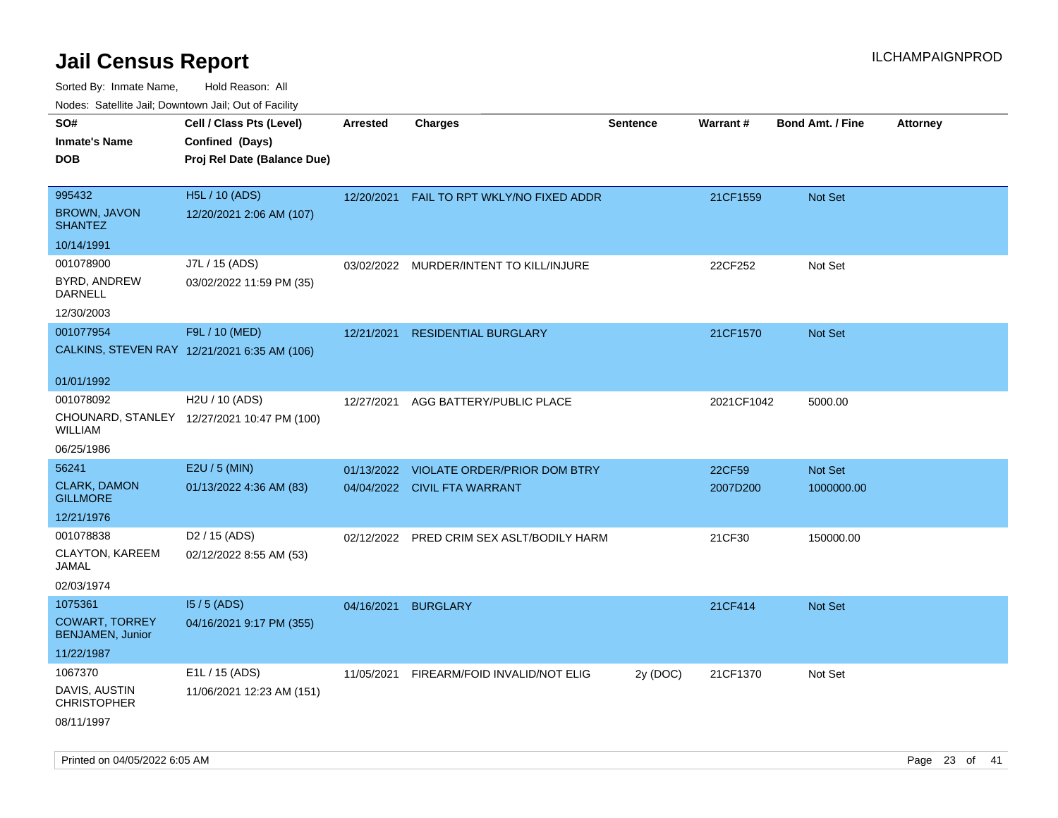# Jail Census Report

ILCHAMPAIGNPROD

Sorted By: Inmate Name, Hold Reason: All

Nodes: Satellite Jail; Downtown Jail; Out of Facility

| SO# / Inmate's Name / DOB | Cell / Class Pts (Level) / Confined (Days) / Proj Rel Date (Balance Due) | Arrested | Charges | Sentence | Warrant # | Bond Amt. / Fine | Attorney |
|---|---|---|---|---|---|---|---|
| 995432<br>BROWN, JAVON SHANTEZ<br>10/14/1991 | H5L / 10 (ADS)<br>12/20/2021 2:06 AM (107) | 12/20/2021 | FAIL TO RPT WKLY/NO FIXED ADDR | | 21CF1559 | Not Set | |
| 001078900<br>BYRD, ANDREW DARNELL<br>12/30/2003 | J7L / 15 (ADS)<br>03/02/2022 11:59 PM (35) | 03/02/2022 | MURDER/INTENT TO KILL/INJURE | | 22CF252 | Not Set | |
| 001077954<br>CALKINS, STEVEN RAY<br>01/01/1992 | F9L / 10 (MED)<br>12/21/2021 6:35 AM (106) | 12/21/2021 | RESIDENTIAL BURGLARY | | 21CF1570 | Not Set | |
| 001078092<br>CHOUNARD, STANLEY WILLIAM<br>06/25/1986 | H2U / 10 (ADS)<br>12/27/2021 10:47 PM (100) | 12/27/2021 | AGG BATTERY/PUBLIC PLACE | | 2021CF1042 | 5000.00 | |
| 56241<br>CLARK, DAMON GILLMORE<br>12/21/1976 | E2U / 5 (MIN)<br>01/13/2022 4:36 AM (83) | 01/13/2022<br>04/04/2022 | VIOLATE ORDER/PRIOR DOM BTRY<br>CIVIL FTA WARRANT | | 22CF59<br>2007D200 | Not Set<br>1000000.00 | |
| 001078838<br>CLAYTON, KAREEM JAMAL<br>02/03/1974 | D2 / 15 (ADS)<br>02/12/2022 8:55 AM (53) | 02/12/2022 | PRED CRIM SEX ASLT/BODILY HARM | | 21CF30 | 150000.00 | |
| 1075361<br>COWART, TORREY BENJAMEN, Junior<br>11/22/1987 | I5 / 5 (ADS)<br>04/16/2021 9:17 PM (355) | 04/16/2021 | BURGLARY | | 21CF414 | Not Set | |
| 1067370<br>DAVIS, AUSTIN CHRISTOPHER<br>08/11/1997 | E1L / 15 (ADS)<br>11/06/2021 12:23 AM (151) | 11/05/2021 | FIREARM/FOID INVALID/NOT ELIG | 2y (DOC) | 21CF1370 | Not Set | |

Printed on 04/05/2022 6:05 AM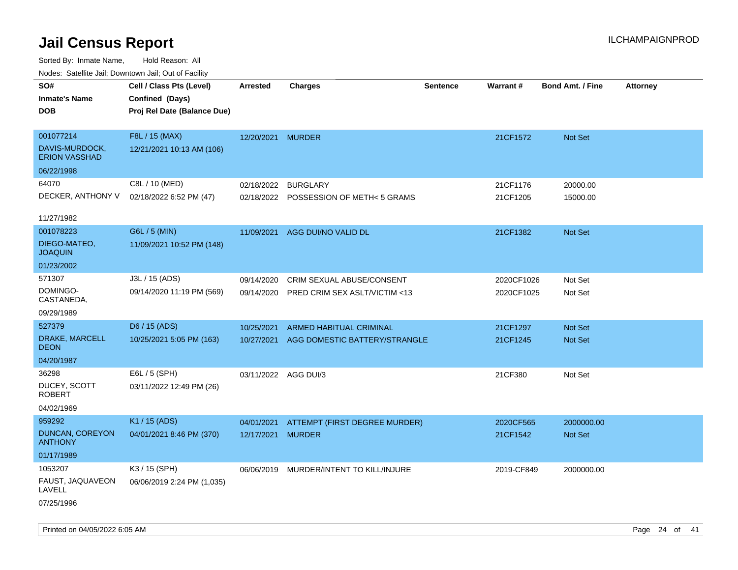# Jail Census Report

ILCHAMPAIGNPROD

Sorted By: Inmate Name, Hold Reason: All

Nodes: Satellite Jail; Downtown Jail; Out of Facility

| SO# / Inmate's Name / DOB | Cell / Class Pts (Level) / Confined (Days) / Proj Rel Date (Balance Due) | Arrested | Charges | Sentence | Warrant # | Bond Amt. / Fine | Attorney |
|---|---|---|---|---|---|---|---|
| 001077214<br>DAVIS-MURDOCK, ERION VASSHAD<br>06/22/1998 | F8L / 15 (MAX)<br>12/21/2021 10:13 AM (106) | 12/20/2021 | MURDER | | 21CF1572 | Not Set | |
| 64070<br>DECKER, ANTHONY V<br>11/27/1982 | C8L / 10 (MED)<br>02/18/2022 6:52 PM (47) | 02/18/2022 | BURGLARY | | 21CF1176 | 20000.00 | |
| | | 02/18/2022 | POSSESSION OF METH< 5 GRAMS | | 21CF1205 | 15000.00 | |
| 001078223<br>DIEGO-MATEO, JOAQUIN<br>01/23/2002 | G6L / 5 (MIN)<br>11/09/2021 10:52 PM (148) | 11/09/2021 | AGG DUI/NO VALID DL | | 21CF1382 | Not Set | |
| 571307<br>DOMINGO-CASTANEDA,<br>09/29/1989 | J3L / 15 (ADS)<br>09/14/2020 11:19 PM (569) | 09/14/2020 | CRIM SEXUAL ABUSE/CONSENT | | 2020CF1026 | Not Set | |
| | | 09/14/2020 | PRED CRIM SEX ASLT/VICTIM <13 | | 2020CF1025 | Not Set | |
| 527379<br>DRAKE, MARCELL DEON<br>04/20/1987 | D6 / 15 (ADS)<br>10/25/2021 5:05 PM (163) | 10/25/2021 | ARMED HABITUAL CRIMINAL | | 21CF1297 | Not Set | |
| | | 10/27/2021 | AGG DOMESTIC BATTERY/STRANGLE | | 21CF1245 | Not Set | |
| 36298<br>DUCEY, SCOTT ROBERT<br>04/02/1969 | E6L / 5 (SPH)<br>03/11/2022 12:49 PM (26) | 03/11/2022 | AGG DUI/3 | | 21CF380 | Not Set | |
| 959292<br>DUNCAN, COREYON ANTHONY<br>01/17/1989 | K1 / 15 (ADS)<br>04/01/2021 8:46 PM (370) | 04/01/2021 | ATTEMPT (FIRST DEGREE MURDER) | | 2020CF565 | 2000000.00 | |
| | | 12/17/2021 | MURDER | | 21CF1542 | Not Set | |
| 1053207<br>FAUST, JAQUAVEON LAVELL<br>07/25/1996 | K3 / 15 (SPH)<br>06/06/2019 2:24 PM (1,035) | 06/06/2019 | MURDER/INTENT TO KILL/INJURE | | 2019-CF849 | 2000000.00 | |

Printed on 04/05/2022 6:05 AM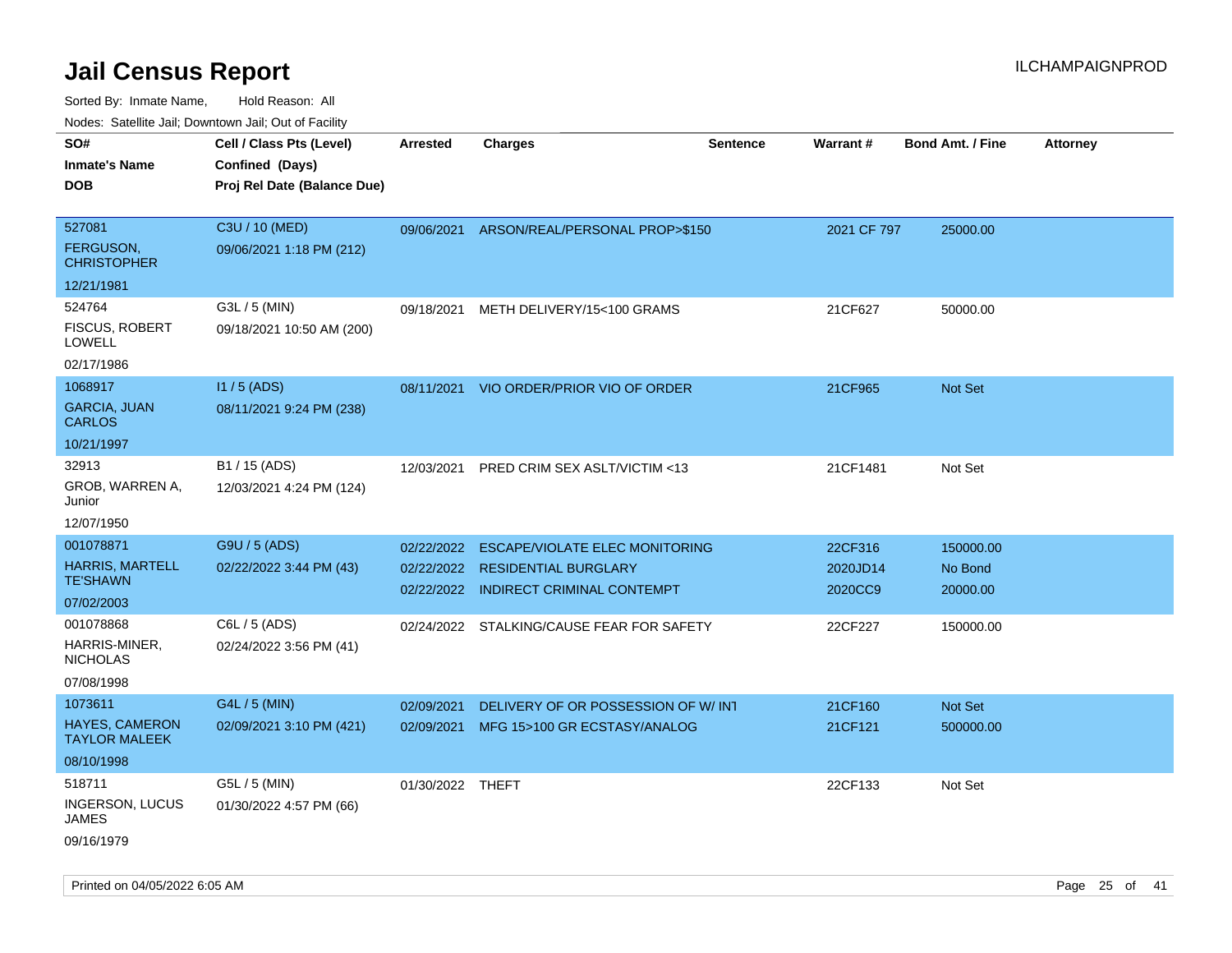# Jail Census Report

ILCHAMPAIGNPROD

Sorted By: Inmate Name, Hold Reason: All

Nodes: Satellite Jail; Downtown Jail; Out of Facility

| SO# / Inmate's Name / DOB | Cell / Class Pts (Level) / Confined (Days) / Proj Rel Date (Balance Due) | Arrested | Charges | Sentence | Warrant # | Bond Amt. / Fine | Attorney |
|---|---|---|---|---|---|---|---|
| 527081<br>FERGUSON, CHRISTOPHER<br>12/21/1981 | C3U / 10 (MED)<br>09/06/2021 1:18 PM (212) | 09/06/2021 | ARSON/REAL/PERSONAL PROP>$150 | | 2021 CF 797 | 25000.00 | |
| 524764<br>FISCUS, ROBERT LOWELL<br>02/17/1986 | G3L / 5 (MIN)<br>09/18/2021 10:50 AM (200) | 09/18/2021 | METH DELIVERY/15<100 GRAMS | | 21CF627 | 50000.00 | |
| 1068917<br>GARCIA, JUAN CARLOS<br>10/21/1997 | I1 / 5 (ADS)<br>08/11/2021 9:24 PM (238) | 08/11/2021 | VIO ORDER/PRIOR VIO OF ORDER | | 21CF965 | Not Set | |
| 32913<br>GROB, WARREN A, Junior<br>12/07/1950 | B1 / 15 (ADS)<br>12/03/2021 4:24 PM (124) | 12/03/2021 | PRED CRIM SEX ASLT/VICTIM <13 | | 21CF1481 | Not Set | |
| 001078871<br>HARRIS, MARTELL TE'SHAWN<br>07/02/2003 | G9U / 5 (ADS)<br>02/22/2022 3:44 PM (43) | 02/22/2022<br>02/22/2022<br>02/22/2022 | ESCAPE/VIOLATE ELEC MONITORING<br>RESIDENTIAL BURGLARY<br>INDIRECT CRIMINAL CONTEMPT | | 22CF316<br>2020JD14<br>2020CC9 | 150000.00<br>No Bond<br>20000.00 | |
| 001078868<br>HARRIS-MINER, NICHOLAS<br>07/08/1998 | C6L / 5 (ADS)<br>02/24/2022 3:56 PM (41) | 02/24/2022 | STALKING/CAUSE FEAR FOR SAFETY | | 22CF227 | 150000.00 | |
| 1073611<br>HAYES, CAMERON TAYLOR MALEEK<br>08/10/1998 | G4L / 5 (MIN)<br>02/09/2021 3:10 PM (421) | 02/09/2021<br>02/09/2021 | DELIVERY OF OR POSSESSION OF W/ INT<br>MFG 15>100 GR ECSTASY/ANALOG | | 21CF160<br>21CF121 | Not Set<br>500000.00 | |
| 518711<br>INGERSON, LUCUS JAMES<br>09/16/1979 | G5L / 5 (MIN)<br>01/30/2022 4:57 PM (66) | 01/30/2022 | THEFT | | 22CF133 | Not Set | |

Printed on 04/05/2022 6:05 AM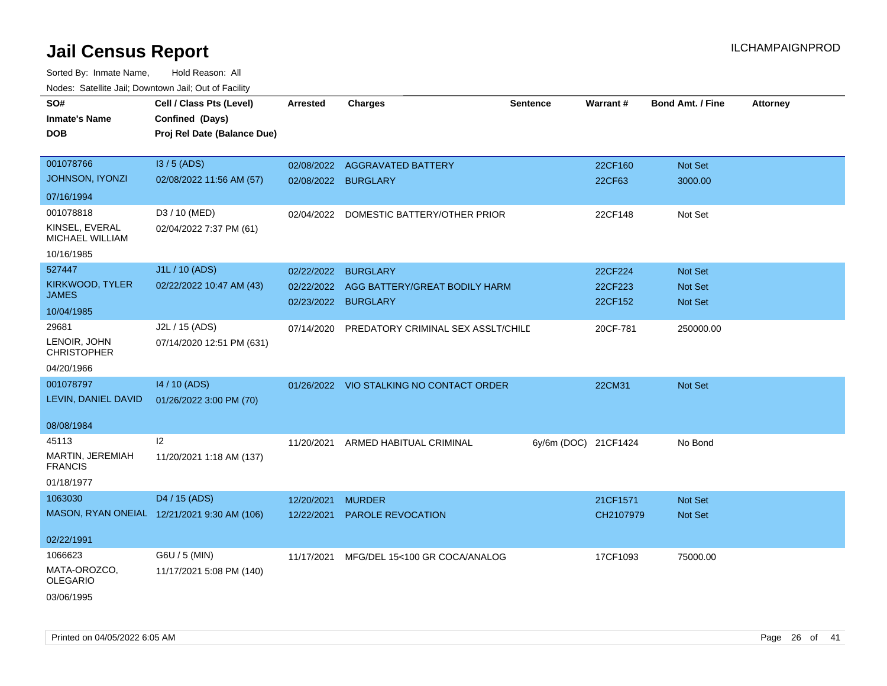# Jail Census Report

ILCHAMPAIGNPROD

Sorted By: Inmate Name, Hold Reason: All

Nodes: Satellite Jail; Downtown Jail; Out of Facility

| SO# / Inmate's Name / DOB | Cell / Class Pts (Level) / Confined (Days) / Proj Rel Date (Balance Due) | Arrested | Charges | Sentence | Warrant # | Bond Amt. / Fine | Attorney |
|---|---|---|---|---|---|---|---|
| 001078766 JOHNSON, IYONZI 07/16/1994 | I3 / 5 (ADS) 02/08/2022 11:56 AM (57) | 02/08/2022 | AGGRAVATED BATTERY | | 22CF160 | Not Set | |
| | | 02/08/2022 | BURGLARY | | 22CF63 | 3000.00 | |
| 001078818 KINSEL, EVERAL MICHAEL WILLIAM 10/16/1985 | D3 / 10 (MED) 02/04/2022 7:37 PM (61) | 02/04/2022 | DOMESTIC BATTERY/OTHER PRIOR | | 22CF148 | Not Set | |
| 527447 KIRKWOOD, TYLER JAMES 10/04/1985 | J1L / 10 (ADS) 02/22/2022 10:47 AM (43) | 02/22/2022 | BURGLARY | | 22CF224 | Not Set | |
| | | 02/22/2022 | AGG BATTERY/GREAT BODILY HARM | | 22CF223 | Not Set | |
| | | 02/23/2022 | BURGLARY | | 22CF152 | Not Set | |
| 29681 LENOIR, JOHN CHRISTOPHER 04/20/1966 | J2L / 15 (ADS) 07/14/2020 12:51 PM (631) | 07/14/2020 | PREDATORY CRIMINAL SEX ASSLT/CHILD | | 20CF-781 | 250000.00 | |
| 001078797 LEVIN, DANIEL DAVID 08/08/1984 | I4 / 10 (ADS) 01/26/2022 3:00 PM (70) | 01/26/2022 | VIO STALKING NO CONTACT ORDER | | 22CM31 | Not Set | |
| 45113 MARTIN, JEREMIAH FRANCIS 01/18/1977 | I2 11/20/2021 1:18 AM (137) | 11/20/2021 | ARMED HABITUAL CRIMINAL | 6y/6m (DOC) | 21CF1424 | No Bond | |
| 1063030 MASON, RYAN ONEIAL 02/22/1991 | D4 / 15 (ADS) 12/21/2021 9:30 AM (106) | 12/20/2021 | MURDER | | 21CF1571 | Not Set | |
| | | 12/22/2021 | PAROLE REVOCATION | | CH2107979 | Not Set | |
| 1066623 MATA-OROZCO, OLEGARIO 03/06/1995 | G6U / 5 (MIN) 11/17/2021 5:08 PM (140) | 11/17/2021 | MFG/DEL 15<100 GR COCA/ANALOG | | 17CF1093 | 75000.00 | |

Printed on 04/05/2022 6:05 AM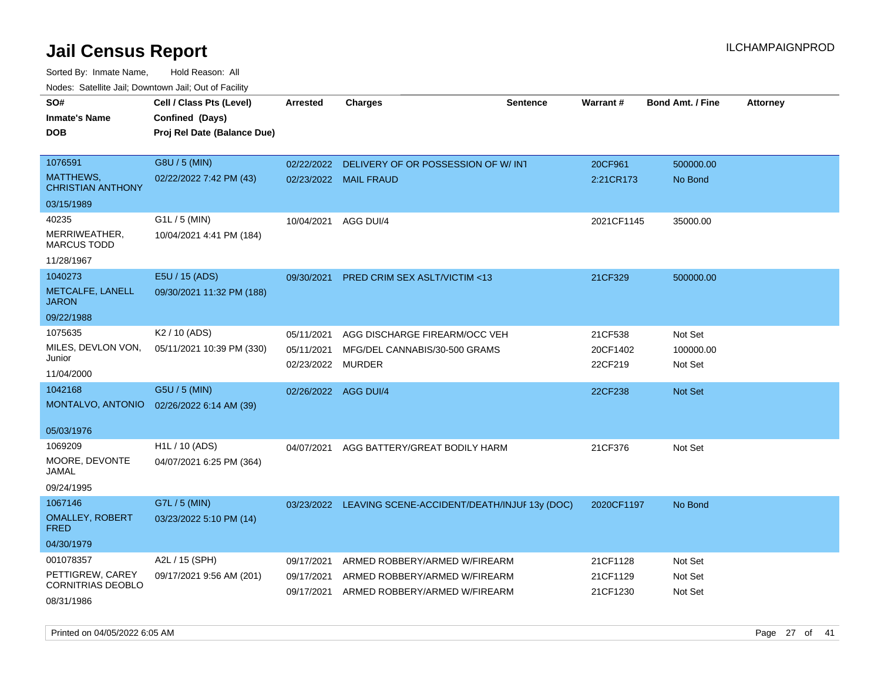# Jail Census Report

ILCHAMPAIGNPROD

Sorted By: Inmate Name, Hold Reason: All

Nodes: Satellite Jail; Downtown Jail; Out of Facility

| SO# / Inmate's Name / DOB | Cell / Class Pts (Level) / Confined (Days) / Proj Rel Date (Balance Due) | Arrested | Charges | Sentence | Warrant # | Bond Amt. / Fine | Attorney |
|---|---|---|---|---|---|---|---|
| 1076591<br>MATTHEWS, CHRISTIAN ANTHONY<br>03/15/1989 | G8U / 5 (MIN)<br>02/22/2022 7:42 PM (43) | 02/22/2022<br>02/23/2022 | DELIVERY OF OR POSSESSION OF W/ INT<br>MAIL FRAUD | | 20CF961<br>2:21CR173 | 500000.00<br>No Bond | |
| 40235<br>MERRIWEATHER, MARCUS TODD<br>11/28/1967 | G1L / 5 (MIN)<br>10/04/2021 4:41 PM (184) | 10/04/2021 | AGG DUI/4 | | 2021CF1145 | 35000.00 | |
| 1040273<br>METCALFE, LANELL JARON<br>09/22/1988 | E5U / 15 (ADS)<br>09/30/2021 11:32 PM (188) | 09/30/2021 | PRED CRIM SEX ASLT/VICTIM <13 | | 21CF329 | 500000.00 | |
| 1075635<br>MILES, DEVLON VON, Junior<br>11/04/2000 | K2 / 10 (ADS)<br>05/11/2021 10:39 PM (330) | 05/11/2021<br>05/11/2021<br>02/23/2022 | AGG DISCHARGE FIREARM/OCC VEH<br>MFG/DEL CANNABIS/30-500 GRAMS<br>MURDER | | 21CF538<br>20CF1402<br>22CF219 | Not Set<br>100000.00<br>Not Set | |
| 1042168<br>MONTALVO, ANTONIO<br>05/03/1976 | G5U / 5 (MIN)<br>02/26/2022 6:14 AM (39) | 02/26/2022 | AGG DUI/4 | | 22CF238 | Not Set | |
| 1069209<br>MOORE, DEVONTE JAMAL<br>09/24/1995 | H1L / 10 (ADS)<br>04/07/2021 6:25 PM (364) | 04/07/2021 | AGG BATTERY/GREAT BODILY HARM | | 21CF376 | Not Set | |
| 1067146<br>OMALLEY, ROBERT FRED<br>04/30/1979 | G7L / 5 (MIN)<br>03/23/2022 5:10 PM (14) | 03/23/2022 | LEAVING SCENE-ACCIDENT/DEATH/INJUF | 13y (DOC) | 2020CF1197 | No Bond | |
| 001078357<br>PETTIGREW, CAREY CORNITRIAS DEOBLO<br>08/31/1986 | A2L / 15 (SPH)<br>09/17/2021 9:56 AM (201) | 09/17/2021<br>09/17/2021<br>09/17/2021 | ARMED ROBBERY/ARMED W/FIREARM<br>ARMED ROBBERY/ARMED W/FIREARM<br>ARMED ROBBERY/ARMED W/FIREARM | | 21CF1128<br>21CF1129<br>21CF1230 | Not Set<br>Not Set<br>Not Set | |

Printed on 04/05/2022 6:05 AM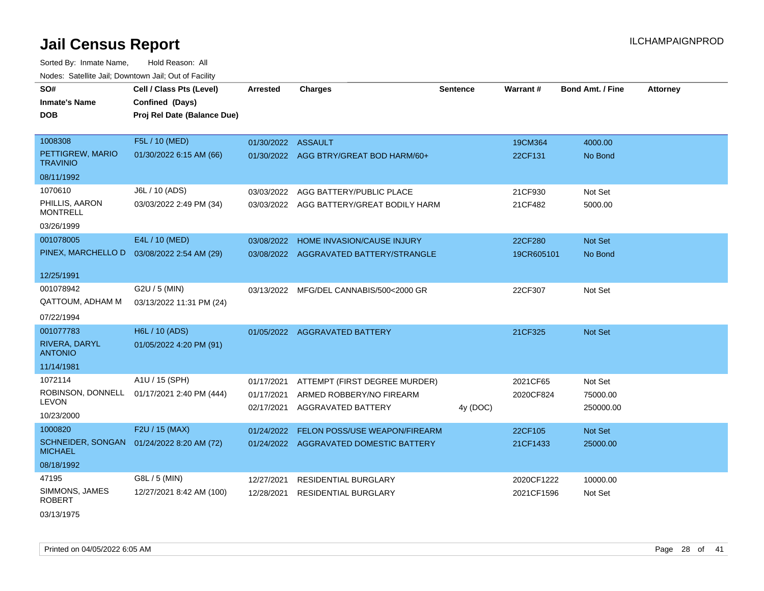# Jail Census Report

ILCHAMPAIGNPROD

Sorted By: Inmate Name, Hold Reason: All

Nodes: Satellite Jail; Downtown Jail; Out of Facility

| SO# / Inmate's Name / DOB | Cell / Class Pts (Level) / Confined (Days) / Proj Rel Date (Balance Due) | Arrested | Charges | Sentence | Warrant # | Bond Amt. / Fine | Attorney |
|---|---|---|---|---|---|---|---|
| 1008308 PETTIGREW, MARIO TRAVINIO 08/11/1992 | F5L / 10 (MED) 01/30/2022 6:15 AM (66) | 01/30/2022 | ASSAULT | | 19CM364 | 4000.00 | |
| | | 01/30/2022 | AGG BTRY/GREAT BOD HARM/60+ | | 22CF131 | No Bond | |
| 1070610 PHILLIS, AARON MONTRELL 03/26/1999 | J6L / 10 (ADS) 03/03/2022 2:49 PM (34) | 03/03/2022 | AGG BATTERY/PUBLIC PLACE | | 21CF930 | Not Set | |
| | | 03/03/2022 | AGG BATTERY/GREAT BODILY HARM | | 21CF482 | 5000.00 | |
| 001078005 PINEX, MARCHELLO D 12/25/1991 | E4L / 10 (MED) 03/08/2022 2:54 AM (29) | 03/08/2022 | HOME INVASION/CAUSE INJURY | | 22CF280 | Not Set | |
| | | 03/08/2022 | AGGRAVATED BATTERY/STRANGLE | | 19CR605101 | No Bond | |
| 001078942 QATTOUM, ADHAM M 07/22/1994 | G2U / 5 (MIN) 03/13/2022 11:31 PM (24) | 03/13/2022 | MFG/DEL CANNABIS/500<2000 GR | | 22CF307 | Not Set | |
| 001077783 RIVERA, DARYL ANTONIO 11/14/1981 | H6L / 10 (ADS) 01/05/2022 4:20 PM (91) | 01/05/2022 | AGGRAVATED BATTERY | | 21CF325 | Not Set | |
| 1072114 ROBINSON, DONNELL LEVON 10/23/2000 | A1U / 15 (SPH) 01/17/2021 2:40 PM (444) | 01/17/2021 | ATTEMPT (FIRST DEGREE MURDER) | | 2021CF65 | Not Set | |
| | | 01/17/2021 | ARMED ROBBERY/NO FIREARM | | 2020CF824 | 75000.00 | |
| | | 02/17/2021 | AGGRAVATED BATTERY | 4y (DOC) | | 250000.00 | |
| 1000820 SCHNEIDER, SONGAN MICHAEL 08/18/1992 | F2U / 15 (MAX) 01/24/2022 8:20 AM (72) | 01/24/2022 | FELON POSS/USE WEAPON/FIREARM | | 22CF105 | Not Set | |
| | | 01/24/2022 | AGGRAVATED DOMESTIC BATTERY | | 21CF1433 | 25000.00 | |
| 47195 SIMMONS, JAMES ROBERT 03/13/1975 | G8L / 5 (MIN) 12/27/2021 8:42 AM (100) | 12/27/2021 | RESIDENTIAL BURGLARY | | 2020CF1222 | 10000.00 | |
| | | 12/28/2021 | RESIDENTIAL BURGLARY | | 2021CF1596 | Not Set | |

Printed on 04/05/2022 6:05 AM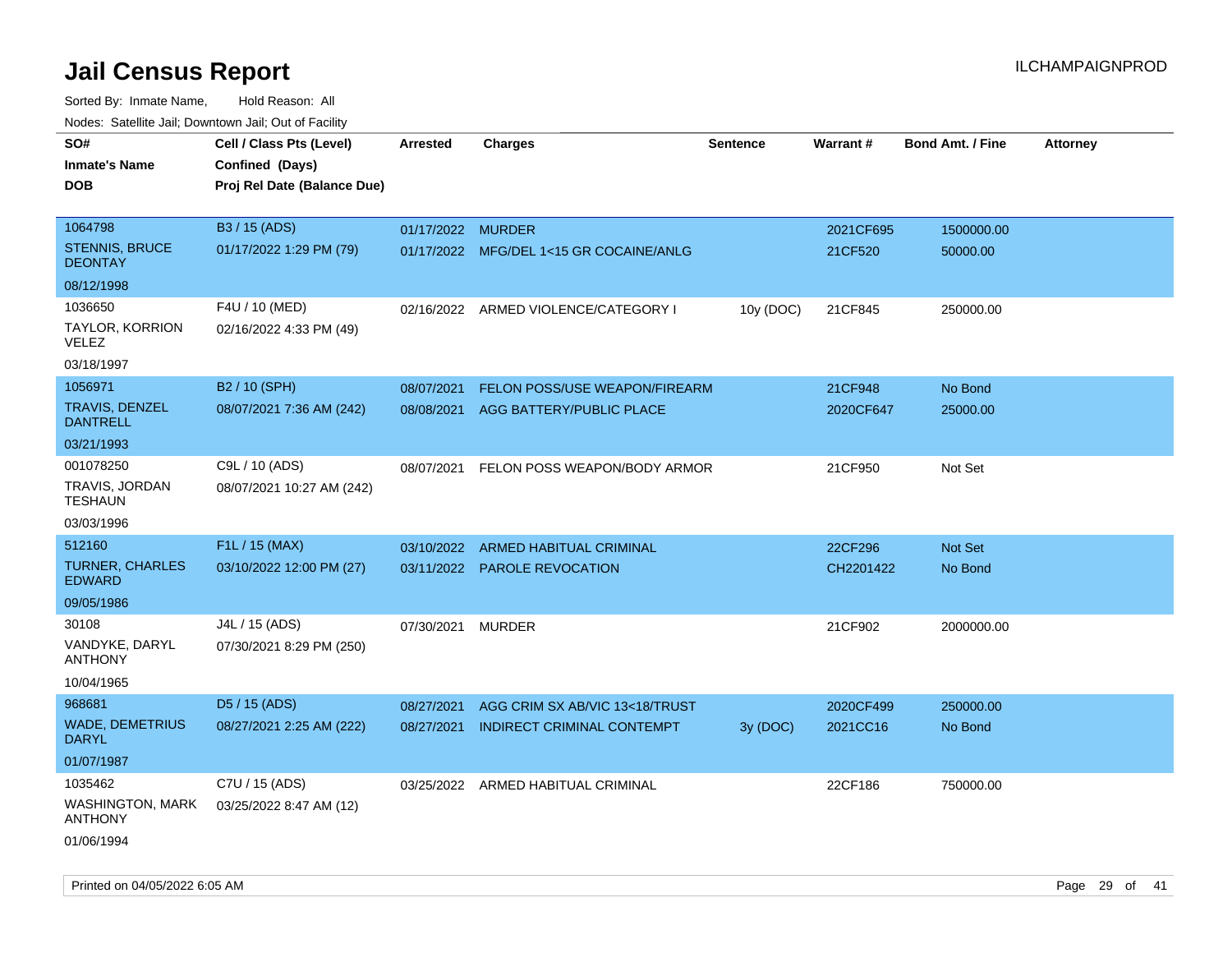# Jail Census Report

ILCHAMPAIGNPROD

Sorted By: Inmate Name, Hold Reason: All

Nodes: Satellite Jail; Downtown Jail; Out of Facility

| SO# / Inmate's Name / DOB | Cell / Class Pts (Level) / Confined (Days) / Proj Rel Date (Balance Due) | Arrested | Charges | Sentence | Warrant # | Bond Amt. / Fine | Attorney |
|---|---|---|---|---|---|---|---|
| 1064798<br>STENNIS, BRUCE DEONTAY<br>08/12/1998 | B3 / 15 (ADS)<br>01/17/2022 1:29 PM (79) | 01/17/2022 | MURDER | | 2021CF695 | 1500000.00 | |
| | | 01/17/2022 | MFG/DEL 1<15 GR COCAINE/ANLG | | 21CF520 | 50000.00 | |
| 1036650<br>TAYLOR, KORRION VELEZ<br>03/18/1997 | F4U / 10 (MED)<br>02/16/2022 4:33 PM (49) | 02/16/2022 | ARMED VIOLENCE/CATEGORY I | 10y (DOC) | 21CF845 | 250000.00 | |
| 1056971<br>TRAVIS, DENZEL DANTRELL<br>03/21/1993 | B2 / 10 (SPH)<br>08/07/2021 7:36 AM (242) | 08/07/2021 | FELON POSS/USE WEAPON/FIREARM | | 21CF948 | No Bond | |
| | | 08/08/2021 | AGG BATTERY/PUBLIC PLACE | | 2020CF647 | 25000.00 | |
| 001078250<br>TRAVIS, JORDAN TESHAUN<br>03/03/1996 | C9L / 10 (ADS)<br>08/07/2021 10:27 AM (242) | 08/07/2021 | FELON POSS WEAPON/BODY ARMOR | | 21CF950 | Not Set | |
| 512160<br>TURNER, CHARLES EDWARD<br>09/05/1986 | F1L / 15 (MAX)<br>03/10/2022 12:00 PM (27) | 03/10/2022 | ARMED HABITUAL CRIMINAL | | 22CF296 | Not Set | |
| | | 03/11/2022 | PAROLE REVOCATION | | CH2201422 | No Bond | |
| 30108<br>VANDYKE, DARYL ANTHONY<br>10/04/1965 | J4L / 15 (ADS)<br>07/30/2021 8:29 PM (250) | 07/30/2021 | MURDER | | 21CF902 | 2000000.00 | |
| 968681<br>WADE, DEMETRIUS DARYL<br>01/07/1987 | D5 / 15 (ADS)<br>08/27/2021 2:25 AM (222) | 08/27/2021 | AGG CRIM SX AB/VIC 13<18/TRUST | | 2020CF499 | 250000.00 | |
| | | 08/27/2021 | INDIRECT CRIMINAL CONTEMPT | 3y (DOC) | 2021CC16 | No Bond | |
| 1035462<br>WASHINGTON, MARK ANTHONY<br>01/06/1994 | C7U / 15 (ADS)<br>03/25/2022 8:47 AM (12) | 03/25/2022 | ARMED HABITUAL CRIMINAL | | 22CF186 | 750000.00 | |

Printed on 04/05/2022 6:05 AM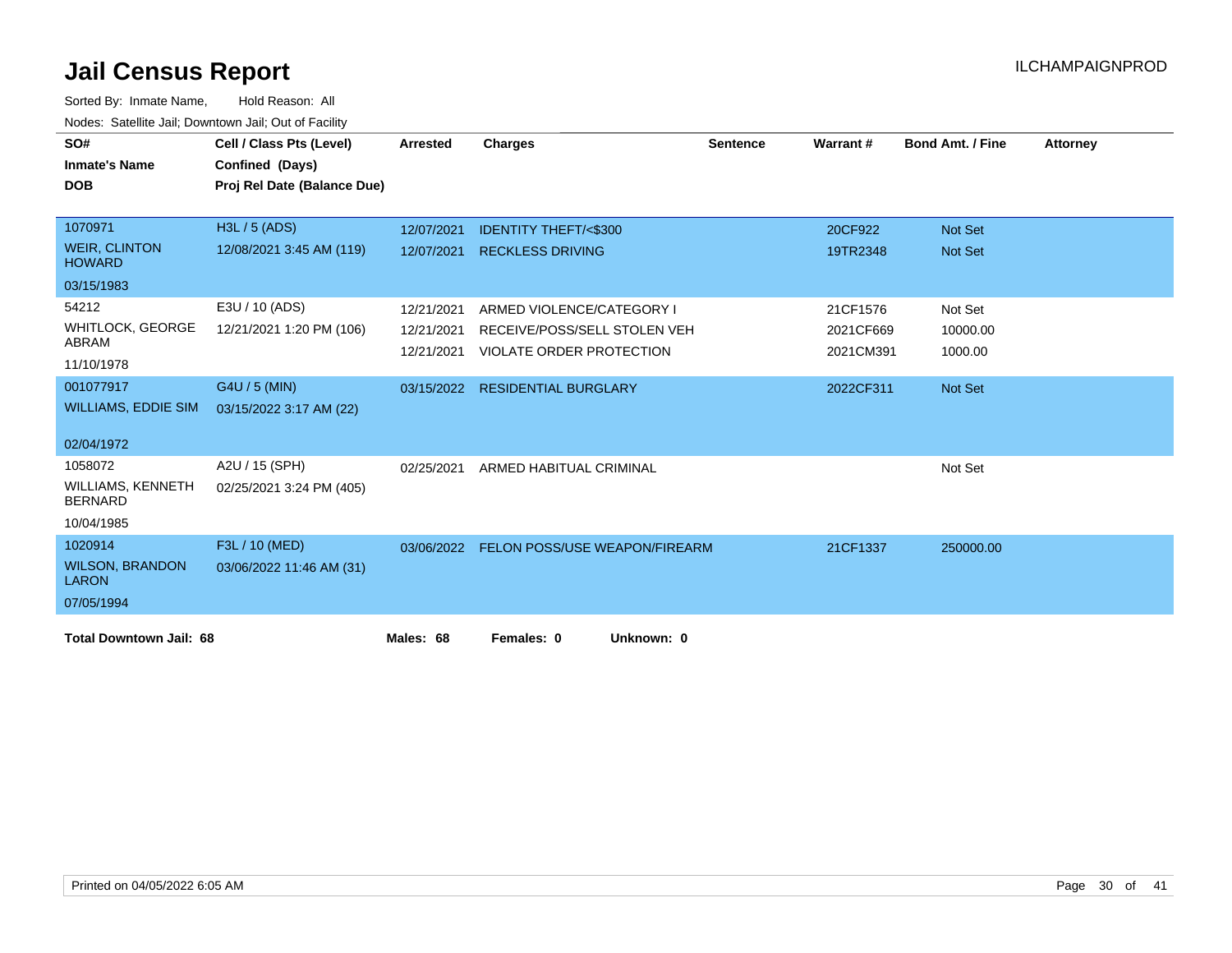# Jail Census Report

Sorted By: Inmate Name, Hold Reason: All

Nodes: Satellite Jail; Downtown Jail; Out of Facility

| SO# / Inmate's Name / DOB | Cell / Class Pts (Level) / Confined (Days) / Proj Rel Date (Balance Due) | Arrested | Charges | Sentence | Warrant # | Bond Amt. / Fine | Attorney |
|---|---|---|---|---|---|---|---|
| 1070971<br>WEIR, CLINTON HOWARD<br>03/15/1983 | H3L / 5 (ADS)<br>12/08/2021 3:45 AM (119) | 12/07/2021 | IDENTITY THEFT/<$300 | | 20CF922 | Not Set | |
| | | 12/07/2021 | RECKLESS DRIVING | | 19TR2348 | Not Set | |
| 54212<br>WHITLOCK, GEORGE ABRAM<br>11/10/1978 | E3U / 10 (ADS)<br>12/21/2021 1:20 PM (106) | 12/21/2021 | ARMED VIOLENCE/CATEGORY I | | 21CF1576 | Not Set | |
| | | 12/21/2021 | RECEIVE/POSS/SELL STOLEN VEH | | 2021CF669 | 10000.00 | |
| | | 12/21/2021 | VIOLATE ORDER PROTECTION | | 2021CM391 | 1000.00 | |
| 001077917<br>WILLIAMS, EDDIE SIM<br>02/04/1972 | G4U / 5 (MIN)<br>03/15/2022 3:17 AM (22) | 03/15/2022 | RESIDENTIAL BURGLARY | | 2022CF311 | Not Set | |
| 1058072<br>WILLIAMS, KENNETH BERNARD<br>10/04/1985 | A2U / 15 (SPH)<br>02/25/2021 3:24 PM (405) | 02/25/2021 | ARMED HABITUAL CRIMINAL | | | Not Set | |
| 1020914<br>WILSON, BRANDON LARON<br>07/05/1994 | F3L / 10 (MED)<br>03/06/2022 11:46 AM (31) | 03/06/2022 | FELON POSS/USE WEAPON/FIREARM | | 21CF1337 | 250000.00 | |

**Total Downtown Jail: 68** **Males: 68** **Females: 0** **Unknown: 0**

Printed on 04/05/2022 6:05 AM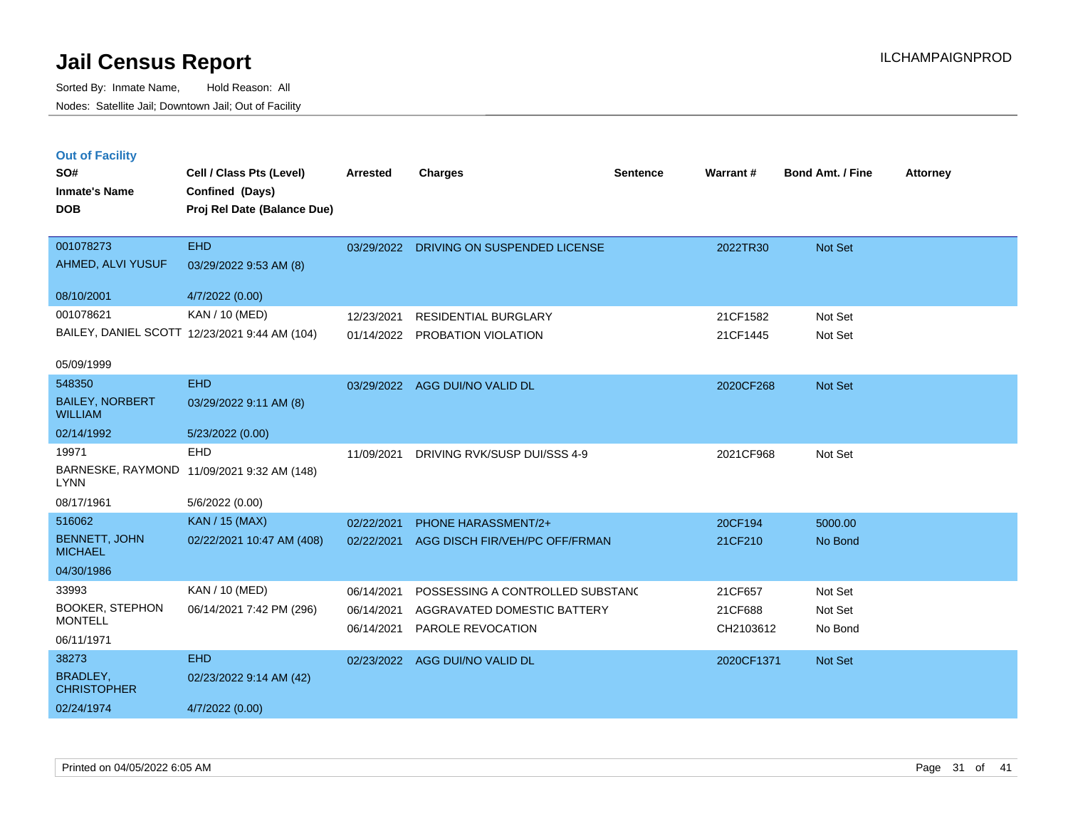# Jail Census Report

Sorted By: Inmate Name, Hold Reason: All

Nodes: Satellite Jail; Downtown Jail; Out of Facility

ILCHAMPAIGNPROD

## Out of Facility

| SO# / Inmate's Name / DOB | Cell / Class Pts (Level) / Confined (Days) / Proj Rel Date (Balance Due) | Arrested | Charges | Sentence | Warrant # | Bond Amt. / Fine | Attorney |
|---|---|---|---|---|---|---|---|
| 001078273<br>AHMED, ALVI YUSUF<br>08/10/2001 | EHD<br>03/29/2022 9:53 AM (8)<br>4/7/2022 (0.00) | 03/29/2022 | DRIVING ON SUSPENDED LICENSE | | 2022TR30 | Not Set | |
| 001078621<br>BAILEY, DANIEL SCOTT<br>05/09/1999 | KAN / 10 (MED)<br>12/23/2021 9:44 AM (104) | 12/23/2021<br>01/14/2022 | RESIDENTIAL BURGLARY<br>PROBATION VIOLATION | | 21CF1582<br>21CF1445 | Not Set<br>Not Set | |
| 548350<br>BAILEY, NORBERT WILLIAM<br>02/14/1992 | EHD<br>03/29/2022 9:11 AM (8)<br>5/23/2022 (0.00) | 03/29/2022 | AGG DUI/NO VALID DL | | 2020CF268 | Not Set | |
| 19971<br>BARNESKE, RAYMOND LYNN<br>08/17/1961 | EHD<br>11/09/2021 9:32 AM (148)<br>5/6/2022 (0.00) | 11/09/2021 | DRIVING RVK/SUSP DUI/SSS 4-9 | | 2021CF968 | Not Set | |
| 516062<br>BENNETT, JOHN MICHAEL<br>04/30/1986 | KAN / 15 (MAX)<br>02/22/2021 10:47 AM (408) | 02/22/2021<br>02/22/2021 | PHONE HARASSMENT/2+<br>AGG DISCH FIR/VEH/PC OFF/FRMAN | | 20CF194<br>21CF210 | 5000.00<br>No Bond | |
| 33993<br>BOOKER, STEPHON MONTELL<br>06/11/1971 | KAN / 10 (MED)<br>06/14/2021 7:42 PM (296) | 06/14/2021<br>06/14/2021<br>06/14/2021 | POSSESSING A CONTROLLED SUBSTANC<br>AGGRAVATED DOMESTIC BATTERY<br>PAROLE REVOCATION | | 21CF657<br>21CF688<br>CH2103612 | Not Set<br>Not Set<br>No Bond | |
| 38273<br>BRADLEY, CHRISTOPHER<br>02/24/1974 | EHD<br>02/23/2022 9:14 AM (42)<br>4/7/2022 (0.00) | 02/23/2022 | AGG DUI/NO VALID DL | | 2020CF1371 | Not Set | |

Printed on 04/05/2022 6:05 AM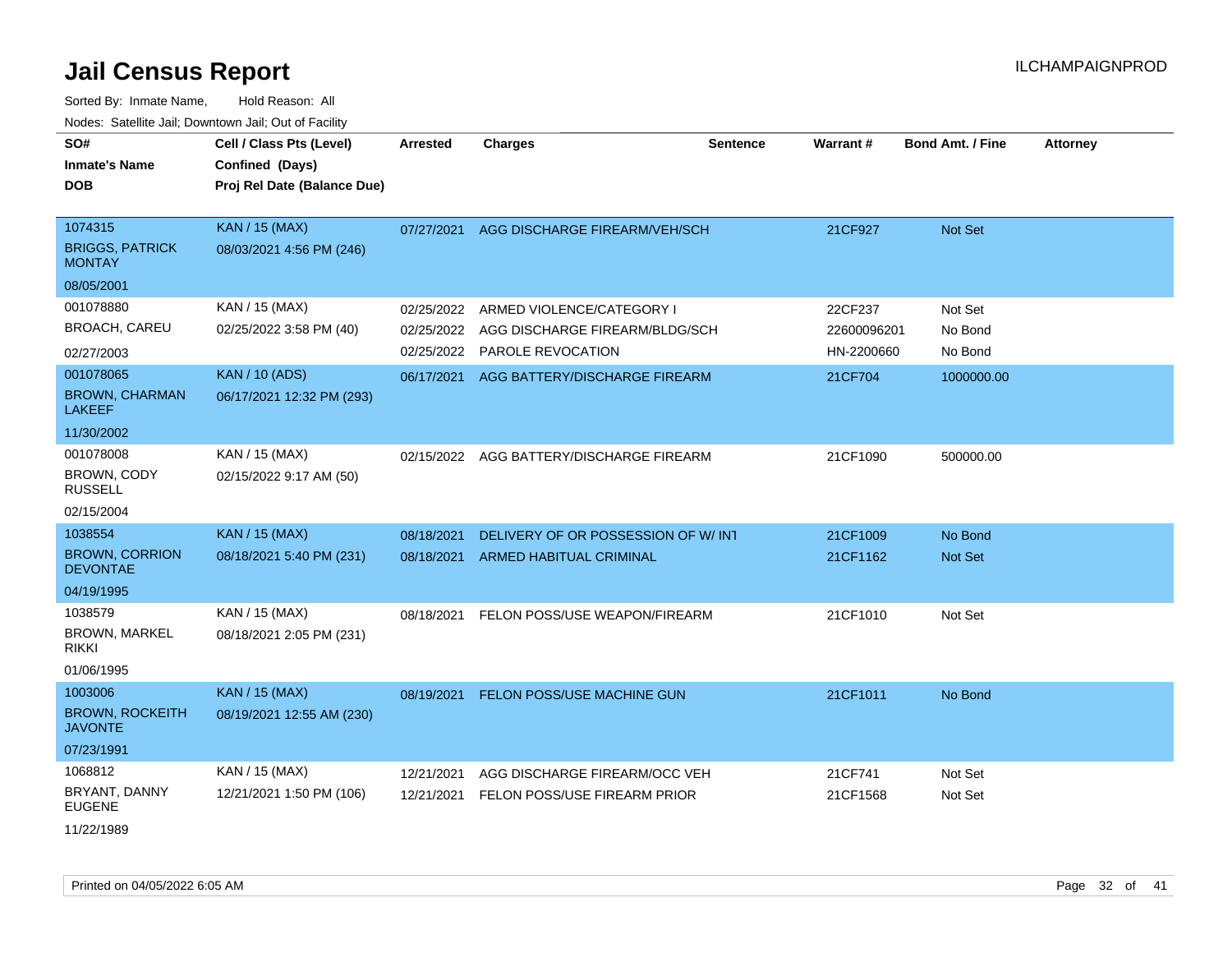# Jail Census Report

ILCHAMPAIGNPROD

Sorted By: Inmate Name, Hold Reason: All

Nodes: Satellite Jail; Downtown Jail; Out of Facility

| SO# / Inmate's Name / DOB | Cell / Class Pts (Level) / Confined (Days) / Proj Rel Date (Balance Due) | Arrested | Charges | Sentence | Warrant # | Bond Amt. / Fine | Attorney |
|---|---|---|---|---|---|---|---|
| 1074315<br>BRIGGS, PATRICK MONTAY<br>08/05/2001 | KAN / 15 (MAX)<br>08/03/2021 4:56 PM (246) | 07/27/2021 | AGG DISCHARGE FIREARM/VEH/SCH | | 21CF927 | Not Set | |
| 001078880<br>BROACH, CAREU<br>02/27/2003 | KAN / 15 (MAX)<br>02/25/2022 3:58 PM (40) | 02/25/2022<br>02/25/2022<br>02/25/2022 | ARMED VIOLENCE/CATEGORY I<br>AGG DISCHARGE FIREARM/BLDG/SCH<br>PAROLE REVOCATION | | 22CF237<br>22600096201<br>HN-2200660 | Not Set<br>No Bond<br>No Bond | |
| 001078065<br>BROWN, CHARMAN LAKEEF<br>11/30/2002 | KAN / 10 (ADS)<br>06/17/2021 12:32 PM (293) | 06/17/2021 | AGG BATTERY/DISCHARGE FIREARM | | 21CF704 | 1000000.00 | |
| 001078008<br>BROWN, CODY RUSSELL<br>02/15/2004 | KAN / 15 (MAX)<br>02/15/2022 9:17 AM (50) | 02/15/2022 | AGG BATTERY/DISCHARGE FIREARM | | 21CF1090 | 500000.00 | |
| 1038554<br>BROWN, CORRION DEVONTAE<br>04/19/1995 | KAN / 15 (MAX)<br>08/18/2021 5:40 PM (231) | 08/18/2021<br>08/18/2021 | DELIVERY OF OR POSSESSION OF W/ INT<br>ARMED HABITUAL CRIMINAL | | 21CF1009<br>21CF1162 | No Bond<br>Not Set | |
| 1038579<br>BROWN, MARKEL RIKKI<br>01/06/1995 | KAN / 15 (MAX)<br>08/18/2021 2:05 PM (231) | 08/18/2021 | FELON POSS/USE WEAPON/FIREARM | | 21CF1010 | Not Set | |
| 1003006<br>BROWN, ROCKEITH JAVONTE<br>07/23/1991 | KAN / 15 (MAX)<br>08/19/2021 12:55 AM (230) | 08/19/2021 | FELON POSS/USE MACHINE GUN | | 21CF1011 | No Bond | |
| 1068812<br>BRYANT, DANNY EUGENE<br>11/22/1989 | KAN / 15 (MAX)<br>12/21/2021 1:50 PM (106) | 12/21/2021<br>12/21/2021 | AGG DISCHARGE FIREARM/OCC VEH<br>FELON POSS/USE FIREARM PRIOR | | 21CF741<br>21CF1568 | Not Set<br>Not Set | |

Printed on 04/05/2022 6:05 AM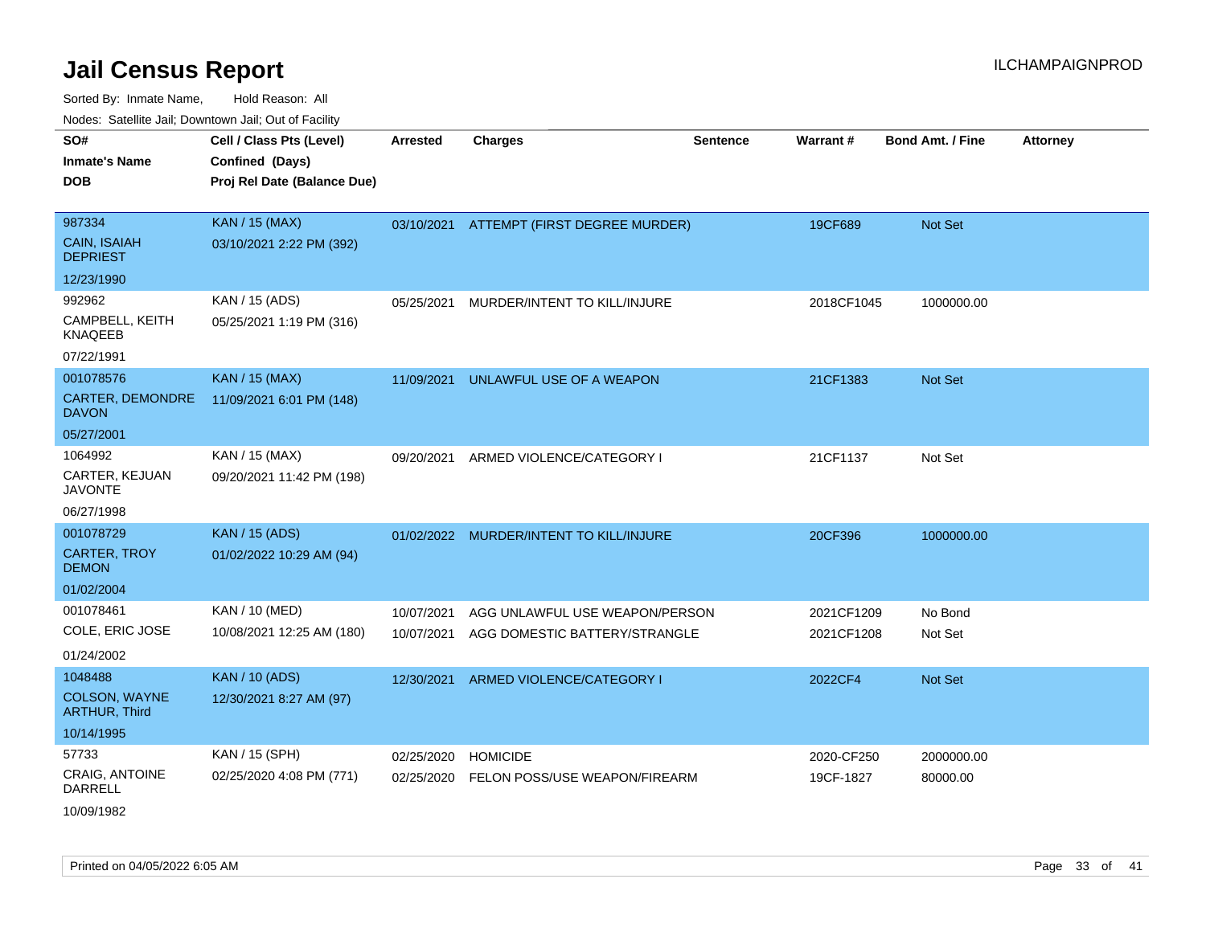# Jail Census Report

ILCHAMPAIGNPROD

Sorted By: Inmate Name, Hold Reason: All

Nodes: Satellite Jail; Downtown Jail; Out of Facility

| SO# / Inmate's Name / DOB | Cell / Class Pts (Level) / Confined (Days) / Proj Rel Date (Balance Due) | Arrested | Charges | Sentence | Warrant # | Bond Amt. / Fine | Attorney |
|---|---|---|---|---|---|---|---|
| 987334<br>CAIN, ISAIAH DEPRIEST<br>12/23/1990 | KAN / 15 (MAX)<br>03/10/2021 2:22 PM (392) | 03/10/2021 | ATTEMPT (FIRST DEGREE MURDER) | | 19CF689 | Not Set | |
| 992962<br>CAMPBELL, KEITH KNAQEEB<br>07/22/1991 | KAN / 15 (ADS)<br>05/25/2021 1:19 PM (316) | 05/25/2021 | MURDER/INTENT TO KILL/INJURE | | 2018CF1045 | 1000000.00 | |
| 001078576<br>CARTER, DEMONDRE DAVON<br>05/27/2001 | KAN / 15 (MAX)<br>11/09/2021 6:01 PM (148) | 11/09/2021 | UNLAWFUL USE OF A WEAPON | | 21CF1383 | Not Set | |
| 1064992<br>CARTER, KEJUAN JAVONTE<br>06/27/1998 | KAN / 15 (MAX)<br>09/20/2021 11:42 PM (198) | 09/20/2021 | ARMED VIOLENCE/CATEGORY I | | 21CF1137 | Not Set | |
| 001078729<br>CARTER, TROY DEMON<br>01/02/2004 | KAN / 15 (ADS)<br>01/02/2022 10:29 AM (94) | 01/02/2022 | MURDER/INTENT TO KILL/INJURE | | 20CF396 | 1000000.00 | |
| 001078461<br>COLE, ERIC JOSE<br>01/24/2002 | KAN / 10 (MED)<br>10/08/2021 12:25 AM (180) | 10/07/2021<br>10/07/2021 | AGG UNLAWFUL USE WEAPON/PERSON<br>AGG DOMESTIC BATTERY/STRANGLE | | 2021CF1209<br>2021CF1208 | No Bond<br>Not Set | |
| 1048488<br>COLSON, WAYNE ARTHUR, Third<br>10/14/1995 | KAN / 10 (ADS)<br>12/30/2021 8:27 AM (97) | 12/30/2021 | ARMED VIOLENCE/CATEGORY I | | 2022CF4 | Not Set | |
| 57733<br>CRAIG, ANTOINE DARRELL<br>10/09/1982 | KAN / 15 (SPH)<br>02/25/2020 4:08 PM (771) | 02/25/2020<br>02/25/2020 | HOMICIDE<br>FELON POSS/USE WEAPON/FIREARM | | 2020-CF250<br>19CF-1827 | 2000000.00<br>80000.00 | |

Printed on 04/05/2022 6:05 AM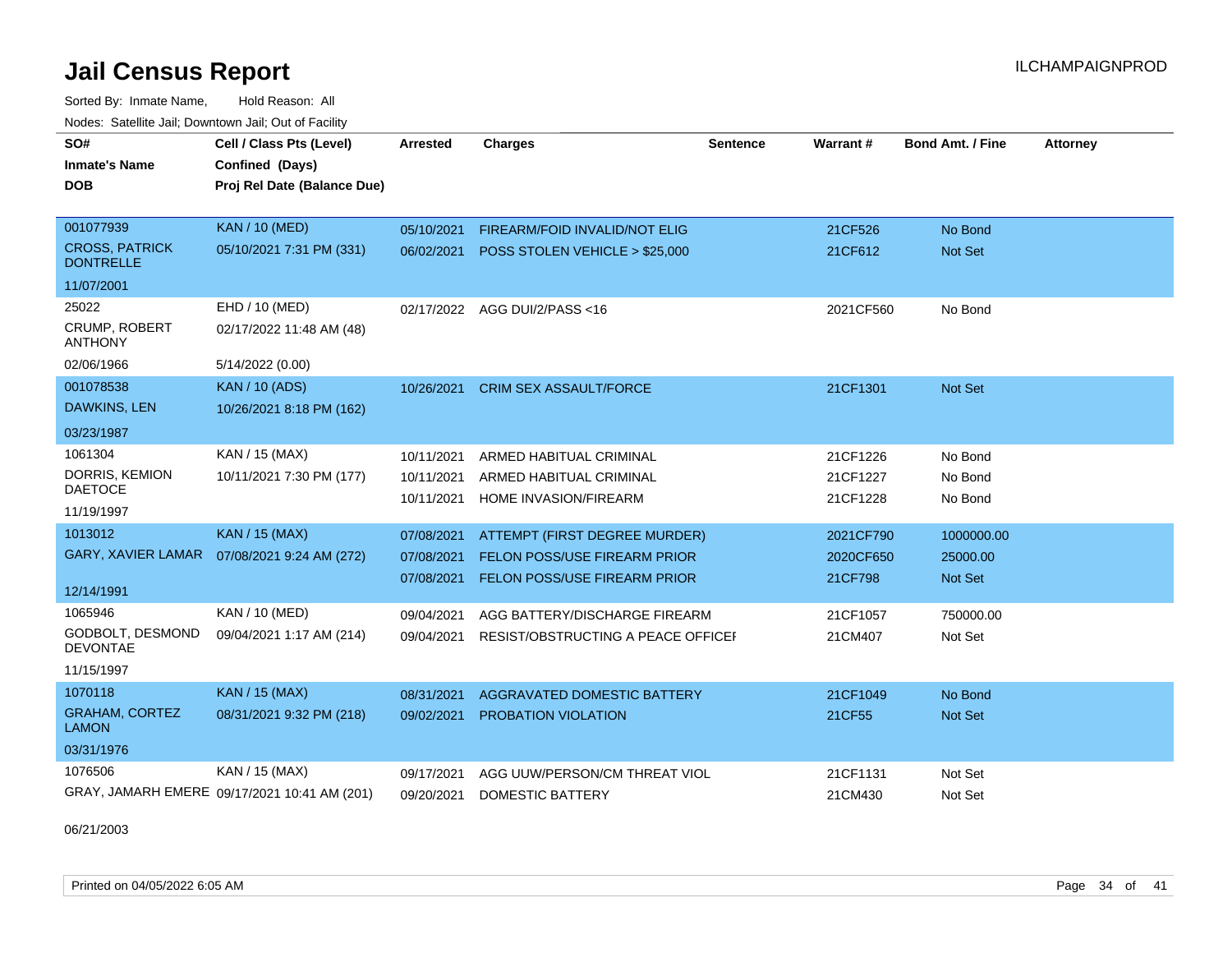# Jail Census Report

ILCHAMPAIGNPROD

Sorted By: Inmate Name, Hold Reason: All

Nodes: Satellite Jail; Downtown Jail; Out of Facility

| SO# / Inmate's Name / DOB | Cell / Class Pts (Level) / Confined (Days) / Proj Rel Date (Balance Due) | Arrested | Charges | Sentence | Warrant # | Bond Amt. / Fine | Attorney |
|---|---|---|---|---|---|---|---|
| 001077939<br>CROSS, PATRICK DONTRELLE<br>11/07/2001 | KAN / 10 (MED)<br>05/10/2021 7:31 PM (331) | 05/10/2021<br>06/02/2021 | FIREARM/FOID INVALID/NOT ELIG<br>POSS STOLEN VEHICLE > $25,000 | | 21CF526<br>21CF612 | No Bond<br>Not Set | |
| 25022<br>CRUMP, ROBERT ANTHONY<br>02/06/1966 | EHD / 10 (MED)<br>02/17/2022 11:48 AM (48)<br>5/14/2022 (0.00) | 02/17/2022 | AGG DUI/2/PASS <16 | | 2021CF560 | No Bond | |
| 001078538<br>DAWKINS, LEN<br>03/23/1987 | KAN / 10 (ADS)<br>10/26/2021 8:18 PM (162) | 10/26/2021 | CRIM SEX ASSAULT/FORCE | | 21CF1301 | Not Set | |
| 1061304<br>DORRIS, KEMION DAETOCE<br>11/19/1997 | KAN / 15 (MAX)<br>10/11/2021 7:30 PM (177) | 10/11/2021<br>10/11/2021<br>10/11/2021 | ARMED HABITUAL CRIMINAL<br>ARMED HABITUAL CRIMINAL<br>HOME INVASION/FIREARM | | 21CF1226<br>21CF1227<br>21CF1228 | No Bond<br>No Bond<br>No Bond | |
| 1013012<br>GARY, XAVIER LAMAR<br>12/14/1991 | KAN / 15 (MAX)<br>07/08/2021 9:24 AM (272) | 07/08/2021<br>07/08/2021<br>07/08/2021 | ATTEMPT (FIRST DEGREE MURDER)<br>FELON POSS/USE FIREARM PRIOR<br>FELON POSS/USE FIREARM PRIOR | | 2021CF790<br>2020CF650<br>21CF798 | 1000000.00<br>25000.00<br>Not Set | |
| 1065946<br>GODBOLT, DESMOND DEVONTAE<br>11/15/1997 | KAN / 10 (MED)<br>09/04/2021 1:17 AM (214) | 09/04/2021<br>09/04/2021 | AGG BATTERY/DISCHARGE FIREARM<br>RESIST/OBSTRUCTING A PEACE OFFICEI | | 21CF1057<br>21CM407 | 750000.00<br>Not Set | |
| 1070118<br>GRAHAM, CORTEZ LAMON<br>03/31/1976 | KAN / 15 (MAX)<br>08/31/2021 9:32 PM (218) | 08/31/2021<br>09/02/2021 | AGGRAVATED DOMESTIC BATTERY<br>PROBATION VIOLATION | | 21CF1049<br>21CF55 | No Bond<br>Not Set | |
| 1076506<br>GRAY, JAMARH EMERE<br>06/21/2003 | KAN / 15 (MAX)<br>09/17/2021 10:41 AM (201) | 09/17/2021<br>09/20/2021 | AGG UUW/PERSON/CM THREAT VIOL<br>DOMESTIC BATTERY | | 21CF1131<br>21CM430 | Not Set<br>Not Set | |

Printed on 04/05/2022 6:05 AM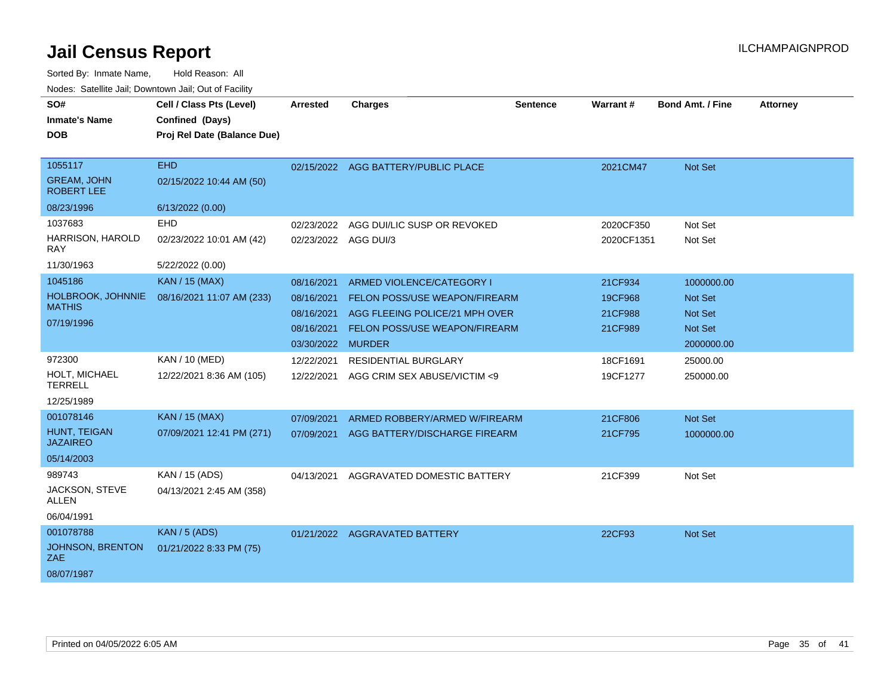# Jail Census Report

ILCHAMPAIGNPROD

Sorted By: Inmate Name, Hold Reason: All

Nodes: Satellite Jail; Downtown Jail; Out of Facility

| SO# / Inmate's Name / DOB | Cell / Class Pts (Level) / Confined (Days) / Proj Rel Date (Balance Due) | Arrested | Charges | Sentence | Warrant # | Bond Amt. / Fine | Attorney |
|---|---|---|---|---|---|---|---|
| 1055117<br>GREAM, JOHN ROBERT LEE<br>08/23/1996 | EHD<br>02/15/2022 10:44 AM (50)<br>6/13/2022 (0.00) | 02/15/2022 | AGG BATTERY/PUBLIC PLACE | | 2021CM47 | Not Set | |
| 1037683<br>HARRISON, HAROLD RAY<br>11/30/1963 | EHD<br>02/23/2022 10:01 AM (42)<br>5/22/2022 (0.00) | 02/23/2022 | AGG DUI/LIC SUSP OR REVOKED | | 2020CF350 | Not Set | |
| | | 02/23/2022 | AGG DUI/3 | | 2020CF1351 | Not Set | |
| 1045186<br>HOLBROOK, JOHNNIE MATHIS<br>07/19/1996 | KAN / 15 (MAX)<br>08/16/2021 11:07 AM (233) | 08/16/2021 | ARMED VIOLENCE/CATEGORY I | | 21CF934 | 1000000.00 | |
| | | 08/16/2021 | FELON POSS/USE WEAPON/FIREARM | | 19CF968 | Not Set | |
| | | 08/16/2021 | AGG FLEEING POLICE/21 MPH OVER | | 21CF988 | Not Set | |
| | | 08/16/2021 | FELON POSS/USE WEAPON/FIREARM | | 21CF989 | Not Set | |
| | | 03/30/2022 | MURDER | | | 2000000.00 | |
| 972300<br>HOLT, MICHAEL TERRELL<br>12/25/1989 | KAN / 10 (MED)<br>12/22/2021 8:36 AM (105) | 12/22/2021 | RESIDENTIAL BURGLARY | | 18CF1691 | 25000.00 | |
| | | 12/22/2021 | AGG CRIM SEX ABUSE/VICTIM <9 | | 19CF1277 | 250000.00 | |
| 001078146<br>HUNT, TEIGAN JAZAIREO<br>05/14/2003 | KAN / 15 (MAX)<br>07/09/2021 12:41 PM (271) | 07/09/2021 | ARMED ROBBERY/ARMED W/FIREARM | | 21CF806 | Not Set | |
| | | 07/09/2021 | AGG BATTERY/DISCHARGE FIREARM | | 21CF795 | 1000000.00 | |
| 989743<br>JACKSON, STEVE ALLEN<br>06/04/1991 | KAN / 15 (ADS)<br>04/13/2021 2:45 AM (358) | 04/13/2021 | AGGRAVATED DOMESTIC BATTERY | | 21CF399 | Not Set | |
| 001078788<br>JOHNSON, BRENTON ZAE<br>08/07/1987 | KAN / 5 (ADS)<br>01/21/2022 8:33 PM (75) | 01/21/2022 | AGGRAVATED BATTERY | | 22CF93 | Not Set | |

Printed on 04/05/2022 6:05 AM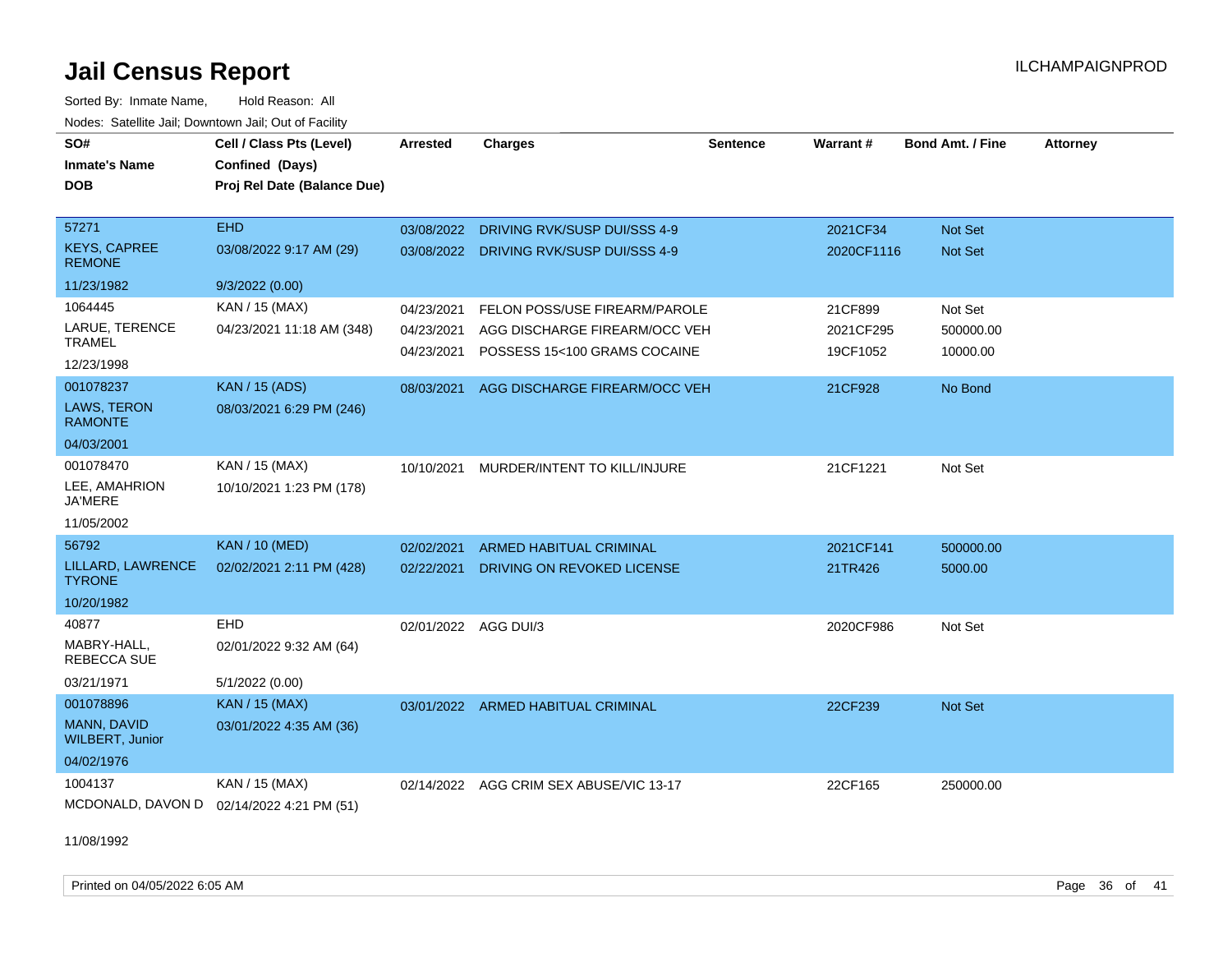# Jail Census Report

Sorted By: Inmate Name, Hold Reason: All

Nodes: Satellite Jail; Downtown Jail; Out of Facility

| SO# / Inmate's Name / DOB | Cell / Class Pts (Level) / Confined (Days) / Proj Rel Date (Balance Due) | Arrested | Charges | Sentence | Warrant # | Bond Amt. / Fine | Attorney |
|---|---|---|---|---|---|---|---|
| 57271<br>KEYS, CAPREE REMONE<br>11/23/1982 | EHD<br>03/08/2022 9:17 AM (29)<br>9/3/2022 (0.00) | 03/08/2022<br>03/08/2022 | DRIVING RVK/SUSP DUI/SSS 4-9<br>DRIVING RVK/SUSP DUI/SSS 4-9 | | 2021CF34<br>2020CF1116 | Not Set<br>Not Set | |
| 1064445<br>LARUE, TERENCE TRAMEL<br>12/23/1998 | KAN / 15 (MAX)<br>04/23/2021 11:18 AM (348) | 04/23/2021<br>04/23/2021<br>04/23/2021 | FELON POSS/USE FIREARM/PAROLE<br>AGG DISCHARGE FIREARM/OCC VEH<br>POSSESS 15<100 GRAMS COCAINE | | 21CF899<br>2021CF295<br>19CF1052 | Not Set<br>500000.00<br>10000.00 | |
| 001078237<br>LAWS, TERON RAMONTE<br>04/03/2001 | KAN / 15 (ADS)<br>08/03/2021 6:29 PM (246) | 08/03/2021 | AGG DISCHARGE FIREARM/OCC VEH | | 21CF928 | No Bond | |
| 001078470<br>LEE, AMAHRION JA'MERE<br>11/05/2002 | KAN / 15 (MAX)<br>10/10/2021 1:23 PM (178) | 10/10/2021 | MURDER/INTENT TO KILL/INJURE | | 21CF1221 | Not Set | |
| 56792<br>LILLARD, LAWRENCE TYRONE<br>10/20/1982 | KAN / 10 (MED)<br>02/02/2021 2:11 PM (428) | 02/02/2021<br>02/22/2021 | ARMED HABITUAL CRIMINAL<br>DRIVING ON REVOKED LICENSE | | 2021CF141<br>21TR426 | 500000.00<br>5000.00 | |
| 40877<br>MABRY-HALL, REBECCA SUE<br>03/21/1971 | EHD<br>02/01/2022 9:32 AM (64)<br>5/1/2022 (0.00) | 02/01/2022 | AGG DUI/3 | | 2020CF986 | Not Set | |
| 001078896<br>MANN, DAVID WILBERT, Junior<br>04/02/1976 | KAN / 15 (MAX)<br>03/01/2022 4:35 AM (36) | 03/01/2022 | ARMED HABITUAL CRIMINAL | | 22CF239 | Not Set | |
| 1004137<br>MCDONALD, DAVON D<br>11/08/1992 | KAN / 15 (MAX)<br>02/14/2022 4:21 PM (51) | 02/14/2022 | AGG CRIM SEX ABUSE/VIC 13-17 | | 22CF165 | 250000.00 | |

Printed on 04/05/2022 6:05 AM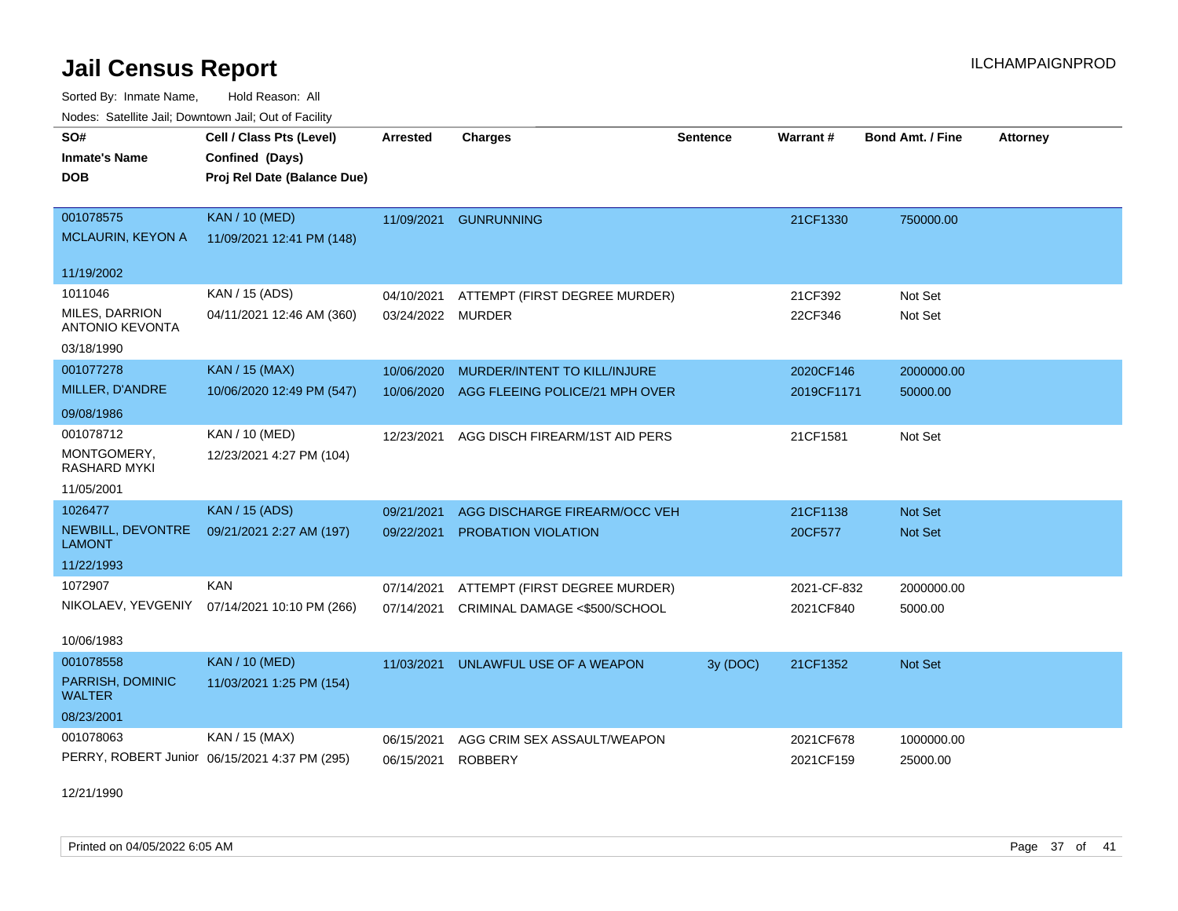# Jail Census Report

ILCHAMPAIGNPROD

Sorted By: Inmate Name, Hold Reason: All

Nodes: Satellite Jail; Downtown Jail; Out of Facility

| SO# / Inmate's Name / DOB | Cell / Class Pts (Level) / Confined (Days) / Proj Rel Date (Balance Due) | Arrested | Charges | Sentence | Warrant # | Bond Amt. / Fine | Attorney |
|---|---|---|---|---|---|---|---|
| 001078575<br>MCLAURIN, KEYON A<br>11/19/2002 | KAN / 10 (MED)<br>11/09/2021 12:41 PM (148) | 11/09/2021 | GUNRUNNING | | 21CF1330 | 750000.00 | |
| 1011046<br>MILES, DARRION ANTONIO KEVONTA<br>03/18/1990 | KAN / 15 (ADS)<br>04/11/2021 12:46 AM (360) | 04/10/2021<br>03/24/2022 | ATTEMPT (FIRST DEGREE MURDER)<br>MURDER | | 21CF392<br>22CF346 | Not Set<br>Not Set | |
| 001077278<br>MILLER, D'ANDRE<br>09/08/1986 | KAN / 15 (MAX)<br>10/06/2020 12:49 PM (547) | 10/06/2020<br>10/06/2020 | MURDER/INTENT TO KILL/INJURE<br>AGG FLEEING POLICE/21 MPH OVER | | 2020CF146<br>2019CF1171 | 2000000.00<br>50000.00 | |
| 001078712<br>MONTGOMERY, RASHARD MYKI<br>11/05/2001 | KAN / 10 (MED)<br>12/23/2021 4:27 PM (104) | 12/23/2021 | AGG DISCH FIREARM/1ST AID PERS | | 21CF1581 | Not Set | |
| 1026477<br>NEWBILL, DEVONTRE LAMONT<br>11/22/1993 | KAN / 15 (ADS)<br>09/21/2021 2:27 AM (197) | 09/21/2021<br>09/22/2021 | AGG DISCHARGE FIREARM/OCC VEH<br>PROBATION VIOLATION | | 21CF1138<br>20CF577 | Not Set<br>Not Set | |
| 1072907<br>NIKOLAEV, YEVGENIY<br>10/06/1983 | KAN<br>07/14/2021 10:10 PM (266) | 07/14/2021<br>07/14/2021 | ATTEMPT (FIRST DEGREE MURDER)<br>CRIMINAL DAMAGE <$500/SCHOOL | | 2021-CF-832<br>2021CF840 | 2000000.00<br>5000.00 | |
| 001078558<br>PARRISH, DOMINIC WALTER<br>08/23/2001 | KAN / 10 (MED)<br>11/03/2021 1:25 PM (154) | 11/03/2021 | UNLAWFUL USE OF A WEAPON | 3y (DOC) | 21CF1352 | Not Set | |
| 001078063<br>PERRY, ROBERT Junior<br>12/21/1990 | KAN / 15 (MAX)<br>06/15/2021 4:37 PM (295) | 06/15/2021<br>06/15/2021 | AGG CRIM SEX ASSAULT/WEAPON<br>ROBBERY | | 2021CF678<br>2021CF159 | 1000000.00<br>25000.00 | |

Printed on 04/05/2022 6:05 AM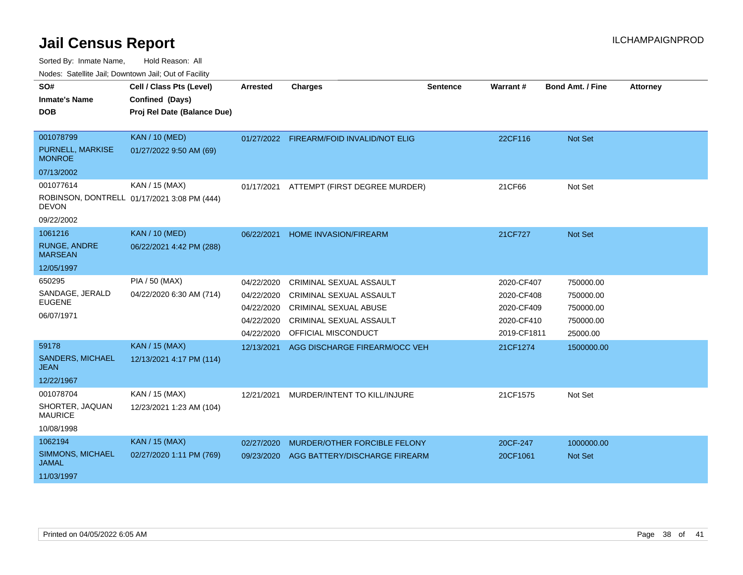# Jail Census Report

ILCHAMPAIGNPROD

Sorted By: Inmate Name, Hold Reason: All

Nodes: Satellite Jail; Downtown Jail; Out of Facility

| SO# / Inmate's Name / DOB | Cell / Class Pts (Level) / Confined (Days) / Proj Rel Date (Balance Due) | Arrested | Charges | Sentence | Warrant # | Bond Amt. / Fine | Attorney |
|---|---|---|---|---|---|---|---|
| 001078799<br>PURNELL, MARKISE MONROE<br>07/13/2002 | KAN / 10 (MED)<br>01/27/2022 9:50 AM (69) | 01/27/2022 | FIREARM/FOID INVALID/NOT ELIG | | 22CF116 | Not Set | |
| 001077614<br>ROBINSON, DONTRELL DEVON<br>09/22/2002 | KAN / 15 (MAX)<br>01/17/2021 3:08 PM (444) | 01/17/2021 | ATTEMPT (FIRST DEGREE MURDER) | | 21CF66 | Not Set | |
| 1061216<br>RUNGE, ANDRE MARSEAN<br>12/05/1997 | KAN / 10 (MED)<br>06/22/2021 4:42 PM (288) | 06/22/2021 | HOME INVASION/FIREARM | | 21CF727 | Not Set | |
| 650295<br>SANDAGE, JERALD EUGENE<br>06/07/1971 | PIA / 50 (MAX)<br>04/22/2020 6:30 AM (714) | 04/22/2020 | CRIMINAL SEXUAL ASSAULT | | 2020-CF407 | 750000.00 | |
| | | 04/22/2020 | CRIMINAL SEXUAL ASSAULT | | 2020-CF408 | 750000.00 | |
| | | 04/22/2020 | CRIMINAL SEXUAL ABUSE | | 2020-CF409 | 750000.00 | |
| | | 04/22/2020 | CRIMINAL SEXUAL ASSAULT | | 2020-CF410 | 750000.00 | |
| | | 04/22/2020 | OFFICIAL MISCONDUCT | | 2019-CF1811 | 25000.00 | |
| 59178<br>SANDERS, MICHAEL JEAN<br>12/22/1967 | KAN / 15 (MAX)<br>12/13/2021 4:17 PM (114) | 12/13/2021 | AGG DISCHARGE FIREARM/OCC VEH | | 21CF1274 | 1500000.00 | |
| 001078704<br>SHORTER, JAQUAN MAURICE<br>10/08/1998 | KAN / 15 (MAX)<br>12/23/2021 1:23 AM (104) | 12/21/2021 | MURDER/INTENT TO KILL/INJURE | | 21CF1575 | Not Set | |
| 1062194<br>SIMMONS, MICHAEL JAMAL<br>11/03/1997 | KAN / 15 (MAX)<br>02/27/2020 1:11 PM (769) | 02/27/2020 | MURDER/OTHER FORCIBLE FELONY | | 20CF-247 | 1000000.00 | |
| | | 09/23/2020 | AGG BATTERY/DISCHARGE FIREARM | | 20CF1061 | Not Set | |

Printed on 04/05/2022 6:05 AM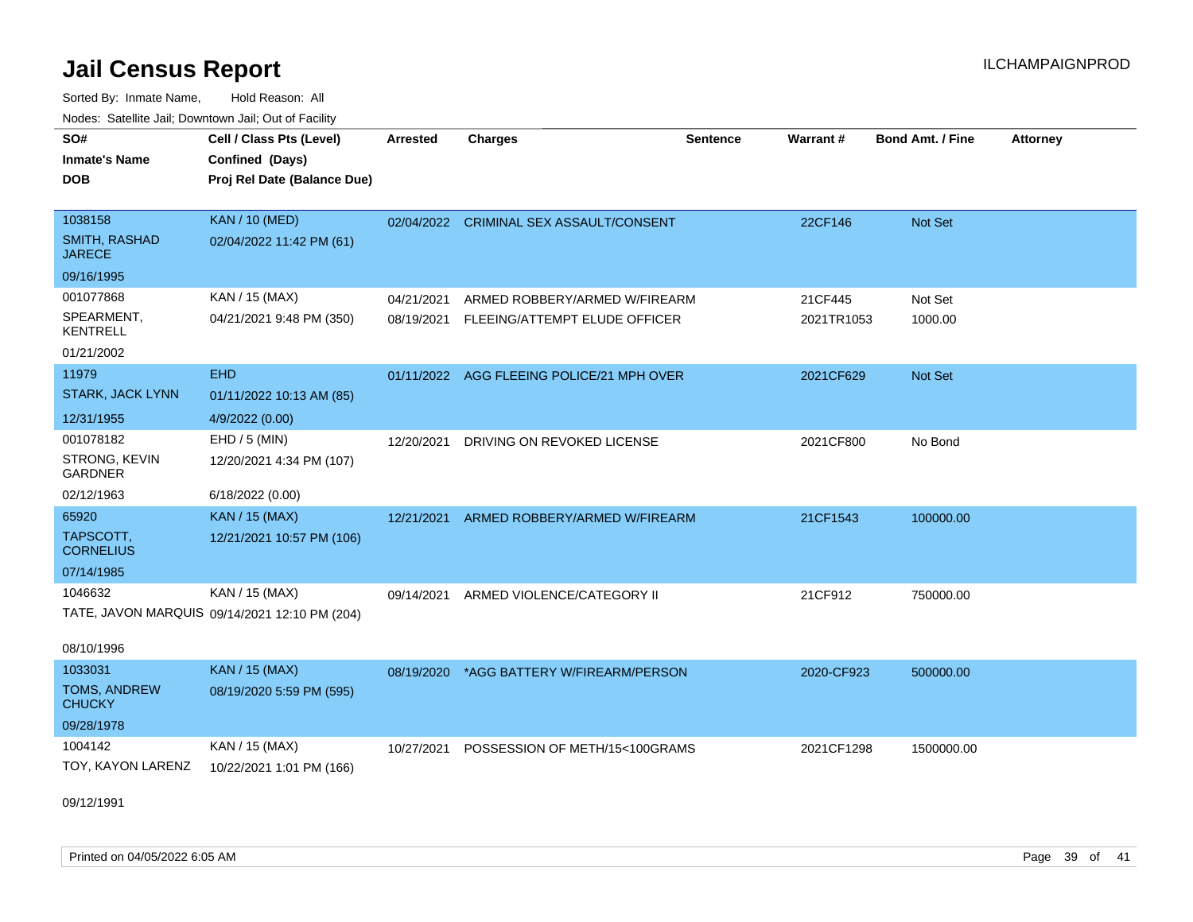# Jail Census Report

Sorted By: Inmate Name, Hold Reason: All

Nodes: Satellite Jail; Downtown Jail; Out of Facility

| SO# / Inmate's Name / DOB | Cell / Class Pts (Level) / Confined (Days) / Proj Rel Date (Balance Due) | Arrested | Charges | Sentence | Warrant # | Bond Amt. / Fine | Attorney |
|---|---|---|---|---|---|---|---|
| 1038158<br>SMITH, RASHAD JARECE<br>09/16/1995 | KAN / 10 (MED)<br>02/04/2022 11:42 PM (61) | 02/04/2022 | CRIMINAL SEX ASSAULT/CONSENT | | 22CF146 | Not Set | |
| 001077868<br>SPEARMENT, KENTRELL<br>01/21/2002 | KAN / 15 (MAX)<br>04/21/2021 9:48 PM (350) | 04/21/2021 | ARMED ROBBERY/ARMED W/FIREARM | | 21CF445 | Not Set | |
| | | 08/19/2021 | FLEEING/ATTEMPT ELUDE OFFICER | | 2021TR1053 | 1000.00 | |
| 11979<br>STARK, JACK LYNN<br>12/31/1955 | EHD<br>01/11/2022 10:13 AM (85)<br>4/9/2022 (0.00) | 01/11/2022 | AGG FLEEING POLICE/21 MPH OVER | | 2021CF629 | Not Set | |
| 001078182<br>STRONG, KEVIN GARDNER<br>02/12/1963 | EHD / 5 (MIN)<br>12/20/2021 4:34 PM (107)<br>6/18/2022 (0.00) | 12/20/2021 | DRIVING ON REVOKED LICENSE | | 2021CF800 | No Bond | |
| 65920<br>TAPSCOTT, CORNELIUS<br>07/14/1985 | KAN / 15 (MAX)<br>12/21/2021 10:57 PM (106) | 12/21/2021 | ARMED ROBBERY/ARMED W/FIREARM | | 21CF1543 | 100000.00 | |
| 1046632<br>TATE, JAVON MARQUIS<br>08/10/1996 | KAN / 15 (MAX)<br>09/14/2021 12:10 PM (204) | 09/14/2021 | ARMED VIOLENCE/CATEGORY II | | 21CF912 | 750000.00 | |
| 1033031<br>TOMS, ANDREW CHUCKY<br>09/28/1978 | KAN / 15 (MAX)<br>08/19/2020 5:59 PM (595) | 08/19/2020 | *AGG BATTERY W/FIREARM/PERSON | | 2020-CF923 | 500000.00 | |
| 1004142<br>TOY, KAYON LARENZ<br>09/12/1991 | KAN / 15 (MAX)<br>10/22/2021 1:01 PM (166) | 10/27/2021 | POSSESSION OF METH/15<100GRAMS | | 2021CF1298 | 1500000.00 | |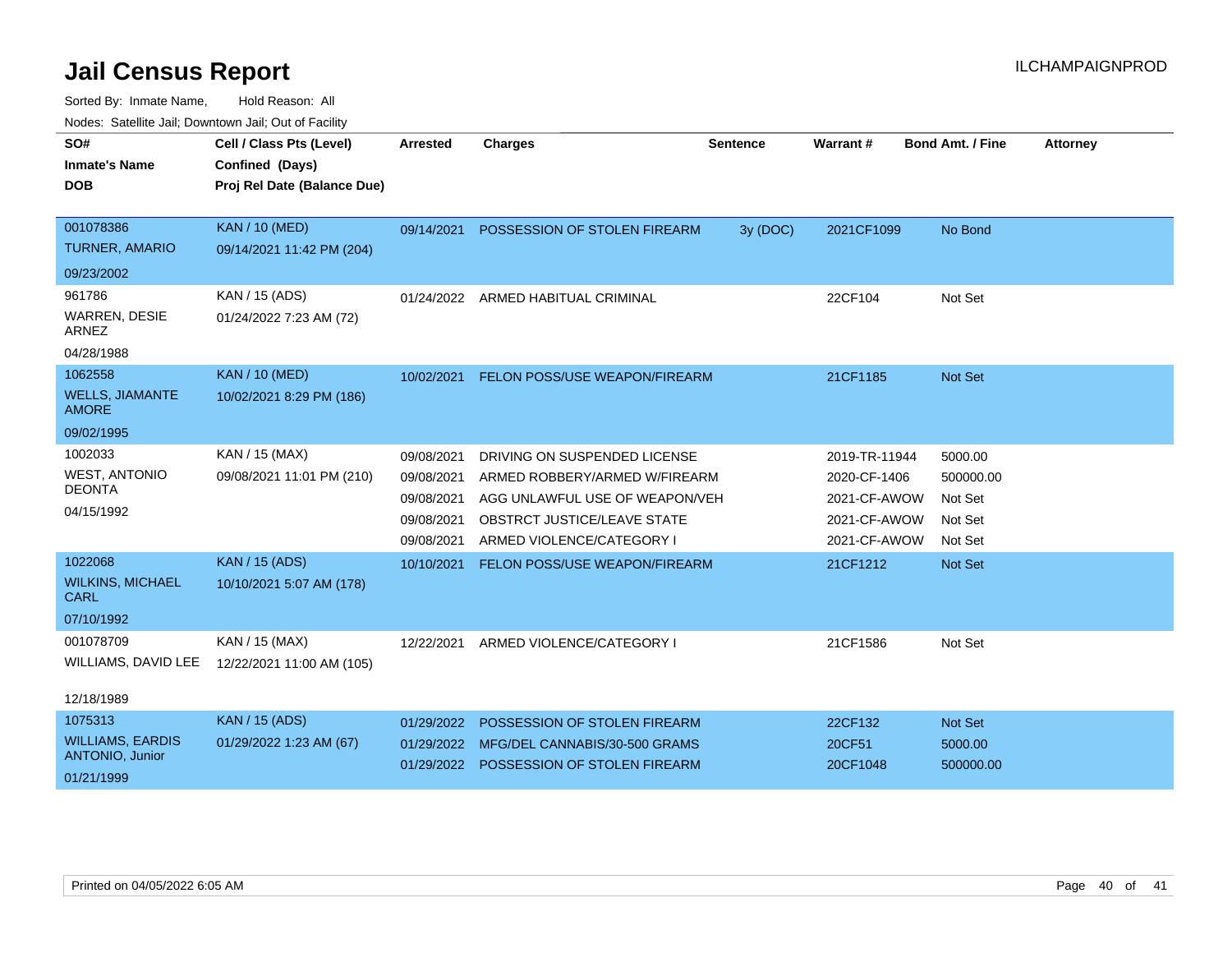# Jail Census Report

ILCHAMPAIGNPROD

Sorted By: Inmate Name, Hold Reason: All

Nodes: Satellite Jail; Downtown Jail; Out of Facility

| SO# / Inmate's Name / DOB | Cell / Class Pts (Level) / Confined (Days) / Proj Rel Date (Balance Due) | Arrested | Charges | Sentence | Warrant # | Bond Amt. / Fine | Attorney |
|---|---|---|---|---|---|---|---|
| 001078386<br>TURNER, AMARIO<br>09/23/2002 | KAN / 10 (MED)<br>09/14/2021 11:42 PM (204) | 09/14/2021 | POSSESSION OF STOLEN FIREARM | 3y (DOC) | 2021CF1099 | No Bond | |
| 961786<br>WARREN, DESIE ARNEZ<br>04/28/1988 | KAN / 15 (ADS)<br>01/24/2022 7:23 AM (72) | 01/24/2022 | ARMED HABITUAL CRIMINAL | | 22CF104 | Not Set | |
| 1062558<br>WELLS, JIAMANTE AMORE<br>09/02/1995 | KAN / 10 (MED)<br>10/02/2021 8:29 PM (186) | 10/02/2021 | FELON POSS/USE WEAPON/FIREARM | | 21CF1185 | Not Set | |
| 1002033<br>WEST, ANTONIO DEONTA<br>04/15/1992 | KAN / 15 (MAX)<br>09/08/2021 11:01 PM (210) | 09/08/2021 | DRIVING ON SUSPENDED LICENSE | | 2019-TR-11944 | 5000.00 | |
| | | 09/08/2021 | ARMED ROBBERY/ARMED W/FIREARM | | 2020-CF-1406 | 500000.00 | |
| | | 09/08/2021 | AGG UNLAWFUL USE OF WEAPON/VEH | | 2021-CF-AWOW | Not Set | |
| | | 09/08/2021 | OBSTRCT JUSTICE/LEAVE STATE | | 2021-CF-AWOW | Not Set | |
| | | 09/08/2021 | ARMED VIOLENCE/CATEGORY I | | 2021-CF-AWOW | Not Set | |
| 1022068<br>WILKINS, MICHAEL CARL<br>07/10/1992 | KAN / 15 (ADS)<br>10/10/2021 5:07 AM (178) | 10/10/2021 | FELON POSS/USE WEAPON/FIREARM | | 21CF1212 | Not Set | |
| 001078709<br>WILLIAMS, DAVID LEE<br>12/18/1989 | KAN / 15 (MAX)<br>12/22/2021 11:00 AM (105) | 12/22/2021 | ARMED VIOLENCE/CATEGORY I | | 21CF1586 | Not Set | |
| 1075313<br>WILLIAMS, EARDIS ANTONIO, Junior<br>01/21/1999 | KAN / 15 (ADS)<br>01/29/2022 1:23 AM (67) | 01/29/2022 | POSSESSION OF STOLEN FIREARM | | 22CF132 | Not Set | |
| | | 01/29/2022 | MFG/DEL CANNABIS/30-500 GRAMS | | 20CF51 | 5000.00 | |
| | | 01/29/2022 | POSSESSION OF STOLEN FIREARM | | 20CF1048 | 500000.00 | |

Printed on 04/05/2022 6:05 AM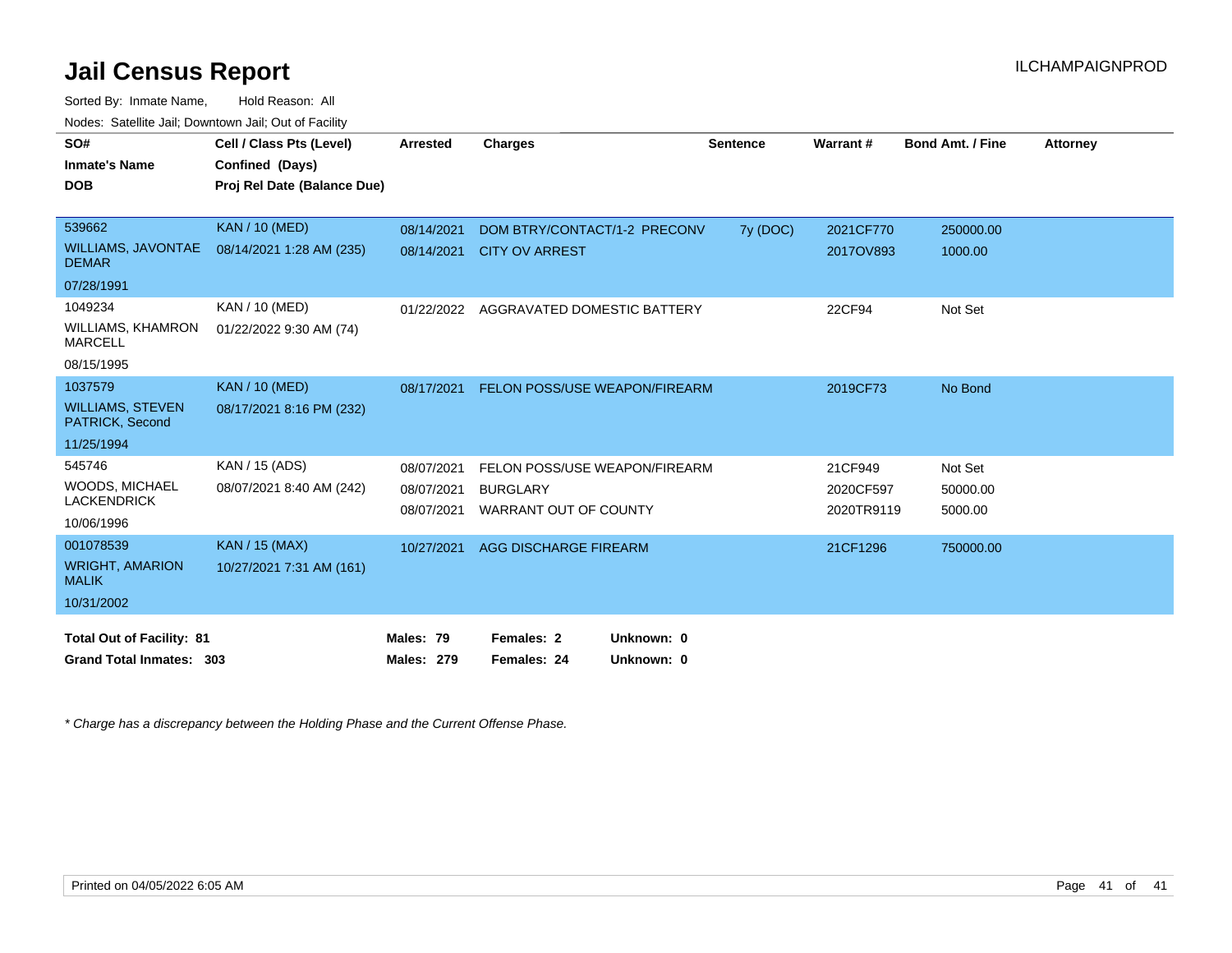# Jail Census Report

ILCHAMPAIGNPROD

Sorted By: Inmate Name, Hold Reason: All

Nodes: Satellite Jail; Downtown Jail; Out of Facility

| SO# / Inmate's Name / DOB | Cell / Class Pts (Level) / Confined (Days) / Proj Rel Date (Balance Due) | Arrested | Charges | Sentence | Warrant # | Bond Amt. / Fine | Attorney |
|---|---|---|---|---|---|---|---|
| 539662<br>WILLIAMS, JAVONTAE DEMAR<br>07/28/1991 | KAN / 10 (MED)<br>08/14/2021 1:28 AM (235) | 08/14/2021<br>08/14/2021 | DOM BTRY/CONTACT/1-2 PRECONV<br>CITY OV ARREST | 7y (DOC) | 2021CF770<br>2017OV893 | 250000.00<br>1000.00 | |
| 1049234<br>WILLIAMS, KHAMRON MARCELL<br>08/15/1995 | KAN / 10 (MED)<br>01/22/2022 9:30 AM (74) | 01/22/2022 | AGGRAVATED DOMESTIC BATTERY | | 22CF94 | Not Set | |
| 1037579<br>WILLIAMS, STEVEN PATRICK, Second<br>11/25/1994 | KAN / 10 (MED)<br>08/17/2021 8:16 PM (232) | 08/17/2021 | FELON POSS/USE WEAPON/FIREARM | | 2019CF73 | No Bond | |
| 545746<br>WOODS, MICHAEL LACKENDRICK<br>10/06/1996 | KAN / 15 (ADS)<br>08/07/2021 8:40 AM (242) | 08/07/2021<br>08/07/2021<br>08/07/2021 | FELON POSS/USE WEAPON/FIREARM<br>BURGLARY<br>WARRANT OUT OF COUNTY | | 21CF949<br>2020CF597<br>2020TR9119 | Not Set<br>50000.00<br>5000.00 | |
| 001078539<br>WRIGHT, AMARION MALIK<br>10/31/2002 | KAN / 15 (MAX)<br>10/27/2021 7:31 AM (161) | 10/27/2021 | AGG DISCHARGE FIREARM | | 21CF1296 | 750000.00 | |

**Total Out of Facility: 81** **Males: 79** **Females: 2** **Unknown: 0**

**Grand Total Inmates: 303** **Males: 279** **Females: 24** **Unknown: 0**

*\* Charge has a discrepancy between the Holding Phase and the Current Offense Phase.*

Printed on 04/05/2022 6:05 AM